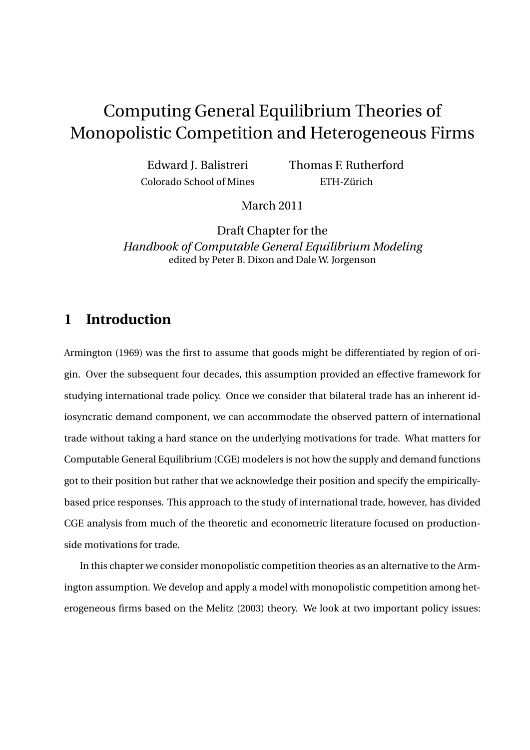# Computing General Equilibrium Theories of Monopolistic Competition and Heterogeneous Firms

Edward J. Balistreri
Colorado School of Mines

Thomas F. Rutherford
ETH-Zürich

March 2011

Draft Chapter for the
*Handbook of Computable General Equilibrium Modeling*
edited by Peter B. Dixon and Dale W. Jorgenson

## 1 Introduction

Armington (1969) was the first to assume that goods might be differentiated by region of origin. Over the subsequent four decades, this assumption provided an effective framework for studying international trade policy. Once we consider that bilateral trade has an inherent idiosyncratic demand component, we can accommodate the observed pattern of international trade without taking a hard stance on the underlying motivations for trade. What matters for Computable General Equilibrium (CGE) modelers is not how the supply and demand functions got to their position but rather that we acknowledge their position and specify the empirically-based price responses. This approach to the study of international trade, however, has divided CGE analysis from much of the theoretic and econometric literature focused on production-side motivations for trade.

In this chapter we consider monopolistic competition theories as an alternative to the Armington assumption. We develop and apply a model with monopolistic competition among heterogeneous firms based on the Melitz (2003) theory. We look at two important policy issues: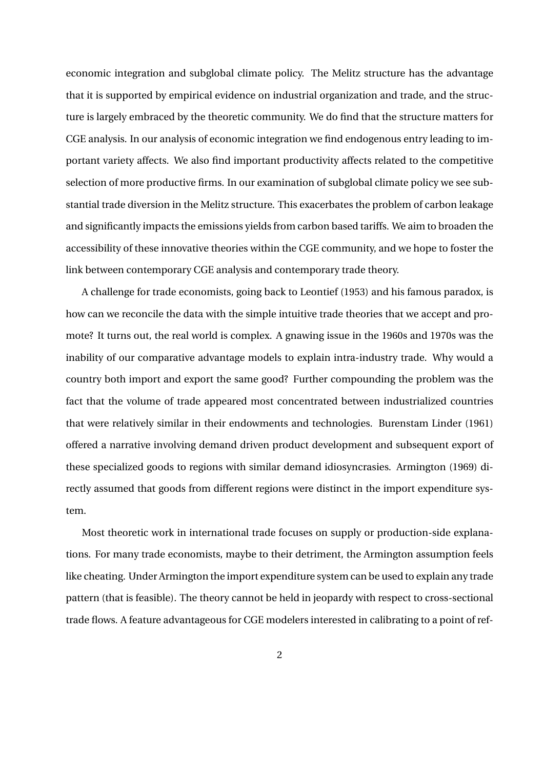economic integration and subglobal climate policy. The Melitz structure has the advantage that it is supported by empirical evidence on industrial organization and trade, and the structure is largely embraced by the theoretic community. We do find that the structure matters for CGE analysis. In our analysis of economic integration we find endogenous entry leading to important variety affects. We also find important productivity affects related to the competitive selection of more productive firms. In our examination of subglobal climate policy we see substantial trade diversion in the Melitz structure. This exacerbates the problem of carbon leakage and significantly impacts the emissions yields from carbon based tariffs. We aim to broaden the accessibility of these innovative theories within the CGE community, and we hope to foster the link between contemporary CGE analysis and contemporary trade theory.

A challenge for trade economists, going back to Leontief (1953) and his famous paradox, is how can we reconcile the data with the simple intuitive trade theories that we accept and promote? It turns out, the real world is complex. A gnawing issue in the 1960s and 1970s was the inability of our comparative advantage models to explain intra-industry trade. Why would a country both import and export the same good? Further compounding the problem was the fact that the volume of trade appeared most concentrated between industrialized countries that were relatively similar in their endowments and technologies. Burenstam Linder (1961) offered a narrative involving demand driven product development and subsequent export of these specialized goods to regions with similar demand idiosyncrasies. Armington (1969) directly assumed that goods from different regions were distinct in the import expenditure system.

Most theoretic work in international trade focuses on supply or production-side explanations. For many trade economists, maybe to their detriment, the Armington assumption feels like cheating. Under Armington the import expenditure system can be used to explain any trade pattern (that is feasible). The theory cannot be held in jeopardy with respect to cross-sectional trade flows. A feature advantageous for CGE modelers interested in calibrating to a point of ref-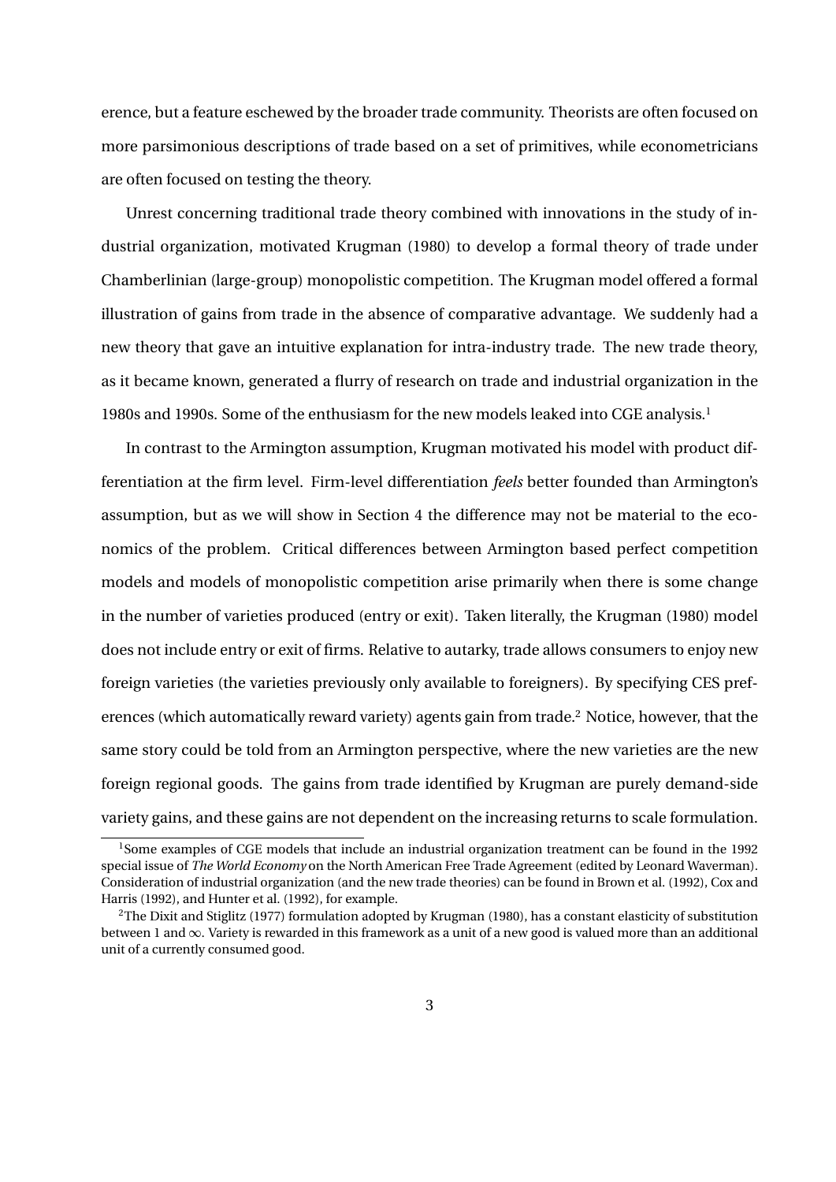erence, but a feature eschewed by the broader trade community. Theorists are often focused on more parsimonious descriptions of trade based on a set of primitives, while econometricians are often focused on testing the theory.

Unrest concerning traditional trade theory combined with innovations in the study of industrial organization, motivated Krugman (1980) to develop a formal theory of trade under Chamberlinian (large-group) monopolistic competition. The Krugman model offered a formal illustration of gains from trade in the absence of comparative advantage. We suddenly had a new theory that gave an intuitive explanation for intra-industry trade. The new trade theory, as it became known, generated a flurry of research on trade and industrial organization in the 1980s and 1990s. Some of the enthusiasm for the new models leaked into CGE analysis.[1]

In contrast to the Armington assumption, Krugman motivated his model with product differentiation at the firm level. Firm-level differentiation *feels* better founded than Armington's assumption, but as we will show in Section 4 the difference may not be material to the economics of the problem. Critical differences between Armington based perfect competition models and models of monopolistic competition arise primarily when there is some change in the number of varieties produced (entry or exit). Taken literally, the Krugman (1980) model does not include entry or exit of firms. Relative to autarky, trade allows consumers to enjoy new foreign varieties (the varieties previously only available to foreigners). By specifying CES preferences (which automatically reward variety) agents gain from trade.[2] Notice, however, that the same story could be told from an Armington perspective, where the new varieties are the new foreign regional goods. The gains from trade identified by Krugman are purely demand-side variety gains, and these gains are not dependent on the increasing returns to scale formulation.

[1] Some examples of CGE models that include an industrial organization treatment can be found in the 1992 special issue of *The World Economy* on the North American Free Trade Agreement (edited by Leonard Waverman). Consideration of industrial organization (and the new trade theories) can be found in Brown et al. (1992), Cox and Harris (1992), and Hunter et al. (1992), for example.

[2] The Dixit and Stiglitz (1977) formulation adopted by Krugman (1980), has a constant elasticity of substitution between 1 and $\infty$. Variety is rewarded in this framework as a unit of a new good is valued more than an additional unit of a currently consumed good.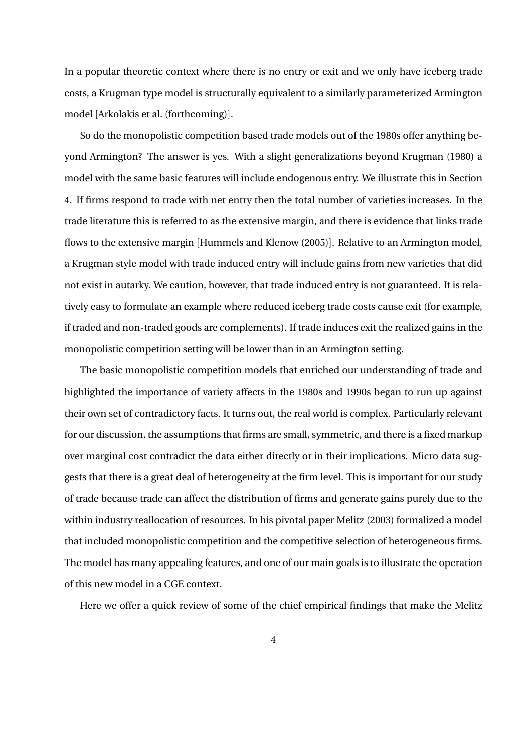In a popular theoretic context where there is no entry or exit and we only have iceberg trade costs, a Krugman type model is structurally equivalent to a similarly parameterized Armington model [Arkolakis et al. (forthcoming)].

So do the monopolistic competition based trade models out of the 1980s offer anything beyond Armington? The answer is yes. With a slight generalizations beyond Krugman (1980) a model with the same basic features will include endogenous entry. We illustrate this in Section 4. If firms respond to trade with net entry then the total number of varieties increases. In the trade literature this is referred to as the extensive margin, and there is evidence that links trade flows to the extensive margin [Hummels and Klenow (2005)]. Relative to an Armington model, a Krugman style model with trade induced entry will include gains from new varieties that did not exist in autarky. We caution, however, that trade induced entry is not guaranteed. It is relatively easy to formulate an example where reduced iceberg trade costs cause exit (for example, if traded and non-traded goods are complements). If trade induces exit the realized gains in the monopolistic competition setting will be lower than in an Armington setting.

The basic monopolistic competition models that enriched our understanding of trade and highlighted the importance of variety affects in the 1980s and 1990s began to run up against their own set of contradictory facts. It turns out, the real world is complex. Particularly relevant for our discussion, the assumptions that firms are small, symmetric, and there is a fixed markup over marginal cost contradict the data either directly or in their implications. Micro data suggests that there is a great deal of heterogeneity at the firm level. This is important for our study of trade because trade can affect the distribution of firms and generate gains purely due to the within industry reallocation of resources. In his pivotal paper Melitz (2003) formalized a model that included monopolistic competition and the competitive selection of heterogeneous firms. The model has many appealing features, and one of our main goals is to illustrate the operation of this new model in a CGE context.

Here we offer a quick review of some of the chief empirical findings that make the Melitz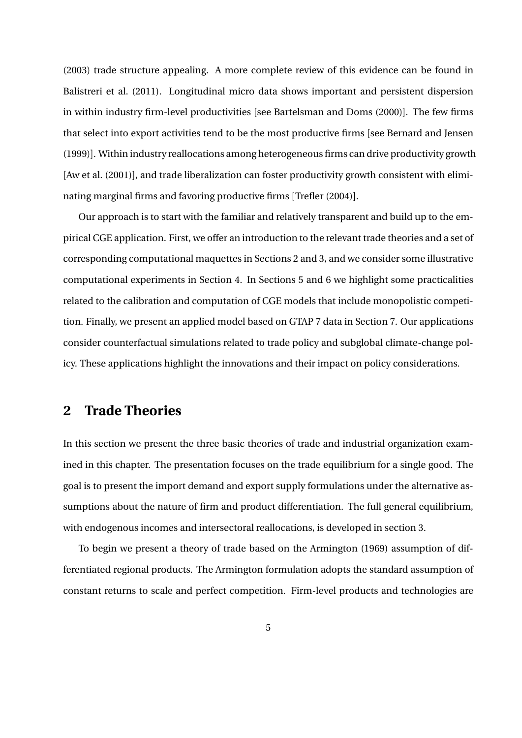(2003) trade structure appealing. A more complete review of this evidence can be found in Balistreri et al. (2011). Longitudinal micro data shows important and persistent dispersion in within industry firm-level productivities [see Bartelsman and Doms (2000)]. The few firms that select into export activities tend to be the most productive firms [see Bernard and Jensen (1999)]. Within industry reallocations among heterogeneous firms can drive productivity growth [Aw et al. (2001)], and trade liberalization can foster productivity growth consistent with eliminating marginal firms and favoring productive firms [Trefler (2004)].

Our approach is to start with the familiar and relatively transparent and build up to the empirical CGE application. First, we offer an introduction to the relevant trade theories and a set of corresponding computational maquettes in Sections 2 and 3, and we consider some illustrative computational experiments in Section 4. In Sections 5 and 6 we highlight some practicalities related to the calibration and computation of CGE models that include monopolistic competition. Finally, we present an applied model based on GTAP 7 data in Section 7. Our applications consider counterfactual simulations related to trade policy and subglobal climate-change policy. These applications highlight the innovations and their impact on policy considerations.

## 2 Trade Theories

In this section we present the three basic theories of trade and industrial organization examined in this chapter. The presentation focuses on the trade equilibrium for a single good. The goal is to present the import demand and export supply formulations under the alternative assumptions about the nature of firm and product differentiation. The full general equilibrium, with endogenous incomes and intersectoral reallocations, is developed in section 3.

To begin we present a theory of trade based on the Armington (1969) assumption of differentiated regional products. The Armington formulation adopts the standard assumption of constant returns to scale and perfect competition. Firm-level products and technologies are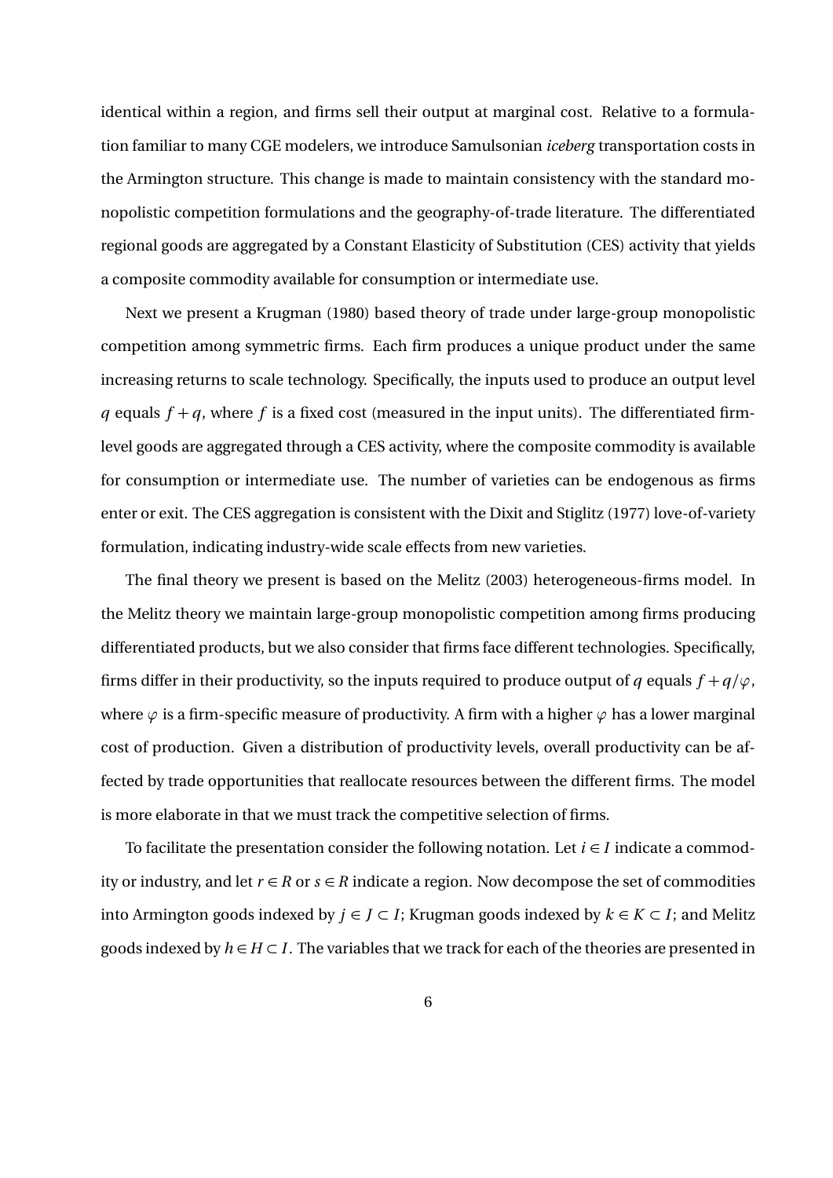identical within a region, and firms sell their output at marginal cost. Relative to a formulation familiar to many CGE modelers, we introduce Samulsonian *iceberg* transportation costs in the Armington structure. This change is made to maintain consistency with the standard monopolistic competition formulations and the geography-of-trade literature. The differentiated regional goods are aggregated by a Constant Elasticity of Substitution (CES) activity that yields a composite commodity available for consumption or intermediate use.

Next we present a Krugman (1980) based theory of trade under large-group monopolistic competition among symmetric firms. Each firm produces a unique product under the same increasing returns to scale technology. Specifically, the inputs used to produce an output level $q$ equals $f + q$, where $f$ is a fixed cost (measured in the input units). The differentiated firm-level goods are aggregated through a CES activity, where the composite commodity is available for consumption or intermediate use. The number of varieties can be endogenous as firms enter or exit. The CES aggregation is consistent with the Dixit and Stiglitz (1977) love-of-variety formulation, indicating industry-wide scale effects from new varieties.

The final theory we present is based on the Melitz (2003) heterogeneous-firms model. In the Melitz theory we maintain large-group monopolistic competition among firms producing differentiated products, but we also consider that firms face different technologies. Specifically, firms differ in their productivity, so the inputs required to produce output of $q$ equals $f + q/\varphi$, where $\varphi$ is a firm-specific measure of productivity. A firm with a higher $\varphi$ has a lower marginal cost of production. Given a distribution of productivity levels, overall productivity can be affected by trade opportunities that reallocate resources between the different firms. The model is more elaborate in that we must track the competitive selection of firms.

To facilitate the presentation consider the following notation. Let $i \in I$ indicate a commodity or industry, and let $r \in R$ or $s \in R$ indicate a region. Now decompose the set of commodities into Armington goods indexed by $j \in J \subset I$; Krugman goods indexed by $k \in K \subset I$; and Melitz goods indexed by $h \in H \subset I$. The variables that we track for each of the theories are presented in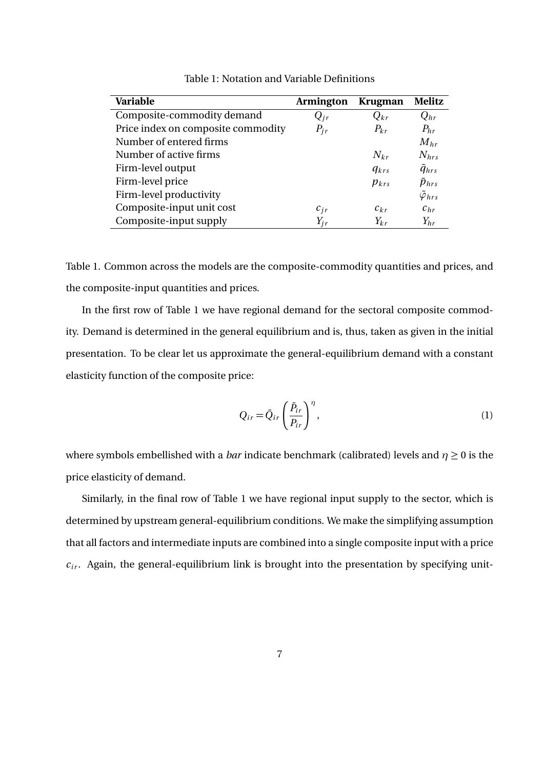Table 1: Notation and Variable Definitions

| Variable | Armington | Krugman | Melitz |
|---|---|---|---|
| Composite-commodity demand | $Q_{jr}$ | $Q_{kr}$ | $Q_{hr}$ |
| Price index on composite commodity | $P_{jr}$ | $P_{kr}$ | $P_{hr}$ |
| Number of entered firms | | | $M_{hr}$ |
| Number of active firms | | $N_{kr}$ | $N_{hrs}$ |
| Firm-level output | | $q_{krs}$ | $\tilde{q}_{hrs}$ |
| Firm-level price | | $p_{krs}$ | $\tilde{p}_{hrs}$ |
| Firm-level productivity | | | $\tilde{\varphi}_{hrs}$ |
| Composite-input unit cost | $c_{jr}$ | $c_{kr}$ | $c_{hr}$ |
| Composite-input supply | $Y_{jr}$ | $Y_{kr}$ | $Y_{hr}$ |

Table 1. Common across the models are the composite-commodity quantities and prices, and the composite-input quantities and prices.

In the first row of Table 1 we have regional demand for the sectoral composite commodity. Demand is determined in the general equilibrium and is, thus, taken as given in the initial presentation. To be clear let us approximate the general-equilibrium demand with a constant elasticity function of the composite price:

$$Q_{ir} = \bar{Q}_{ir} \left( \frac{\bar{P}_{ir}}{P_{ir}} \right)^{\eta}, \tag{1}$$

where symbols embellished with a *bar* indicate benchmark (calibrated) levels and $\eta \geq 0$ is the price elasticity of demand.

Similarly, in the final row of Table 1 we have regional input supply to the sector, which is determined by upstream general-equilibrium conditions. We make the simplifying assumption that all factors and intermediate inputs are combined into a single composite input with a price $c_{ir}$. Again, the general-equilibrium link is brought into the presentation by specifying unit-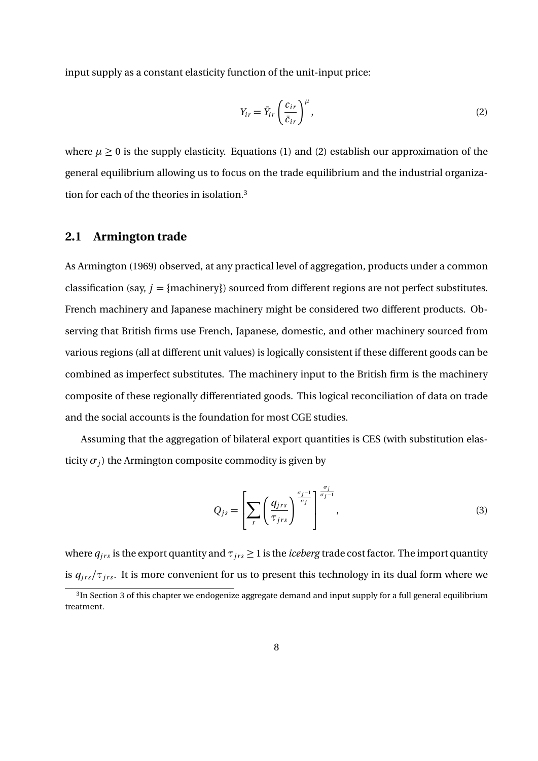input supply as a constant elasticity function of the unit-input price:

$$Y_{ir} = \bar{Y}_{ir} \left( \frac{c_{ir}}{\bar{c}_{ir}} \right)^{\mu}, \tag{2}$$

where $\mu \geq 0$ is the supply elasticity. Equations (1) and (2) establish our approximation of the general equilibrium allowing us to focus on the trade equilibrium and the industrial organization for each of the theories in isolation.[3]

## 2.1 Armington trade

As Armington (1969) observed, at any practical level of aggregation, products under a common classification (say, $j = \{\text{machinery}\}$) sourced from different regions are not perfect substitutes. French machinery and Japanese machinery might be considered two different products. Observing that British firms use French, Japanese, domestic, and other machinery sourced from various regions (all at different unit values) is logically consistent if these different goods can be combined as imperfect substitutes. The machinery input to the British firm is the machinery composite of these regionally differentiated goods. This logical reconciliation of data on trade and the social accounts is the foundation for most CGE studies.

Assuming that the aggregation of bilateral export quantities is CES (with substitution elasticity $\sigma_j$) the Armington composite commodity is given by

$$Q_{js} = \left[ \sum_r \left( \frac{q_{jrs}}{\tau_{jrs}} \right)^{\frac{\sigma_j - 1}{\sigma_j}} \right]^{\frac{\sigma_j}{\sigma_j - 1}}, \tag{3}$$

where $q_{jrs}$ is the export quantity and $\tau_{jrs} \geq 1$ is the *iceberg* trade cost factor. The import quantity is $q_{jrs}/\tau_{jrs}$. It is more convenient for us to present this technology in its dual form where we

[3] In Section 3 of this chapter we endogenize aggregate demand and input supply for a full general equilibrium treatment.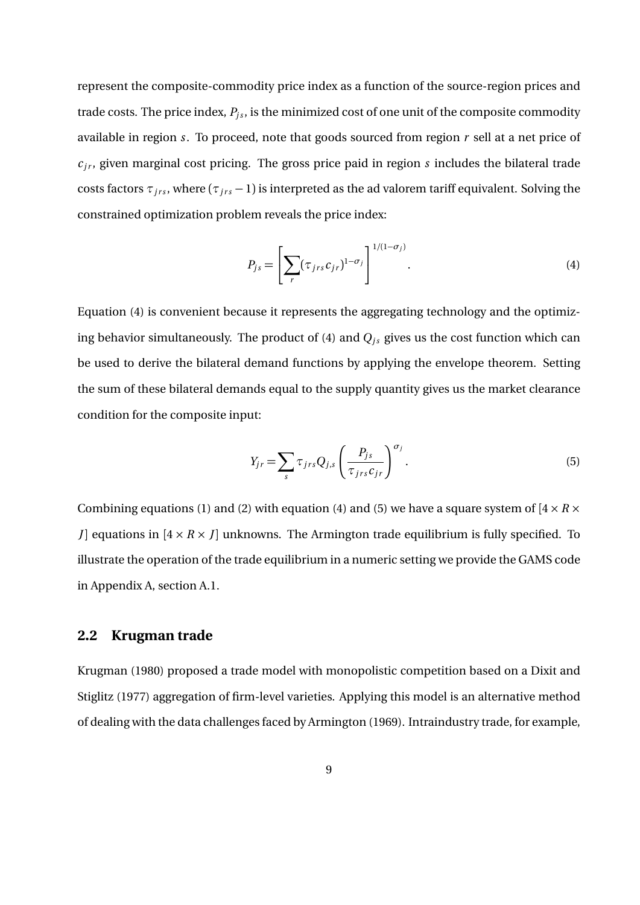represent the composite-commodity price index as a function of the source-region prices and trade costs. The price index, $P_{js}$, is the minimized cost of one unit of the composite commodity available in region $s$. To proceed, note that goods sourced from region $r$ sell at a net price of $c_{jr}$, given marginal cost pricing. The gross price paid in region $s$ includes the bilateral trade costs factors $\tau_{jrs}$, where $(\tau_{jrs} - 1)$ is interpreted as the ad valorem tariff equivalent. Solving the constrained optimization problem reveals the price index:

$$P_{js} = \left[ \sum_r (\tau_{jrs} c_{jr})^{1-\sigma_j} \right]^{1/(1-\sigma_j)}. \tag{4}$$

Equation (4) is convenient because it represents the aggregating technology and the optimizing behavior simultaneously. The product of (4) and $Q_{js}$ gives us the cost function which can be used to derive the bilateral demand functions by applying the envelope theorem. Setting the sum of these bilateral demands equal to the supply quantity gives us the market clearance condition for the composite input:

$$Y_{jr} = \sum_s \tau_{jrs} Q_{j,s} \left( \frac{P_{js}}{\tau_{jrs} c_{jr}} \right)^{\sigma_j}. \tag{5}$$

Combining equations (1) and (2) with equation (4) and (5) we have a square system of $[4 \times R \times J]$ equations in $[4 \times R \times J]$ unknowns. The Armington trade equilibrium is fully specified. To illustrate the operation of the trade equilibrium in a numeric setting we provide the GAMS code in Appendix A, section A.1.

## 2.2 Krugman trade

Krugman (1980) proposed a trade model with monopolistic competition based on a Dixit and Stiglitz (1977) aggregation of firm-level varieties. Applying this model is an alternative method of dealing with the data challenges faced by Armington (1969). Intraindustry trade, for example,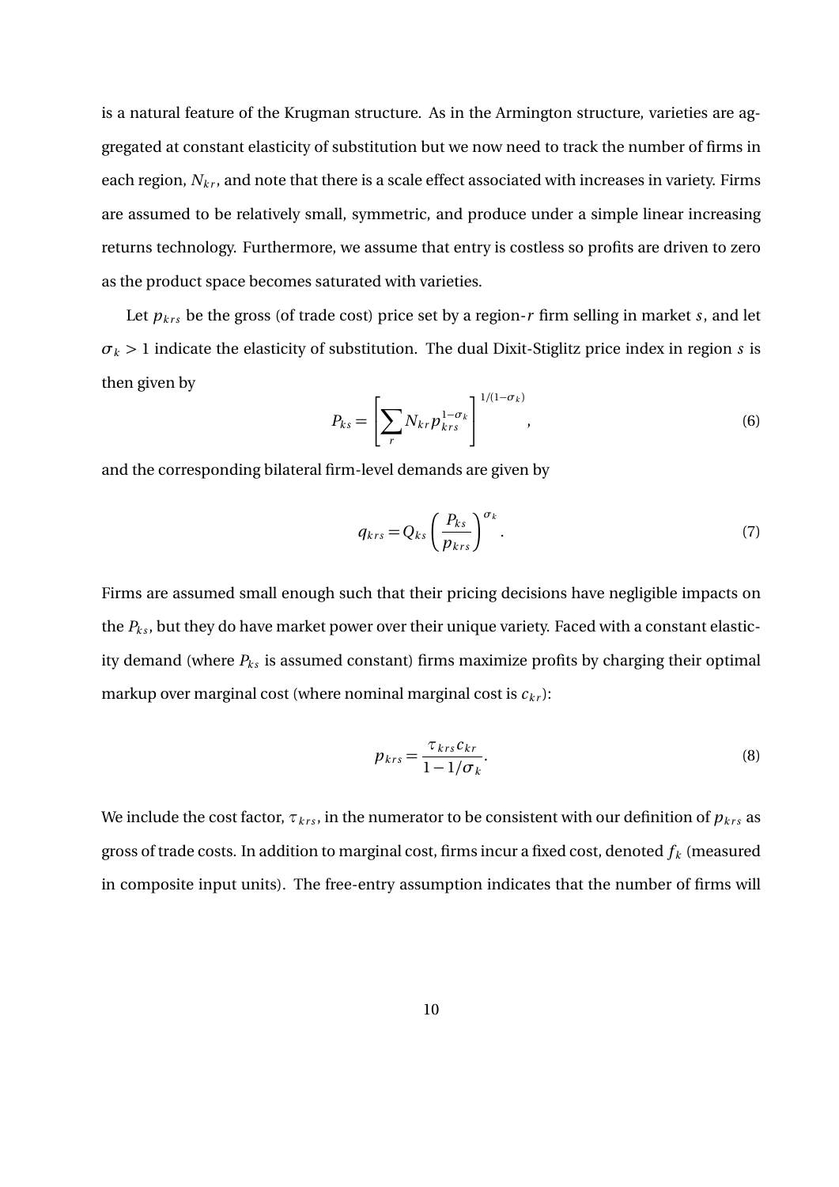is a natural feature of the Krugman structure. As in the Armington structure, varieties are aggregated at constant elasticity of substitution but we now need to track the number of firms in each region, $N_{kr}$, and note that there is a scale effect associated with increases in variety. Firms are assumed to be relatively small, symmetric, and produce under a simple linear increasing returns technology. Furthermore, we assume that entry is costless so profits are driven to zero as the product space becomes saturated with varieties.

Let $p_{krs}$ be the gross (of trade cost) price set by a region-$r$ firm selling in market $s$, and let $\sigma_k > 1$ indicate the elasticity of substitution. The dual Dixit-Stiglitz price index in region $s$ is then given by

$$P_{ks} = \left[ \sum_r N_{kr} p_{krs}^{1-\sigma_k} \right]^{1/(1-\sigma_k)}, \tag{6}$$

and the corresponding bilateral firm-level demands are given by

$$q_{krs} = Q_{ks} \left( \frac{P_{ks}}{p_{krs}} \right)^{\sigma_k}. \tag{7}$$

Firms are assumed small enough such that their pricing decisions have negligible impacts on the $P_{ks}$, but they do have market power over their unique variety. Faced with a constant elasticity demand (where $P_{ks}$ is assumed constant) firms maximize profits by charging their optimal markup over marginal cost (where nominal marginal cost is $c_{kr}$):

$$p_{krs} = \frac{\tau_{krs} c_{kr}}{1 - 1/\sigma_k}. \tag{8}$$

We include the cost factor, $\tau_{krs}$, in the numerator to be consistent with our definition of $p_{krs}$ as gross of trade costs. In addition to marginal cost, firms incur a fixed cost, denoted $f_k$ (measured in composite input units). The free-entry assumption indicates that the number of firms will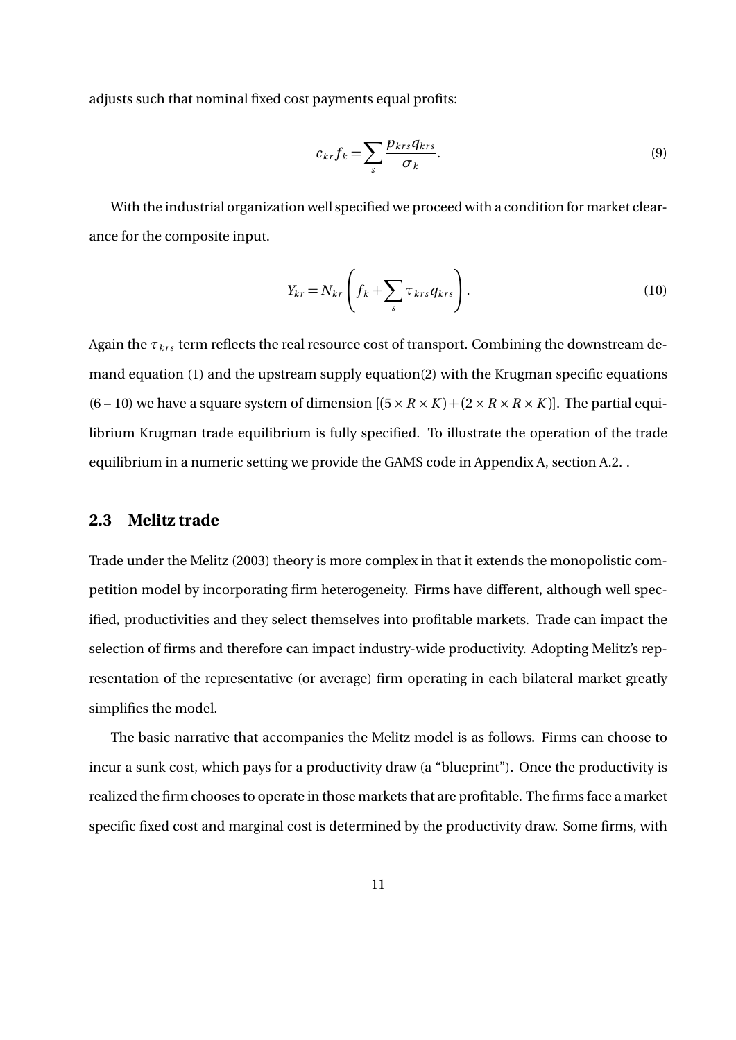adjusts such that nominal fixed cost payments equal profits:

$$c_{kr} f_k = \sum_s \frac{p_{krs} q_{krs}}{\sigma_k}. \tag{9}$$

With the industrial organization well specified we proceed with a condition for market clearance for the composite input.

$$Y_{kr} = N_{kr} \left( f_k + \sum_s \tau_{krs} q_{krs} \right). \tag{10}$$

Again the $\tau_{krs}$ term reflects the real resource cost of transport. Combining the downstream demand equation (1) and the upstream supply equation(2) with the Krugman specific equations (6 – 10) we have a square system of dimension $[(5 \times R \times K) + (2 \times R \times R \times K)]$. The partial equilibrium Krugman trade equilibrium is fully specified. To illustrate the operation of the trade equilibrium in a numeric setting we provide the GAMS code in Appendix A, section A.2. .

## 2.3 Melitz trade

Trade under the Melitz (2003) theory is more complex in that it extends the monopolistic competition model by incorporating firm heterogeneity. Firms have different, although well specified, productivities and they select themselves into profitable markets. Trade can impact the selection of firms and therefore can impact industry-wide productivity. Adopting Melitz's representation of the representative (or average) firm operating in each bilateral market greatly simplifies the model.

The basic narrative that accompanies the Melitz model is as follows. Firms can choose to incur a sunk cost, which pays for a productivity draw (a "blueprint"). Once the productivity is realized the firm chooses to operate in those markets that are profitable. The firms face a market specific fixed cost and marginal cost is determined by the productivity draw. Some firms, with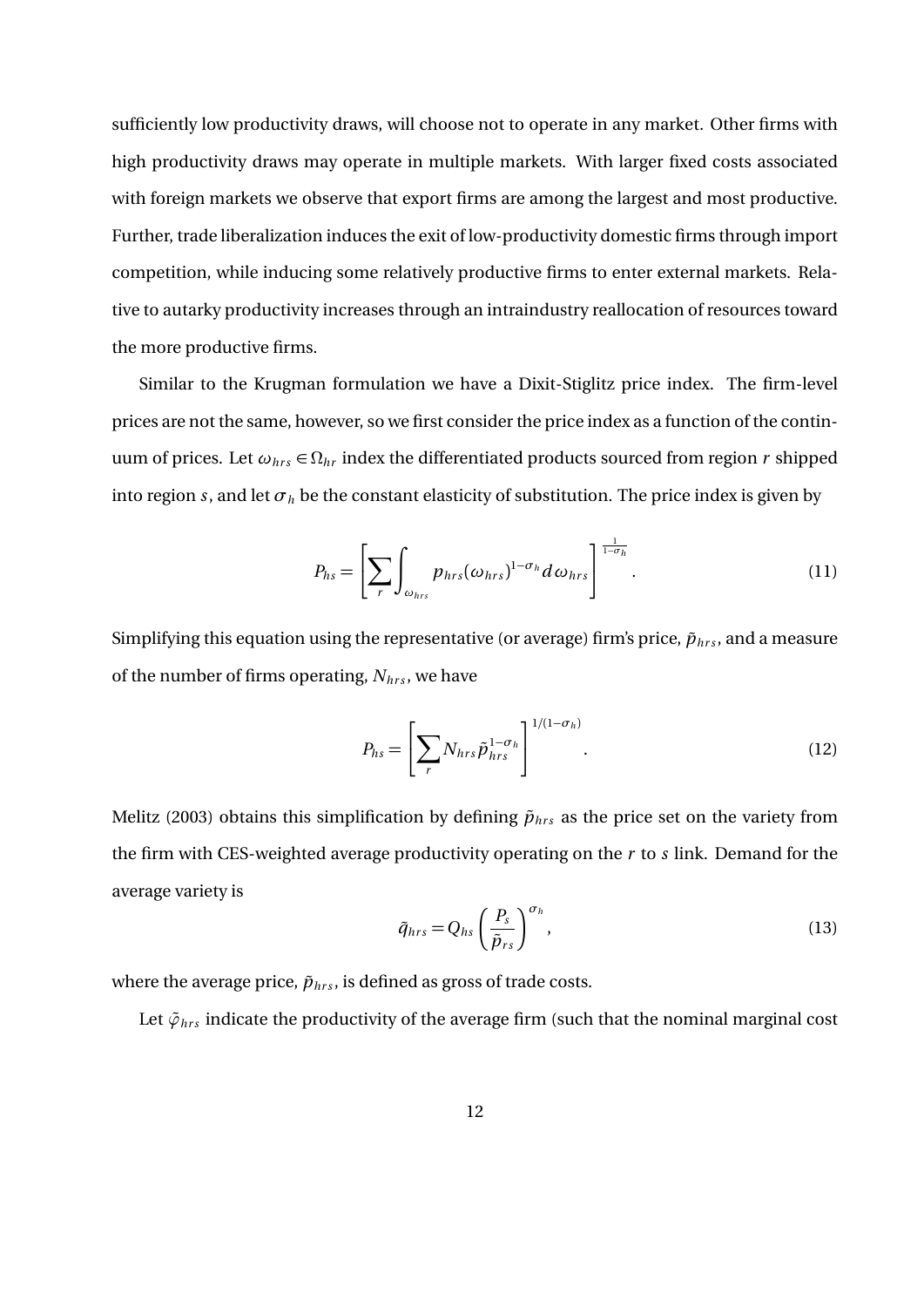sufficiently low productivity draws, will choose not to operate in any market. Other firms with high productivity draws may operate in multiple markets. With larger fixed costs associated with foreign markets we observe that export firms are among the largest and most productive. Further, trade liberalization induces the exit of low-productivity domestic firms through import competition, while inducing some relatively productive firms to enter external markets. Relative to autarky productivity increases through an intraindustry reallocation of resources toward the more productive firms.

Similar to the Krugman formulation we have a Dixit-Stiglitz price index. The firm-level prices are not the same, however, so we first consider the price index as a function of the continuum of prices. Let $\omega_{hrs} \in \Omega_{hr}$ index the differentiated products sourced from region $r$ shipped into region $s$, and let $\sigma_h$ be the constant elasticity of substitution. The price index is given by

$$P_{hs} = \left[ \sum_r \int_{\omega_{hrs}} p_{hrs}(\omega_{hrs})^{1-\sigma_h} d\omega_{hrs} \right]^{\frac{1}{1-\sigma_h}}. \tag{11}$$

Simplifying this equation using the representative (or average) firm's price, $\tilde{p}_{hrs}$, and a measure of the number of firms operating, $N_{hrs}$, we have

$$P_{hs} = \left[ \sum_r N_{hrs} \tilde{p}_{hrs}^{1-\sigma_h} \right]^{1/(1-\sigma_h)}. \tag{12}$$

Melitz (2003) obtains this simplification by defining $\tilde{p}_{hrs}$ as the price set on the variety from the firm with CES-weighted average productivity operating on the $r$ to $s$ link. Demand for the average variety is

$$\tilde{q}_{hrs} = Q_{hs} \left( \frac{P_s}{\tilde{p}_{rs}} \right)^{\sigma_h}, \tag{13}$$

where the average price, $\tilde{p}_{hrs}$, is defined as gross of trade costs.

Let $\tilde{\varphi}_{hrs}$ indicate the productivity of the average firm (such that the nominal marginal cost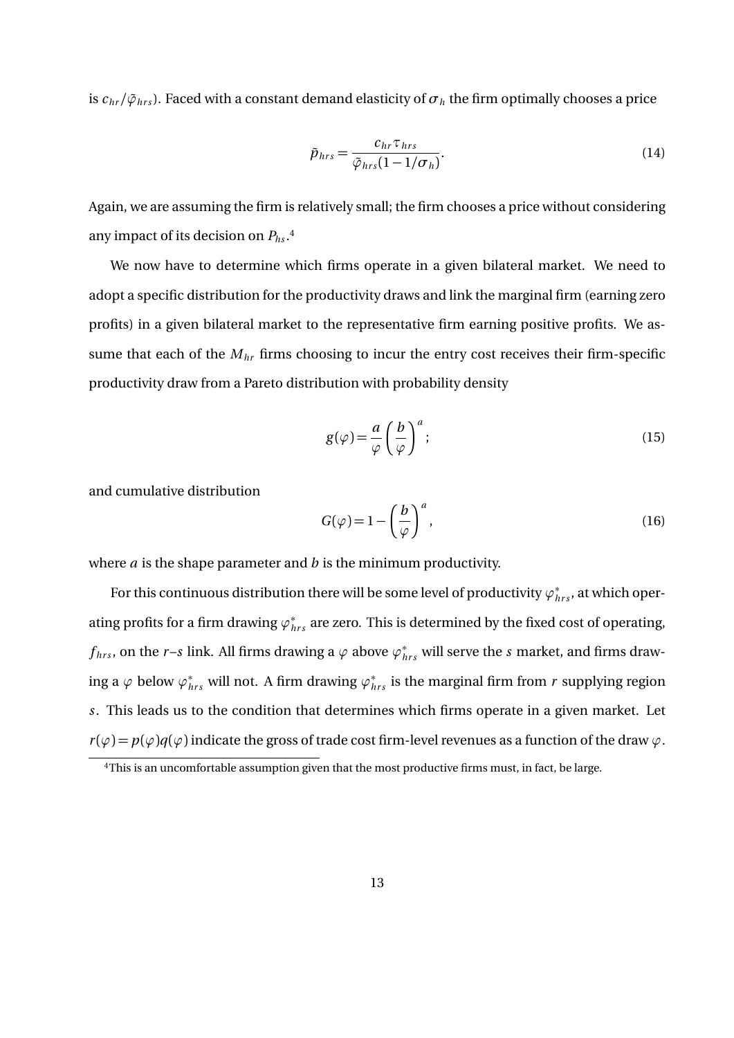is $c_{hr}/\tilde{\varphi}_{hrs}$). Faced with a constant demand elasticity of $\sigma_h$ the firm optimally chooses a price

$$\tilde{p}_{hrs} = \frac{c_{hr}\tau_{hrs}}{\tilde{\varphi}_{hrs}(1-1/\sigma_h)}. \tag{14}$$

Again, we are assuming the firm is relatively small; the firm chooses a price without considering any impact of its decision on $P_{hs}$.[4]

We now have to determine which firms operate in a given bilateral market. We need to adopt a specific distribution for the productivity draws and link the marginal firm (earning zero profits) in a given bilateral market to the representative firm earning positive profits. We assume that each of the $M_{hr}$ firms choosing to incur the entry cost receives their firm-specific productivity draw from a Pareto distribution with probability density

$$g(\varphi) = \frac{a}{\varphi}\left(\frac{b}{\varphi}\right)^{a}; \tag{15}$$

and cumulative distribution

$$G(\varphi) = 1 - \left(\frac{b}{\varphi}\right)^{a}, \tag{16}$$

where $a$ is the shape parameter and $b$ is the minimum productivity.

For this continuous distribution there will be some level of productivity $\varphi^*_{hrs}$, at which operating profits for a firm drawing $\varphi^*_{hrs}$ are zero. This is determined by the fixed cost of operating, $f_{hrs}$, on the $r$–$s$ link. All firms drawing a $\varphi$ above $\varphi^*_{hrs}$ will serve the $s$ market, and firms drawing a $\varphi$ below $\varphi^*_{hrs}$ will not. A firm drawing $\varphi^*_{hrs}$ is the marginal firm from $r$ supplying region $s$. This leads us to the condition that determines which firms operate in a given market. Let $r(\varphi) = p(\varphi)q(\varphi)$ indicate the gross of trade cost firm-level revenues as a function of the draw $\varphi$.

[4] This is an uncomfortable assumption given that the most productive firms must, in fact, be large.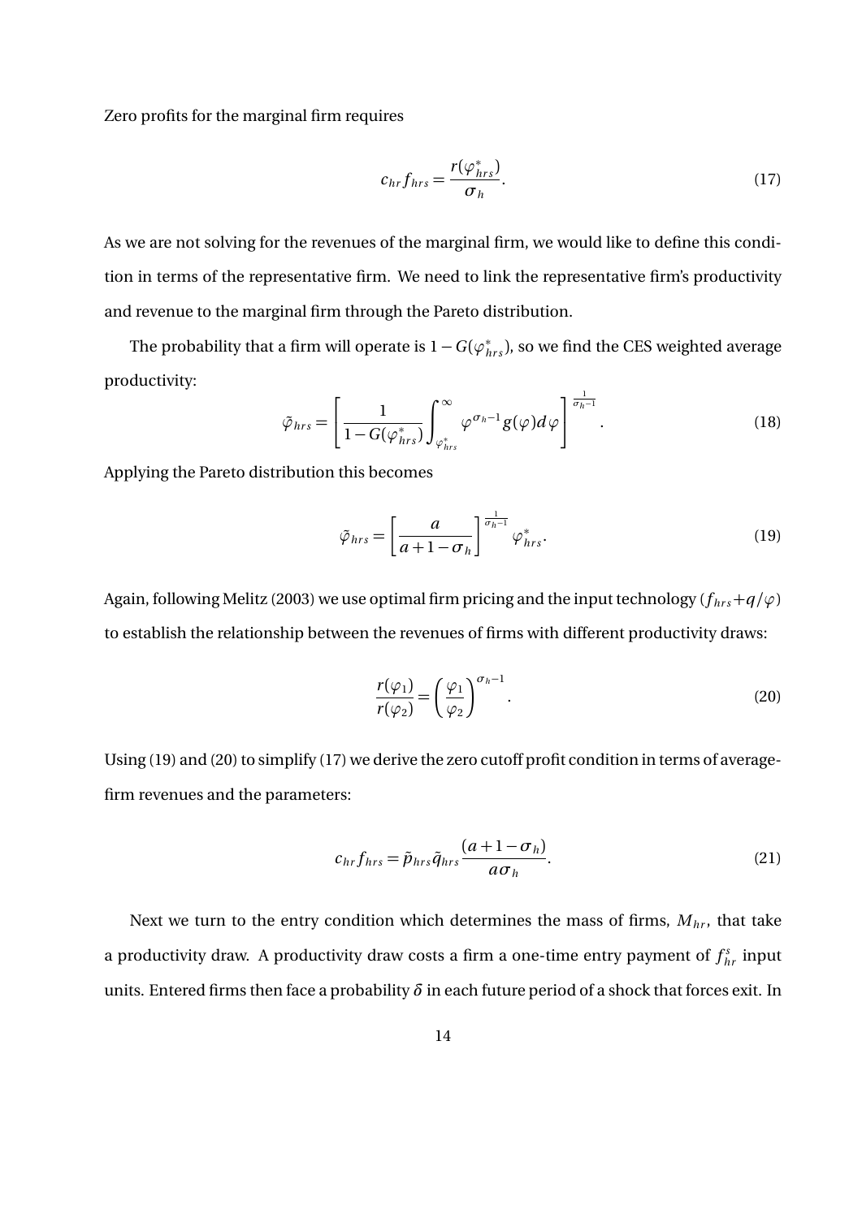Zero profits for the marginal firm requires

$$c_{hr} f_{hrs} = \frac{r(\varphi^*_{hrs})}{\sigma_h}. \tag{17}$$

As we are not solving for the revenues of the marginal firm, we would like to define this condition in terms of the representative firm. We need to link the representative firm's productivity and revenue to the marginal firm through the Pareto distribution.

The probability that a firm will operate is $1 - G(\varphi^*_{hrs})$, so we find the CES weighted average productivity:

$$\tilde{\varphi}_{hrs} = \left[ \frac{1}{1 - G(\varphi^*_{hrs})} \int_{\varphi^*_{hrs}}^{\infty} \varphi^{\sigma_h - 1} g(\varphi) d\varphi \right]^{\frac{1}{\sigma_h - 1}}. \tag{18}$$

Applying the Pareto distribution this becomes

$$\tilde{\varphi}_{hrs} = \left[ \frac{a}{a + 1 - \sigma_h} \right]^{\frac{1}{\sigma_h - 1}} \varphi^*_{hrs}. \tag{19}$$

Again, following Melitz (2003) we use optimal firm pricing and the input technology ($f_{hrs} + q/\varphi$) to establish the relationship between the revenues of firms with different productivity draws:

$$\frac{r(\varphi_1)}{r(\varphi_2)} = \left( \frac{\varphi_1}{\varphi_2} \right)^{\sigma_h - 1}. \tag{20}$$

Using (19) and (20) to simplify (17) we derive the zero cutoff profit condition in terms of average-firm revenues and the parameters:

$$c_{hr} f_{hrs} = \tilde{p}_{hrs} \tilde{q}_{hrs} \frac{(a + 1 - \sigma_h)}{a \sigma_h}. \tag{21}$$

Next we turn to the entry condition which determines the mass of firms, $M_{hr}$, that take a productivity draw. A productivity draw costs a firm a one-time entry payment of $f^s_{hr}$ input units. Entered firms then face a probability $\delta$ in each future period of a shock that forces exit. In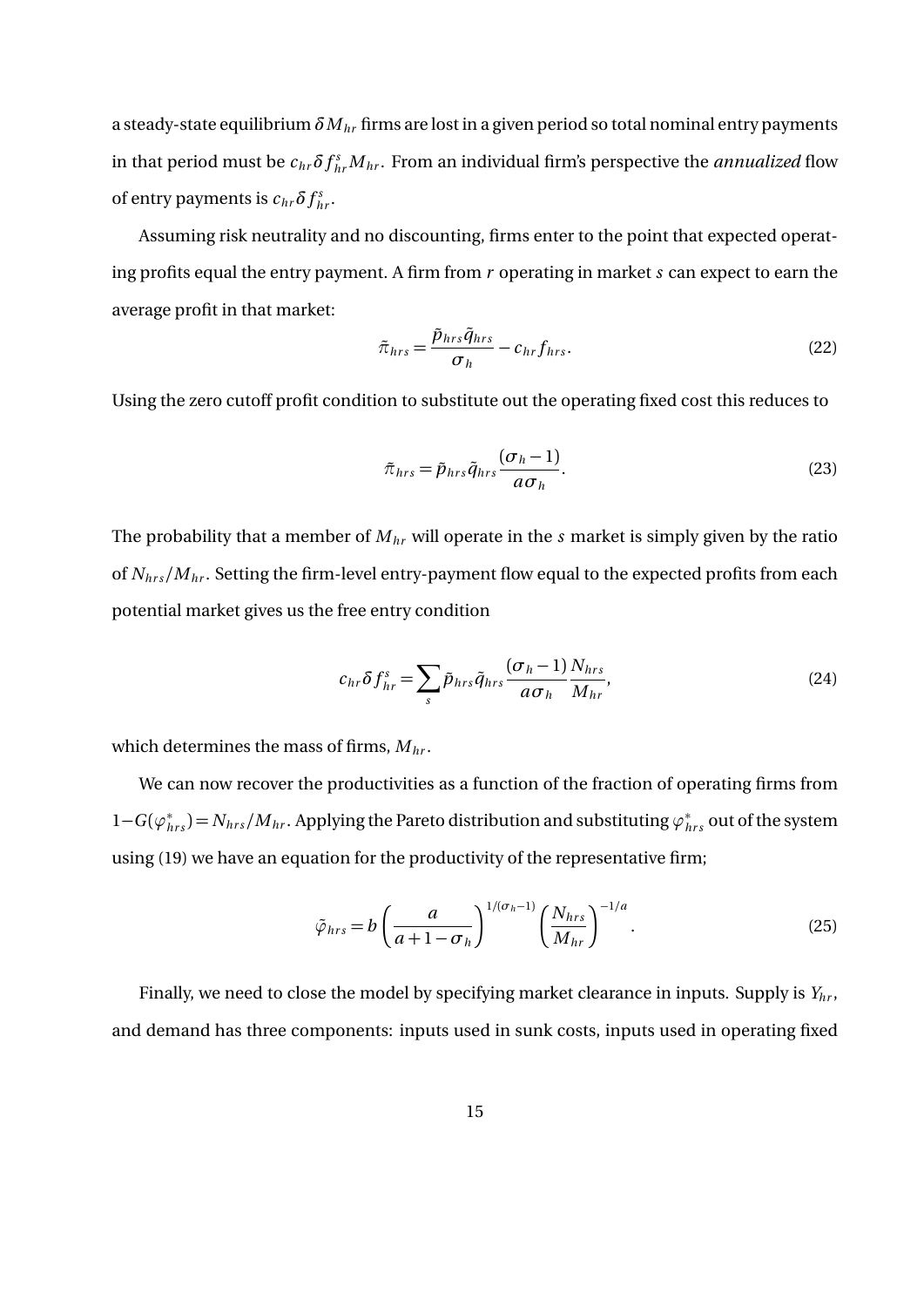a steady-state equilibrium $\delta M_{hr}$ firms are lost in a given period so total nominal entry payments in that period must be $c_{hr}\delta f^s_{hr} M_{hr}$. From an individual firm's perspective the *annualized* flow of entry payments is $c_{hr}\delta f^s_{hr}$.

Assuming risk neutrality and no discounting, firms enter to the point that expected operating profits equal the entry payment. A firm from $r$ operating in market $s$ can expect to earn the average profit in that market:

$$\tilde{\pi}_{hrs} = \frac{\tilde{p}_{hrs}\tilde{q}_{hrs}}{\sigma_h} - c_{hr} f_{hrs}. \tag{22}$$

Using the zero cutoff profit condition to substitute out the operating fixed cost this reduces to

$$\tilde{\pi}_{hrs} = \tilde{p}_{hrs}\tilde{q}_{hrs}\frac{(\sigma_h - 1)}{a\sigma_h}. \tag{23}$$

The probability that a member of $M_{hr}$ will operate in the $s$ market is simply given by the ratio of $N_{hrs}/M_{hr}$. Setting the firm-level entry-payment flow equal to the expected profits from each potential market gives us the free entry condition

$$c_{hr}\delta f^s_{hr} = \sum_s \tilde{p}_{hrs}\tilde{q}_{hrs}\frac{(\sigma_h - 1)}{a\sigma_h}\frac{N_{hrs}}{M_{hr}}, \tag{24}$$

which determines the mass of firms, $M_{hr}$.

We can now recover the productivities as a function of the fraction of operating firms from $1 - G(\varphi^*_{hrs}) = N_{hrs}/M_{hr}$. Applying the Pareto distribution and substituting $\varphi^*_{hrs}$ out of the system using (19) we have an equation for the productivity of the representative firm;

$$\tilde{\varphi}_{hrs} = b\left(\frac{a}{a + 1 - \sigma_h}\right)^{1/(\sigma_h - 1)}\left(\frac{N_{hrs}}{M_{hr}}\right)^{-1/a}. \tag{25}$$

Finally, we need to close the model by specifying market clearance in inputs. Supply is $Y_{hr}$, and demand has three components: inputs used in sunk costs, inputs used in operating fixed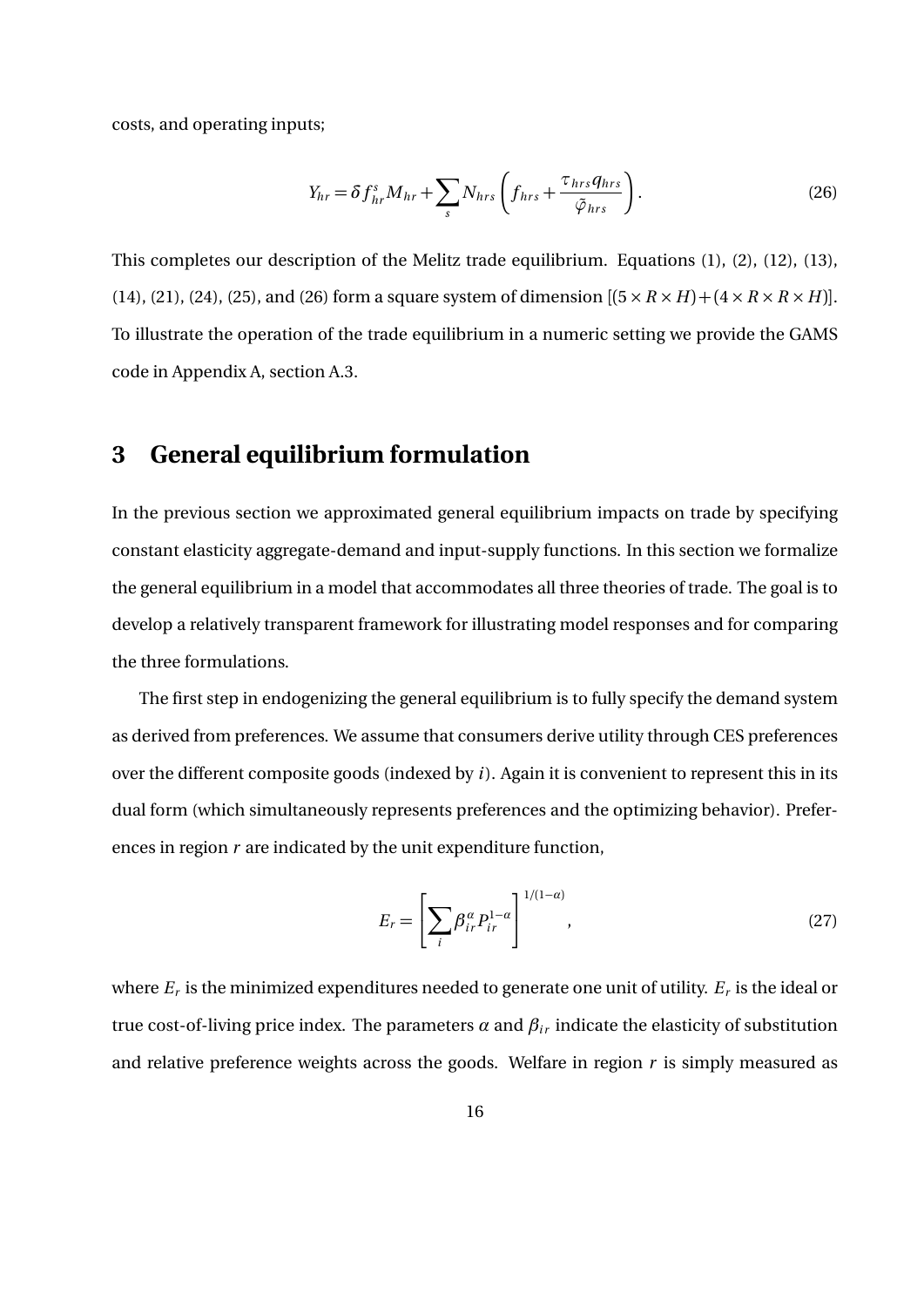costs, and operating inputs;

$$Y_{hr} = \delta f^{s}_{hr} M_{hr} + \sum_{s} N_{hrs} \left( f_{hrs} + \frac{\tau_{hrs} q_{hrs}}{\tilde{\varphi}_{hrs}} \right). \tag{26}$$

This completes our description of the Melitz trade equilibrium. Equations (1), (2), (12), (13), (14), (21), (24), (25), and (26) form a square system of dimension $[(5 \times R \times H) + (4 \times R \times R \times H)]$. To illustrate the operation of the trade equilibrium in a numeric setting we provide the GAMS code in Appendix A, section A.3.

# 3 General equilibrium formulation

In the previous section we approximated general equilibrium impacts on trade by specifying constant elasticity aggregate-demand and input-supply functions. In this section we formalize the general equilibrium in a model that accommodates all three theories of trade. The goal is to develop a relatively transparent framework for illustrating model responses and for comparing the three formulations.

The first step in endogenizing the general equilibrium is to fully specify the demand system as derived from preferences. We assume that consumers derive utility through CES preferences over the different composite goods (indexed by $i$). Again it is convenient to represent this in its dual form (which simultaneously represents preferences and the optimizing behavior). Preferences in region $r$ are indicated by the unit expenditure function,

$$E_r = \left[ \sum_{i} \beta_{ir}^{\alpha} P_{ir}^{1-\alpha} \right]^{1/(1-\alpha)}, \tag{27}$$

where $E_r$ is the minimized expenditures needed to generate one unit of utility. $E_r$ is the ideal or true cost-of-living price index. The parameters $\alpha$ and $\beta_{ir}$ indicate the elasticity of substitution and relative preference weights across the goods. Welfare in region $r$ is simply measured as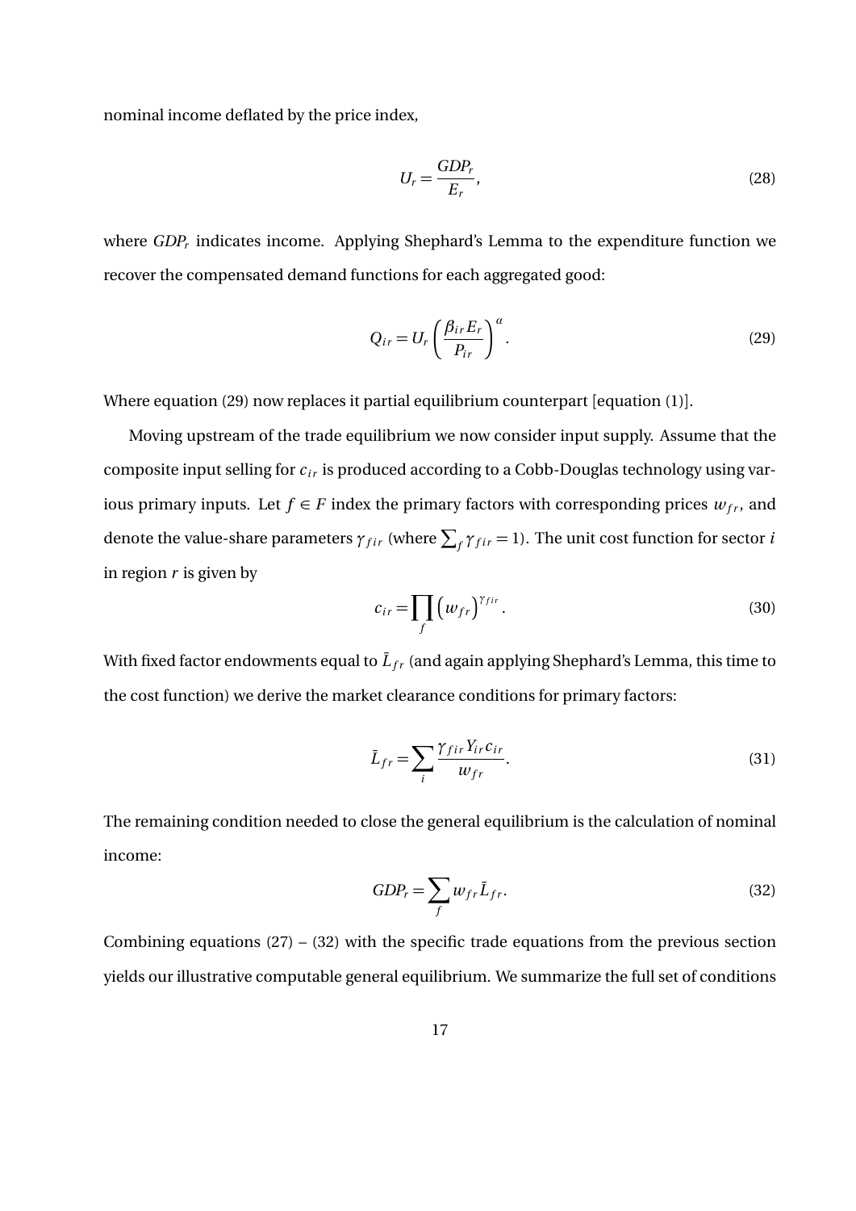nominal income deflated by the price index,

$$U_r = \frac{GDP_r}{E_r}, \tag{28}$$

where $GDP_r$ indicates income. Applying Shephard's Lemma to the expenditure function we recover the compensated demand functions for each aggregated good:

$$Q_{ir} = U_r \left( \frac{\beta_{ir} E_r}{P_{ir}} \right)^{\alpha}. \tag{29}$$

Where equation (29) now replaces it partial equilibrium counterpart [equation (1)].

Moving upstream of the trade equilibrium we now consider input supply. Assume that the composite input selling for $c_{ir}$ is produced according to a Cobb-Douglas technology using various primary inputs. Let $f \in F$ index the primary factors with corresponding prices $w_{fr}$, and denote the value-share parameters $\gamma_{fir}$ (where $\sum_f \gamma_{fir} = 1$). The unit cost function for sector $i$ in region $r$ is given by

$$c_{ir} = \prod_f \left( w_{fr} \right)^{\gamma_{fir}}. \tag{30}$$

With fixed factor endowments equal to $\bar{L}_{fr}$ (and again applying Shephard's Lemma, this time to the cost function) we derive the market clearance conditions for primary factors:

$$\bar{L}_{fr} = \sum_i \frac{\gamma_{fir} Y_{ir} c_{ir}}{w_{fr}}. \tag{31}$$

The remaining condition needed to close the general equilibrium is the calculation of nominal income:

$$GDP_r = \sum_f w_{fr} \bar{L}_{fr}. \tag{32}$$

Combining equations (27) – (32) with the specific trade equations from the previous section yields our illustrative computable general equilibrium. We summarize the full set of conditions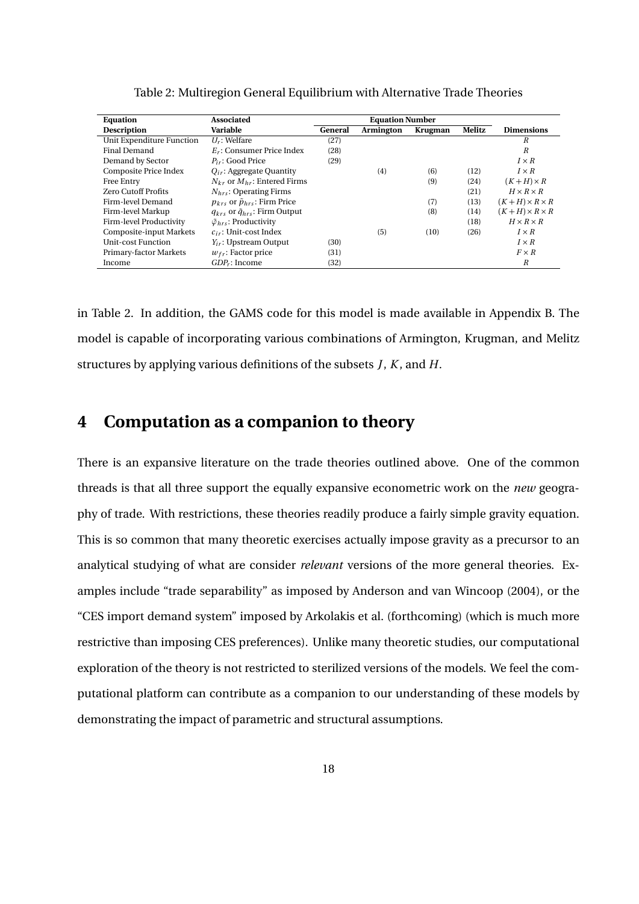Table 2: Multiregion General Equilibrium with Alternative Trade Theories

| Equation Description | Associated Variable | Equation Number | | | | Dimensions |
|---|---|---|---|---|---|---|
| | | General | Armington | Krugman | Melitz | |
| Unit Expenditure Function | $U_r$: Welfare | (27) | | | | $R$ |
| Final Demand | $E_r$: Consumer Price Index | (28) | | | | $R$ |
| Demand by Sector | $P_{ir}$: Good Price | (29) | | | | $I \times R$ |
| Composite Price Index | $Q_{ir}$: Aggregate Quantity | | (4) | (6) | (12) | $I \times R$ |
| Free Entry | $N_{kr}$ or $M_{hr}$: Entered Firms | | | (9) | (24) | $(K+H) \times R$ |
| Zero Cutoff Profits | $N_{hrs}$: Operating Firms | | | | (21) | $H \times R \times R$ |
| Firm-level Demand | $p_{krs}$ or $\tilde{p}_{hrs}$: Firm Price | | | (7) | (13) | $(K+H) \times R \times R$ |
| Firm-level Markup | $q_{krs}$ or $\tilde{q}_{hrs}$: Firm Output | | | (8) | (14) | $(K+H) \times R \times R$ |
| Firm-level Productivity | $\tilde{\varphi}_{hrs}$: Productivity | | | | (18) | $H \times R \times R$ |
| Composite-input Markets | $c_{ir}$: Unit-cost Index | | (5) | (10) | (26) | $I \times R$ |
| Unit-cost Function | $Y_{ir}$: Upstream Output | (30) | | | | $I \times R$ |
| Primary-factor Markets | $w_{fr}$: Factor price | (31) | | | | $F \times R$ |
| Income | $GDP_r$: Income | (32) | | | | $R$ |

in Table 2. In addition, the GAMS code for this model is made available in Appendix B. The model is capable of incorporating various combinations of Armington, Krugman, and Melitz structures by applying various definitions of the subsets $J$, $K$, and $H$.

# 4 Computation as a companion to theory

There is an expansive literature on the trade theories outlined above. One of the common threads is that all three support the equally expansive econometric work on the *new* geography of trade. With restrictions, these theories readily produce a fairly simple gravity equation. This is so common that many theoretic exercises actually impose gravity as a precursor to an analytical studying of what are consider *relevant* versions of the more general theories. Examples include "trade separability" as imposed by Anderson and van Wincoop (2004), or the "CES import demand system" imposed by Arkolakis et al. (forthcoming) (which is much more restrictive than imposing CES preferences). Unlike many theoretic studies, our computational exploration of the theory is not restricted to sterilized versions of the models. We feel the computational platform can contribute as a companion to our understanding of these models by demonstrating the impact of parametric and structural assumptions.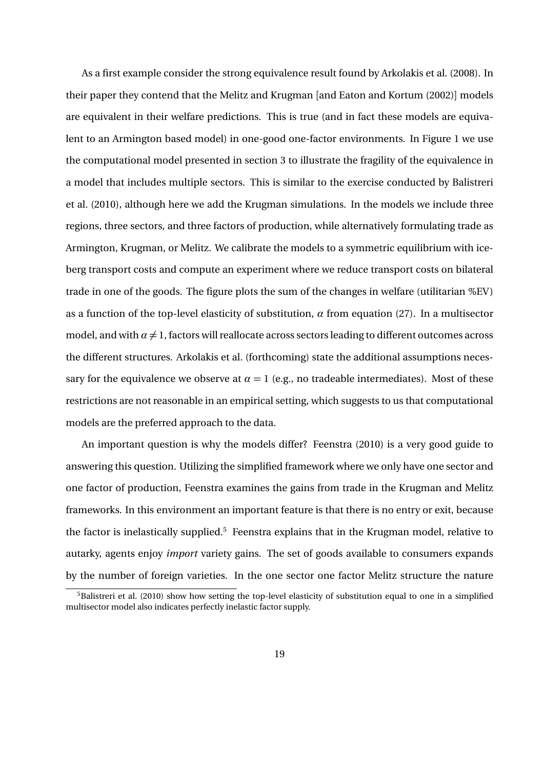As a first example consider the strong equivalence result found by Arkolakis et al. (2008). In their paper they contend that the Melitz and Krugman [and Eaton and Kortum (2002)] models are equivalent in their welfare predictions. This is true (and in fact these models are equivalent to an Armington based model) in one-good one-factor environments. In Figure 1 we use the computational model presented in section 3 to illustrate the fragility of the equivalence in a model that includes multiple sectors. This is similar to the exercise conducted by Balistreri et al. (2010), although here we add the Krugman simulations. In the models we include three regions, three sectors, and three factors of production, while alternatively formulating trade as Armington, Krugman, or Melitz. We calibrate the models to a symmetric equilibrium with iceberg transport costs and compute an experiment where we reduce transport costs on bilateral trade in one of the goods. The figure plots the sum of the changes in welfare (utilitarian %EV) as a function of the top-level elasticity of substitution, $\alpha$ from equation (27). In a multisector model, and with $\alpha \neq 1$, factors will reallocate across sectors leading to different outcomes across the different structures. Arkolakis et al. (forthcoming) state the additional assumptions necessary for the equivalence we observe at $\alpha = 1$ (e.g., no tradeable intermediates). Most of these restrictions are not reasonable in an empirical setting, which suggests to us that computational models are the preferred approach to the data.

An important question is why the models differ? Feenstra (2010) is a very good guide to answering this question. Utilizing the simplified framework where we only have one sector and one factor of production, Feenstra examines the gains from trade in the Krugman and Melitz frameworks. In this environment an important feature is that there is no entry or exit, because the factor is inelastically supplied.[5] Feenstra explains that in the Krugman model, relative to autarky, agents enjoy *import* variety gains. The set of goods available to consumers expands by the number of foreign varieties. In the one sector one factor Melitz structure the nature

[5] Balistreri et al. (2010) show how setting the top-level elasticity of substitution equal to one in a simplified multisector model also indicates perfectly inelastic factor supply.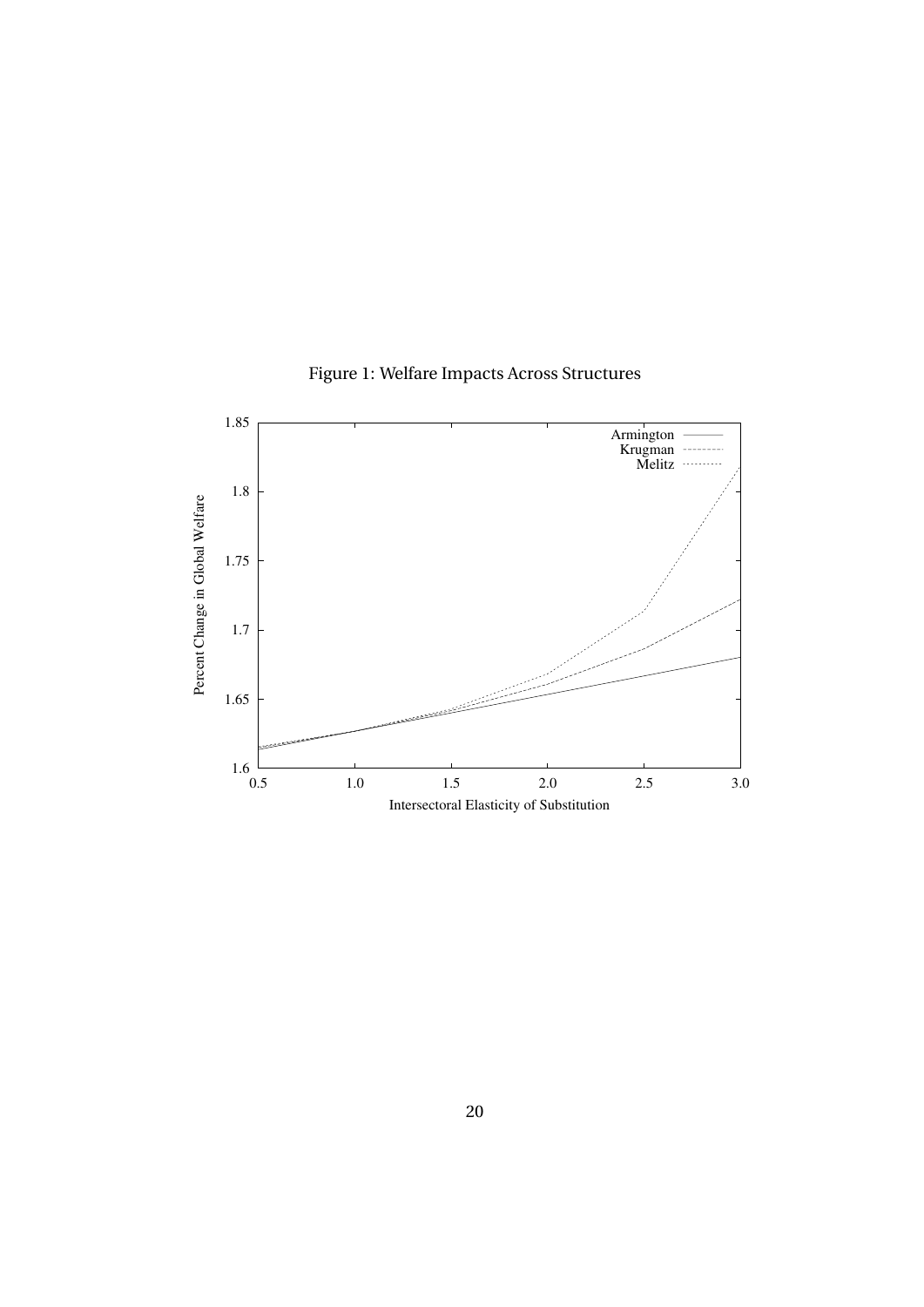Figure 1: Welfare Impacts Across Structures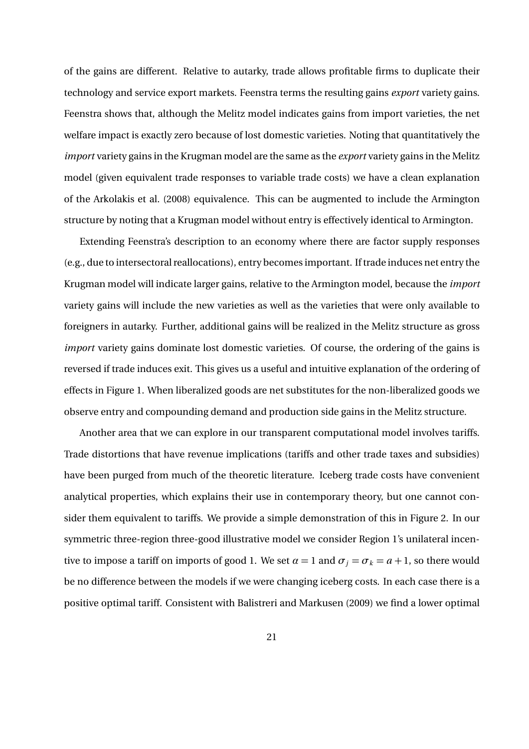of the gains are different. Relative to autarky, trade allows profitable firms to duplicate their technology and service export markets. Feenstra terms the resulting gains *export* variety gains. Feenstra shows that, although the Melitz model indicates gains from import varieties, the net welfare impact is exactly zero because of lost domestic varieties. Noting that quantitatively the *import* variety gains in the Krugman model are the same as the *export* variety gains in the Melitz model (given equivalent trade responses to variable trade costs) we have a clean explanation of the Arkolakis et al. (2008) equivalence. This can be augmented to include the Armington structure by noting that a Krugman model without entry is effectively identical to Armington.

Extending Feenstra's description to an economy where there are factor supply responses (e.g., due to intersectoral reallocations), entry becomes important. If trade induces net entry the Krugman model will indicate larger gains, relative to the Armington model, because the *import* variety gains will include the new varieties as well as the varieties that were only available to foreigners in autarky. Further, additional gains will be realized in the Melitz structure as gross *import* variety gains dominate lost domestic varieties. Of course, the ordering of the gains is reversed if trade induces exit. This gives us a useful and intuitive explanation of the ordering of effects in Figure 1. When liberalized goods are net substitutes for the non-liberalized goods we observe entry and compounding demand and production side gains in the Melitz structure.

Another area that we can explore in our transparent computational model involves tariffs. Trade distortions that have revenue implications (tariffs and other trade taxes and subsidies) have been purged from much of the theoretic literature. Iceberg trade costs have convenient analytical properties, which explains their use in contemporary theory, but one cannot consider them equivalent to tariffs. We provide a simple demonstration of this in Figure 2. In our symmetric three-region three-good illustrative model we consider Region 1's unilateral incentive to impose a tariff on imports of good 1. We set $\alpha = 1$ and $\sigma_j = \sigma_k = a + 1$, so there would be no difference between the models if we were changing iceberg costs. In each case there is a positive optimal tariff. Consistent with Balistreri and Markusen (2009) we find a lower optimal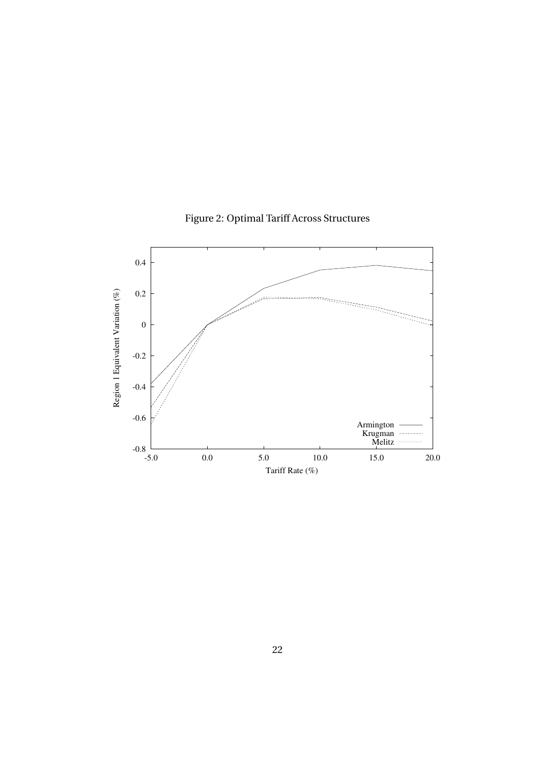Figure 2: Optimal Tariff Across Structures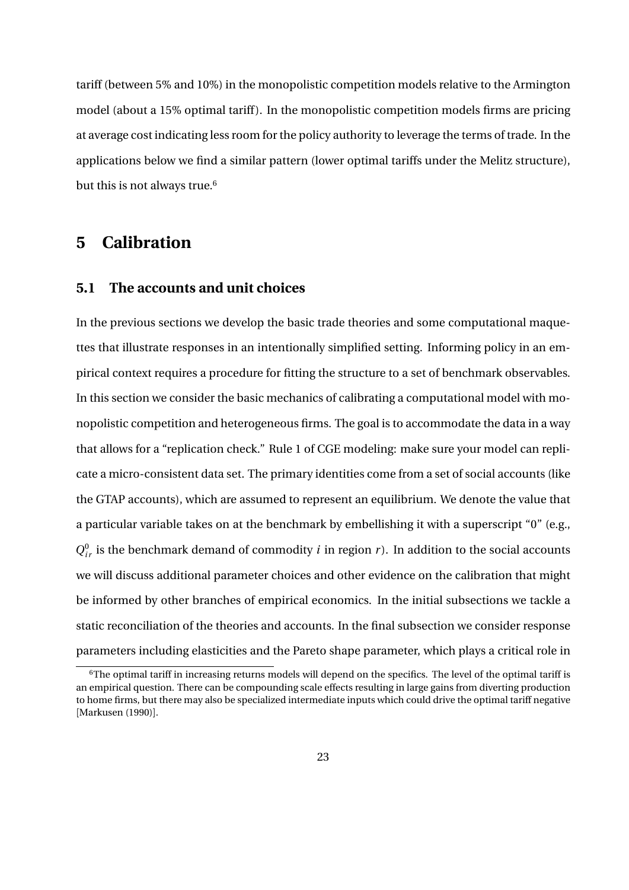tariff (between 5% and 10%) in the monopolistic competition models relative to the Armington model (about a 15% optimal tariff). In the monopolistic competition models firms are pricing at average cost indicating less room for the policy authority to leverage the terms of trade. In the applications below we find a similar pattern (lower optimal tariffs under the Melitz structure), but this is not always true.[6]

# 5 Calibration

## 5.1 The accounts and unit choices

In the previous sections we develop the basic trade theories and some computational maquettes that illustrate responses in an intentionally simplified setting. Informing policy in an empirical context requires a procedure for fitting the structure to a set of benchmark observables. In this section we consider the basic mechanics of calibrating a computational model with monopolistic competition and heterogeneous firms. The goal is to accommodate the data in a way that allows for a "replication check." Rule 1 of CGE modeling: make sure your model can replicate a micro-consistent data set. The primary identities come from a set of social accounts (like the GTAP accounts), which are assumed to represent an equilibrium. We denote the value that a particular variable takes on at the benchmark by embellishing it with a superscript "0" (e.g., $Q^0_{ir}$ is the benchmark demand of commodity $i$ in region $r$). In addition to the social accounts we will discuss additional parameter choices and other evidence on the calibration that might be informed by other branches of empirical economics. In the initial subsections we tackle a static reconciliation of the theories and accounts. In the final subsection we consider response parameters including elasticities and the Pareto shape parameter, which plays a critical role in

[6] The optimal tariff in increasing returns models will depend on the specifics. The level of the optimal tariff is an empirical question. There can be compounding scale effects resulting in large gains from diverting production to home firms, but there may also be specialized intermediate inputs which could drive the optimal tariff negative [Markusen (1990)].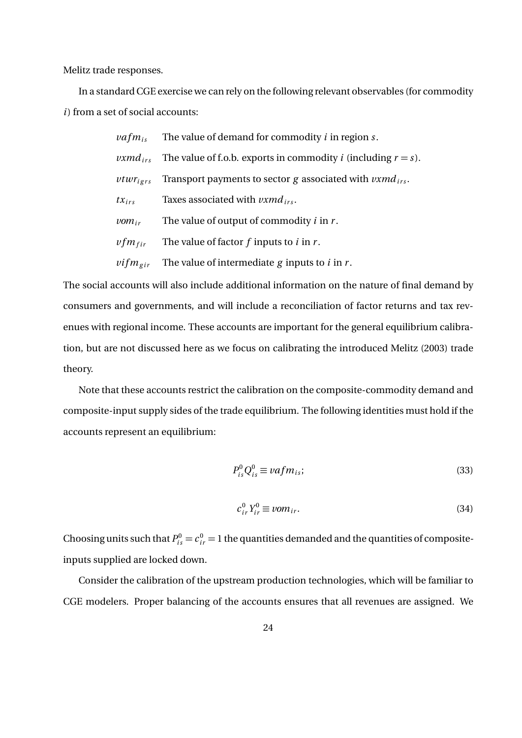Melitz trade responses.

In a standard CGE exercise we can rely on the following relevant observables (for commodity $i$) from a set of social accounts:

| | |
|---|---|
| $vafm_{is}$ | The value of demand for commodity $i$ in region $s$. |
| $vxmd_{irs}$ | The value of f.o.b. exports in commodity $i$ (including $r = s$). |
| $vtwr_{igrs}$ | Transport payments to sector $g$ associated with $vxmd_{irs}$. |
| $tx_{irs}$ | Taxes associated with $vxmd_{irs}$. |
| $vom_{ir}$ | The value of output of commodity $i$ in $r$. |
| $vfm_{fir}$ | The value of factor $f$ inputs to $i$ in $r$. |
| $vifm_{gir}$ | The value of intermediate $g$ inputs to $i$ in $r$. |

The social accounts will also include additional information on the nature of final demand by consumers and governments, and will include a reconciliation of factor returns and tax revenues with regional income. These accounts are important for the general equilibrium calibration, but are not discussed here as we focus on calibrating the introduced Melitz (2003) trade theory.

Note that these accounts restrict the calibration on the composite-commodity demand and composite-input supply sides of the trade equilibrium. The following identities must hold if the accounts represent an equilibrium:

$$P_{is}^0 Q_{is}^0 \equiv vafm_{is}; \tag{33}$$

$$c_{ir}^0 Y_{ir}^0 \equiv vom_{ir}. \tag{34}$$

Choosing units such that $P_{is}^0 = c_{ir}^0 = 1$ the quantities demanded and the quantities of composite-inputs supplied are locked down.

Consider the calibration of the upstream production technologies, which will be familiar to CGE modelers. Proper balancing of the accounts ensures that all revenues are assigned. We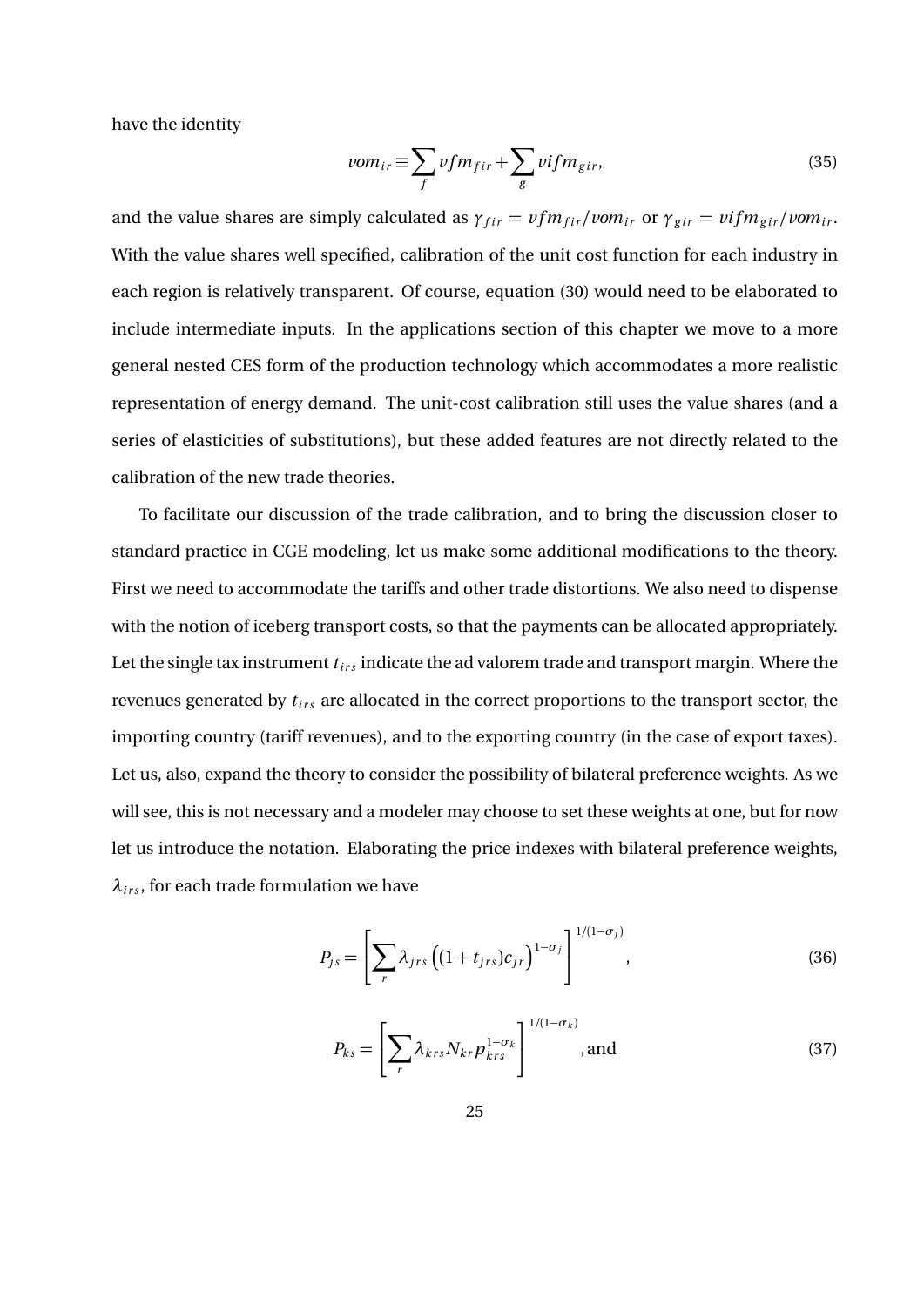have the identity

$$vom_{ir} \equiv \sum_f vfm_{fir} + \sum_g vifm_{gir}, \tag{35}$$

and the value shares are simply calculated as $\gamma_{fir} = vfm_{fir}/vom_{ir}$ or $\gamma_{gir} = vifm_{gir}/vom_{ir}$. With the value shares well specified, calibration of the unit cost function for each industry in each region is relatively transparent. Of course, equation (30) would need to be elaborated to include intermediate inputs. In the applications section of this chapter we move to a more general nested CES form of the production technology which accommodates a more realistic representation of energy demand. The unit-cost calibration still uses the value shares (and a series of elasticities of substitutions), but these added features are not directly related to the calibration of the new trade theories.

To facilitate our discussion of the trade calibration, and to bring the discussion closer to standard practice in CGE modeling, let us make some additional modifications to the theory. First we need to accommodate the tariffs and other trade distortions. We also need to dispense with the notion of iceberg transport costs, so that the payments can be allocated appropriately. Let the single tax instrument $t_{irs}$ indicate the ad valorem trade and transport margin. Where the revenues generated by $t_{irs}$ are allocated in the correct proportions to the transport sector, the importing country (tariff revenues), and to the exporting country (in the case of export taxes). Let us, also, expand the theory to consider the possibility of bilateral preference weights. As we will see, this is not necessary and a modeler may choose to set these weights at one, but for now let us introduce the notation. Elaborating the price indexes with bilateral preference weights, $\lambda_{irs}$, for each trade formulation we have

$$P_{js} = \left[ \sum_r \lambda_{jrs} \left( (1 + t_{jrs}) c_{jr} \right)^{1-\sigma_j} \right]^{1/(1-\sigma_j)}, \tag{36}$$

$$P_{ks} = \left[ \sum_r \lambda_{krs} N_{kr} p_{krs}^{1-\sigma_k} \right]^{1/(1-\sigma_k)}, \text{and} \tag{37}$$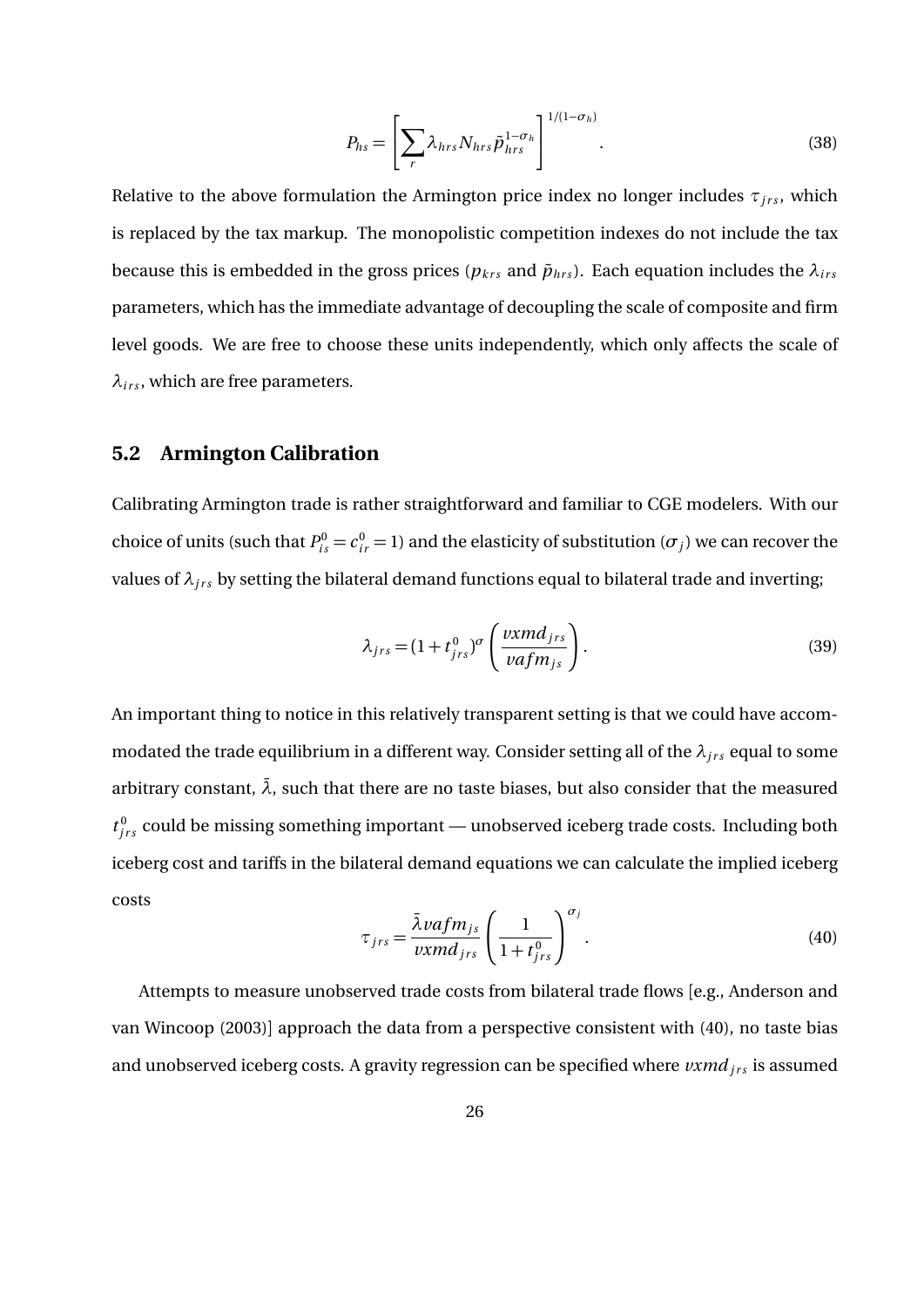$$P_{hs} = \left[ \sum_{r} \lambda_{hrs} N_{hrs} \tilde{p}_{hrs}^{1-\sigma_h} \right]^{1/(1-\sigma_h)}. \tag{38}$$

Relative to the above formulation the Armington price index no longer includes $\tau_{jrs}$, which is replaced by the tax markup. The monopolistic competition indexes do not include the tax because this is embedded in the gross prices ($p_{krs}$ and $\tilde{p}_{hrs}$). Each equation includes the $\lambda_{irs}$ parameters, which has the immediate advantage of decoupling the scale of composite and firm level goods. We are free to choose these units independently, which only affects the scale of $\lambda_{irs}$, which are free parameters.

## 5.2 Armington Calibration

Calibrating Armington trade is rather straightforward and familiar to CGE modelers. With our choice of units (such that $P_{is}^0 = c_{ir}^0 = 1$) and the elasticity of substitution ($\sigma_j$) we can recover the values of $\lambda_{jrs}$ by setting the bilateral demand functions equal to bilateral trade and inverting;

$$\lambda_{jrs} = (1 + t_{jrs}^0)^{\sigma} \left( \frac{vxmd_{jrs}}{vafm_{js}} \right). \tag{39}$$

An important thing to notice in this relatively transparent setting is that we could have accommodated the trade equilibrium in a different way. Consider setting all of the $\lambda_{jrs}$ equal to some arbitrary constant, $\bar{\lambda}$, such that there are no taste biases, but also consider that the measured $t_{jrs}^0$ could be missing something important — unobserved iceberg trade costs. Including both iceberg cost and tariffs in the bilateral demand equations we can calculate the implied iceberg costs

$$\tau_{jrs} = \frac{\bar{\lambda} vafm_{js}}{vxmd_{jrs}} \left( \frac{1}{1 + t_{jrs}^0} \right)^{\sigma_j}. \tag{40}$$

Attempts to measure unobserved trade costs from bilateral trade flows [e.g., Anderson and van Wincoop (2003)] approach the data from a perspective consistent with (40), no taste bias and unobserved iceberg costs. A gravity regression can be specified where $vxmd_{jrs}$ is assumed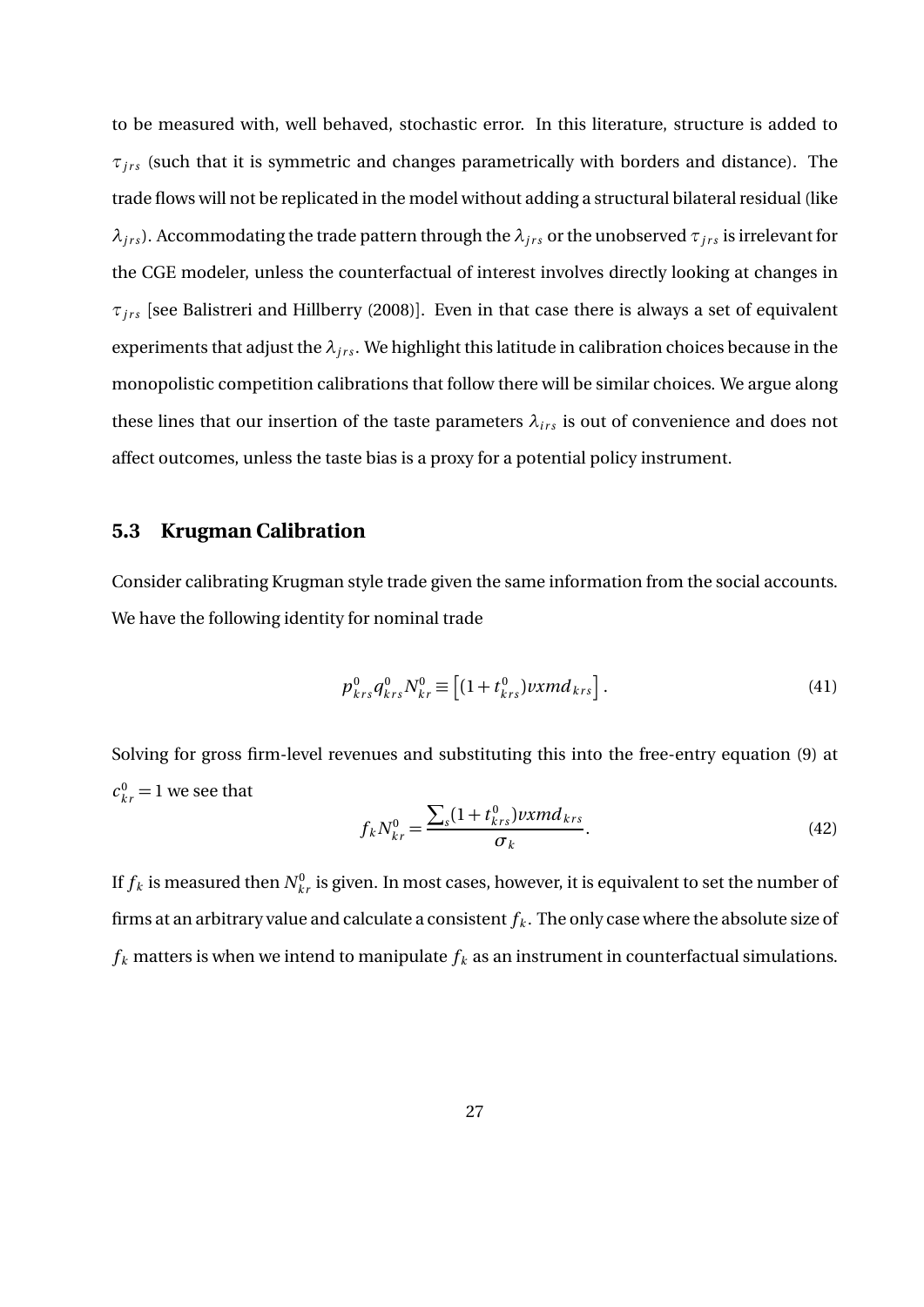to be measured with, well behaved, stochastic error. In this literature, structure is added to $\tau_{jrs}$ (such that it is symmetric and changes parametrically with borders and distance). The trade flows will not be replicated in the model without adding a structural bilateral residual (like $\lambda_{jrs}$). Accommodating the trade pattern through the $\lambda_{jrs}$ or the unobserved $\tau_{jrs}$ is irrelevant for the CGE modeler, unless the counterfactual of interest involves directly looking at changes in $\tau_{jrs}$ [see Balistreri and Hillberry (2008)]. Even in that case there is always a set of equivalent experiments that adjust the $\lambda_{jrs}$. We highlight this latitude in calibration choices because in the monopolistic competition calibrations that follow there will be similar choices. We argue along these lines that our insertion of the taste parameters $\lambda_{irs}$ is out of convenience and does not affect outcomes, unless the taste bias is a proxy for a potential policy instrument.

### 5.3 Krugman Calibration

Consider calibrating Krugman style trade given the same information from the social accounts. We have the following identity for nominal trade

$$p^0_{krs} q^0_{krs} N^0_{kr} \equiv \left[(1+t^0_{krs}) vxmd_{krs}\right]. \tag{41}$$

Solving for gross firm-level revenues and substituting this into the free-entry equation (9) at $c^0_{kr} = 1$ we see that

$$f_k N^0_{kr} = \frac{\sum_s (1+t^0_{krs}) vxmd_{krs}}{\sigma_k}. \tag{42}$$

If $f_k$ is measured then $N^0_{kr}$ is given. In most cases, however, it is equivalent to set the number of firms at an arbitrary value and calculate a consistent $f_k$. The only case where the absolute size of $f_k$ matters is when we intend to manipulate $f_k$ as an instrument in counterfactual simulations.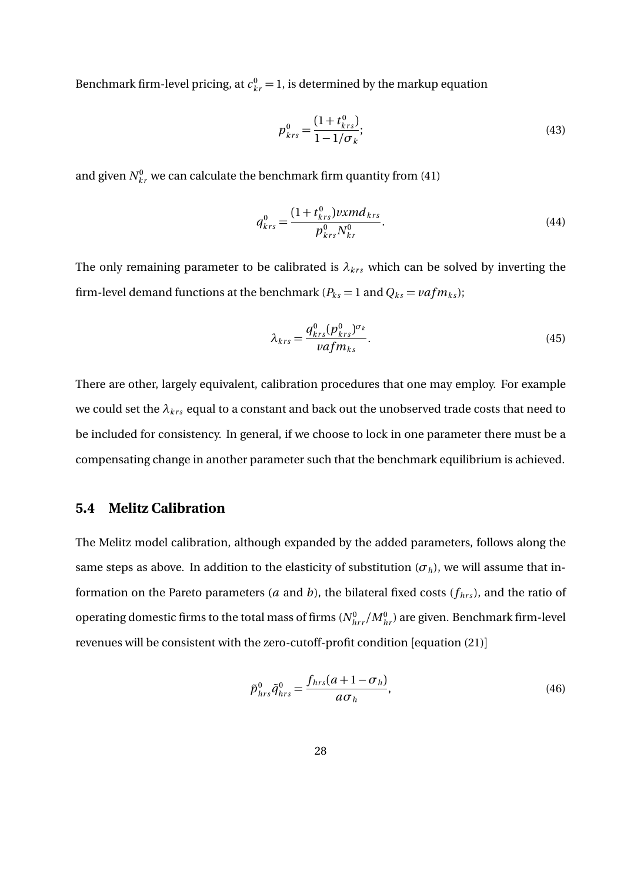Benchmark firm-level pricing, at $c_{kr}^0 = 1$, is determined by the markup equation

$$p_{krs}^0 = \frac{(1 + t_{krs}^0)}{1 - 1/\sigma_k}; \tag{43}$$

and given $N_{kr}^0$ we can calculate the benchmark firm quantity from (41)

$$q_{krs}^0 = \frac{(1 + t_{krs}^0) vxmd_{krs}}{p_{krs}^0 N_{kr}^0}. \tag{44}$$

The only remaining parameter to be calibrated is $\lambda_{krs}$ which can be solved by inverting the firm-level demand functions at the benchmark ($P_{ks} = 1$ and $Q_{ks} = vafm_{ks}$);

$$\lambda_{krs} = \frac{q_{krs}^0 (p_{krs}^0)^{\sigma_k}}{vafm_{ks}}. \tag{45}$$

There are other, largely equivalent, calibration procedures that one may employ. For example we could set the $\lambda_{krs}$ equal to a constant and back out the unobserved trade costs that need to be included for consistency. In general, if we choose to lock in one parameter there must be a compensating change in another parameter such that the benchmark equilibrium is achieved.

## 5.4 Melitz Calibration

The Melitz model calibration, although expanded by the added parameters, follows along the same steps as above. In addition to the elasticity of substitution ($\sigma_h$), we will assume that information on the Pareto parameters ($a$ and $b$), the bilateral fixed costs ($f_{hrs}$), and the ratio of operating domestic firms to the total mass of firms ($N_{hrr}^0 / M_{hr}^0$) are given. Benchmark firm-level revenues will be consistent with the zero-cutoff-profit condition [equation (21)]

$$\tilde{p}_{hrs}^0 \tilde{q}_{hrs}^0 = \frac{f_{hrs}(a + 1 - \sigma_h)}{a \sigma_h}, \tag{46}$$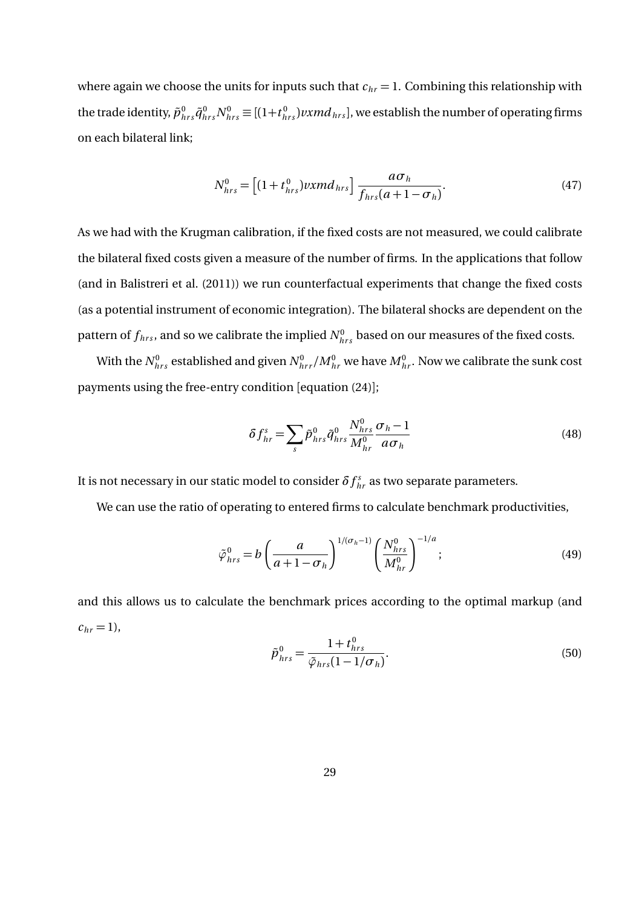where again we choose the units for inputs such that $c_{hr} = 1$. Combining this relationship with the trade identity, $\tilde{p}^0_{hrs}\tilde{q}^0_{hrs}N^0_{hrs} \equiv [(1+t^0_{hrs})vxmd_{hrs}]$, we establish the number of operating firms on each bilateral link;

$$N^0_{hrs} = \left[(1+t^0_{hrs})vxmd_{hrs}\right]\frac{a\sigma_h}{f_{hrs}(a+1-\sigma_h)}. \tag{47}$$

As we had with the Krugman calibration, if the fixed costs are not measured, we could calibrate the bilateral fixed costs given a measure of the number of firms. In the applications that follow (and in Balistreri et al. (2011)) we run counterfactual experiments that change the fixed costs (as a potential instrument of economic integration). The bilateral shocks are dependent on the pattern of $f_{hrs}$, and so we calibrate the implied $N^0_{hrs}$ based on our measures of the fixed costs.

With the $N^0_{hrs}$ established and given $N^0_{hrr}/M^0_{hr}$ we have $M^0_{hr}$. Now we calibrate the sunk cost payments using the free-entry condition [equation (24)];

$$\delta f^s_{hr} = \sum_s \tilde{p}^0_{hrs}\tilde{q}^0_{hrs}\frac{N^0_{hrs}}{M^0_{hr}}\frac{\sigma_h - 1}{a\sigma_h} \tag{48}$$

It is not necessary in our static model to consider $\delta f^s_{hr}$ as two separate parameters.

We can use the ratio of operating to entered firms to calculate benchmark productivities,

$$\tilde{\varphi}^0_{hrs} = b\left(\frac{a}{a+1-\sigma_h}\right)^{1/(\sigma_h-1)}\left(\frac{N^0_{hrs}}{M^0_{hr}}\right)^{-1/a}; \tag{49}$$

and this allows us to calculate the benchmark prices according to the optimal markup (and $c_{hr} = 1$),

$$\tilde{p}^0_{hrs} = \frac{1+t^0_{hrs}}{\tilde{\varphi}_{hrs}(1-1/\sigma_h)}. \tag{50}$$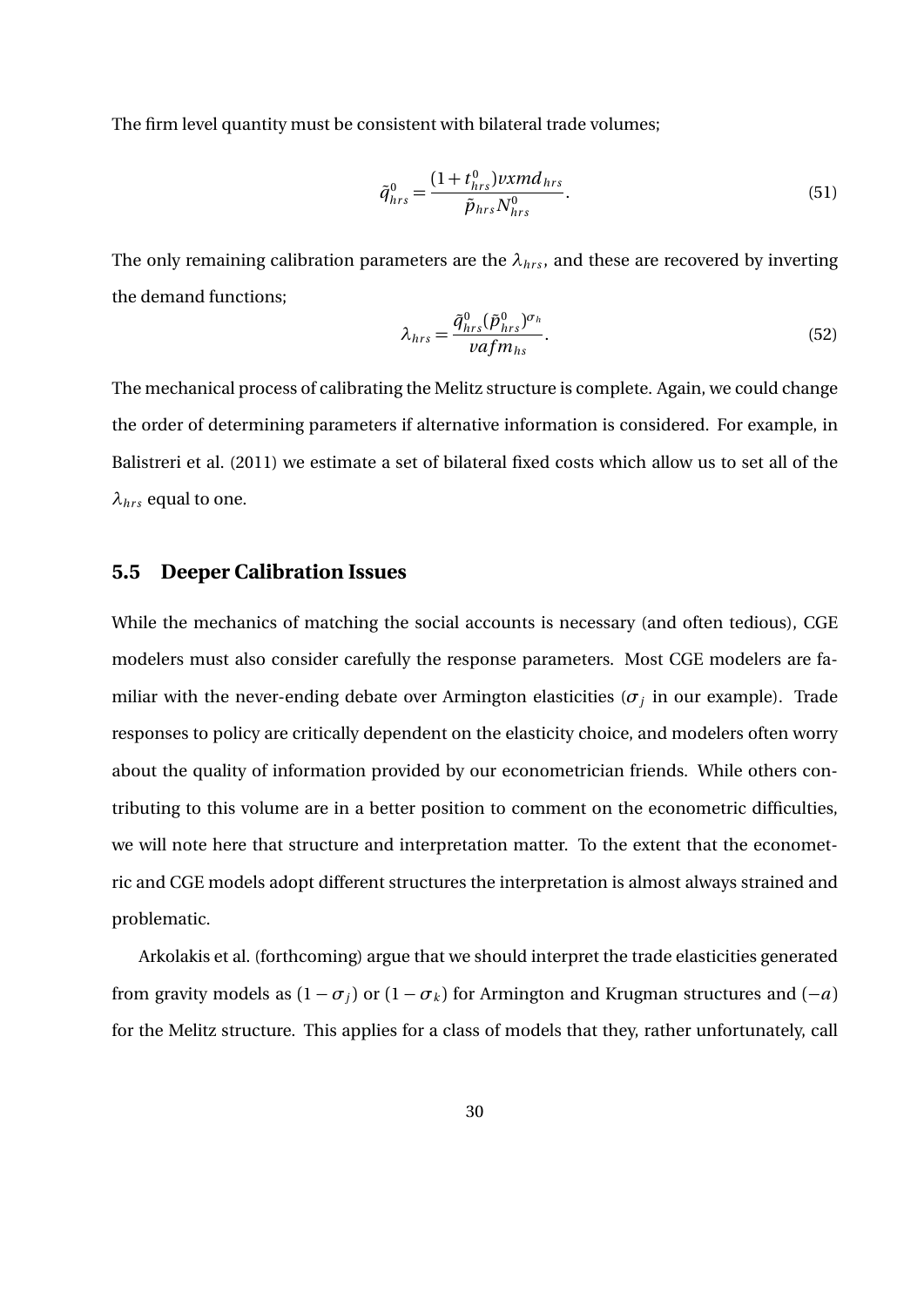The firm level quantity must be consistent with bilateral trade volumes;

$$\tilde{q}^0_{hrs} = \frac{(1 + t^0_{hrs}) vxmd_{hrs}}{\tilde{p}_{hrs} N^0_{hrs}}. \tag{51}$$

The only remaining calibration parameters are the $\lambda_{hrs}$, and these are recovered by inverting the demand functions;

$$\lambda_{hrs} = \frac{\tilde{q}^0_{hrs} (\tilde{p}^0_{hrs})^{\sigma_h}}{vafm_{hs}}. \tag{52}$$

The mechanical process of calibrating the Melitz structure is complete. Again, we could change the order of determining parameters if alternative information is considered. For example, in Balistreri et al. (2011) we estimate a set of bilateral fixed costs which allow us to set all of the $\lambda_{hrs}$ equal to one.

## 5.5 Deeper Calibration Issues

While the mechanics of matching the social accounts is necessary (and often tedious), CGE modelers must also consider carefully the response parameters. Most CGE modelers are familiar with the never-ending debate over Armington elasticities ($\sigma_j$ in our example). Trade responses to policy are critically dependent on the elasticity choice, and modelers often worry about the quality of information provided by our econometrician friends. While others contributing to this volume are in a better position to comment on the econometric difficulties, we will note here that structure and interpretation matter. To the extent that the econometric and CGE models adopt different structures the interpretation is almost always strained and problematic.

Arkolakis et al. (forthcoming) argue that we should interpret the trade elasticities generated from gravity models as $(1 - \sigma_j)$ or $(1 - \sigma_k)$ for Armington and Krugman structures and $(-a)$ for the Melitz structure. This applies for a class of models that they, rather unfortunately, call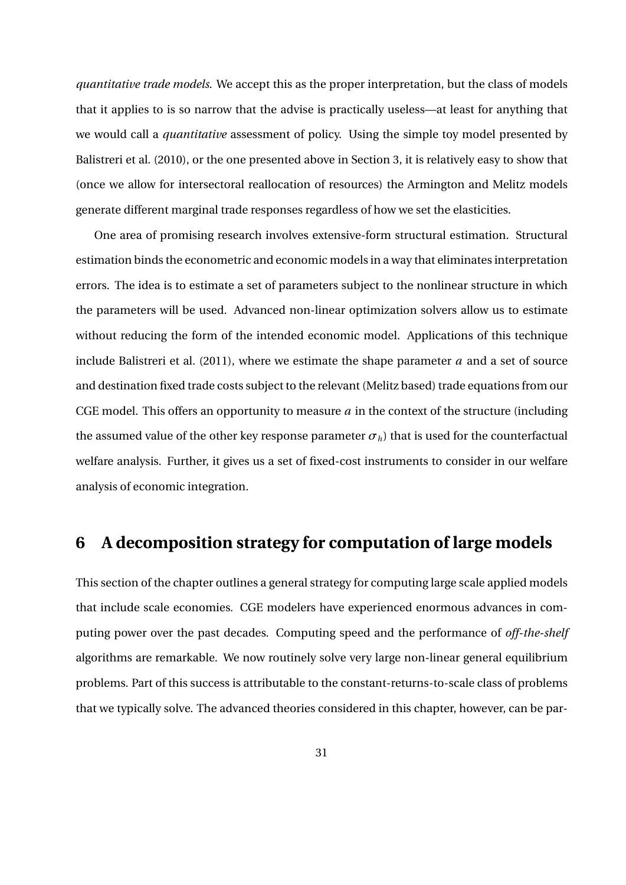*quantitative trade models*. We accept this as the proper interpretation, but the class of models that it applies to is so narrow that the advise is practically useless—at least for anything that we would call a *quantitative* assessment of policy. Using the simple toy model presented by Balistreri et al. (2010), or the one presented above in Section 3, it is relatively easy to show that (once we allow for intersectoral reallocation of resources) the Armington and Melitz models generate different marginal trade responses regardless of how we set the elasticities.

One area of promising research involves extensive-form structural estimation. Structural estimation binds the econometric and economic models in a way that eliminates interpretation errors. The idea is to estimate a set of parameters subject to the nonlinear structure in which the parameters will be used. Advanced non-linear optimization solvers allow us to estimate without reducing the form of the intended economic model. Applications of this technique include Balistreri et al. (2011), where we estimate the shape parameter $a$ and a set of source and destination fixed trade costs subject to the relevant (Melitz based) trade equations from our CGE model. This offers an opportunity to measure $a$ in the context of the structure (including the assumed value of the other key response parameter $\sigma_h$) that is used for the counterfactual welfare analysis. Further, it gives us a set of fixed-cost instruments to consider in our welfare analysis of economic integration.

# 6 A decomposition strategy for computation of large models

This section of the chapter outlines a general strategy for computing large scale applied models that include scale economies. CGE modelers have experienced enormous advances in computing power over the past decades. Computing speed and the performance of *off-the-shelf* algorithms are remarkable. We now routinely solve very large non-linear general equilibrium problems. Part of this success is attributable to the constant-returns-to-scale class of problems that we typically solve. The advanced theories considered in this chapter, however, can be par-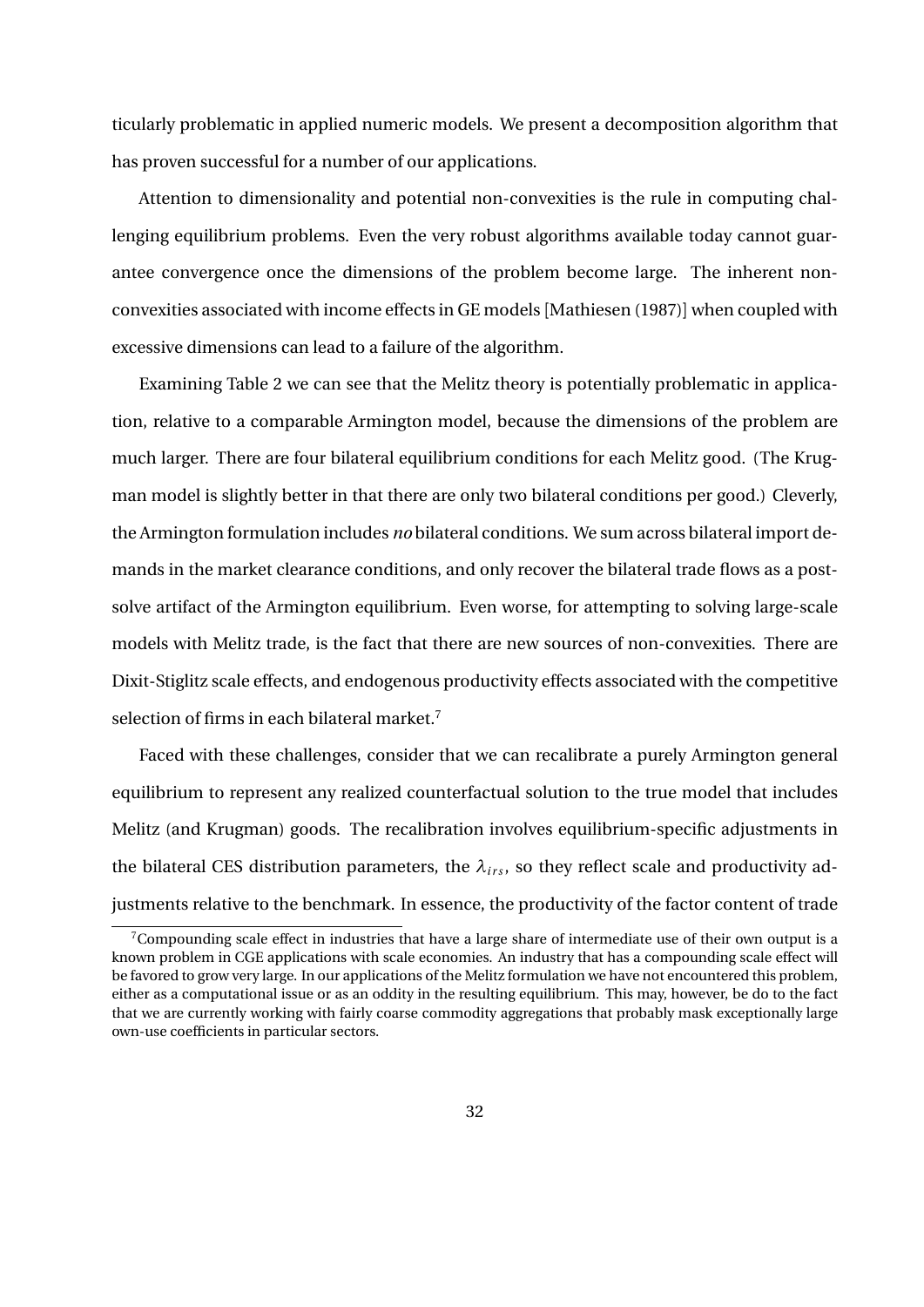ticularly problematic in applied numeric models. We present a decomposition algorithm that has proven successful for a number of our applications.

Attention to dimensionality and potential non-convexities is the rule in computing challenging equilibrium problems. Even the very robust algorithms available today cannot guarantee convergence once the dimensions of the problem become large. The inherent non-convexities associated with income effects in GE models [Mathiesen (1987)] when coupled with excessive dimensions can lead to a failure of the algorithm.

Examining Table 2 we can see that the Melitz theory is potentially problematic in application, relative to a comparable Armington model, because the dimensions of the problem are much larger. There are four bilateral equilibrium conditions for each Melitz good. (The Krugman model is slightly better in that there are only two bilateral conditions per good.) Cleverly, the Armington formulation includes *no* bilateral conditions. We sum across bilateral import demands in the market clearance conditions, and only recover the bilateral trade flows as a post-solve artifact of the Armington equilibrium. Even worse, for attempting to solving large-scale models with Melitz trade, is the fact that there are new sources of non-convexities. There are Dixit-Stiglitz scale effects, and endogenous productivity effects associated with the competitive selection of firms in each bilateral market.[7]

Faced with these challenges, consider that we can recalibrate a purely Armington general equilibrium to represent any realized counterfactual solution to the true model that includes Melitz (and Krugman) goods. The recalibration involves equilibrium-specific adjustments in the bilateral CES distribution parameters, the $\lambda_{irs}$, so they reflect scale and productivity adjustments relative to the benchmark. In essence, the productivity of the factor content of trade

[7] Compounding scale effect in industries that have a large share of intermediate use of their own output is a known problem in CGE applications with scale economies. An industry that has a compounding scale effect will be favored to grow very large. In our applications of the Melitz formulation we have not encountered this problem, either as a computational issue or as an oddity in the resulting equilibrium. This may, however, be do to the fact that we are currently working with fairly coarse commodity aggregations that probably mask exceptionally large own-use coefficients in particular sectors.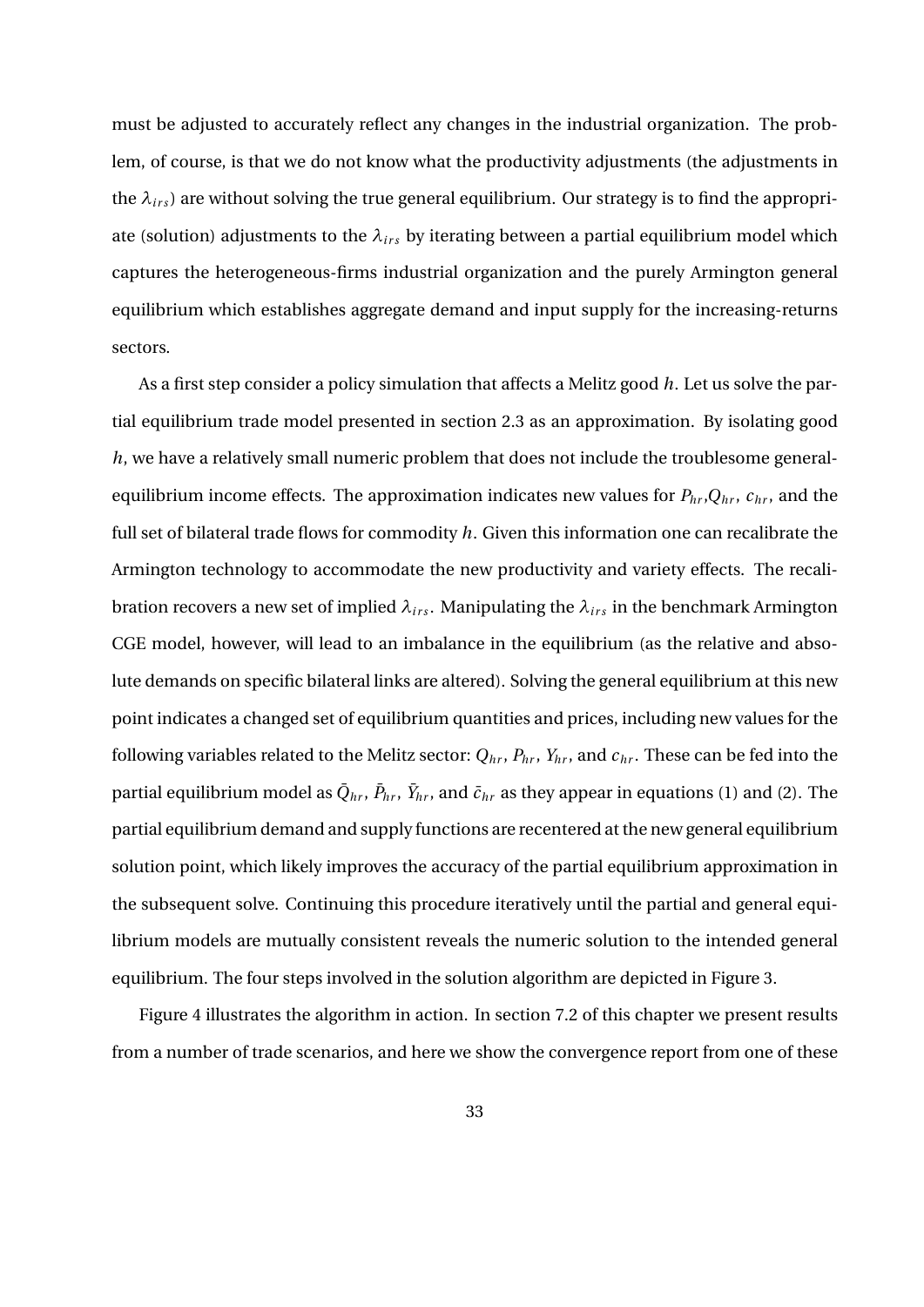must be adjusted to accurately reflect any changes in the industrial organization. The problem, of course, is that we do not know what the productivity adjustments (the adjustments in the $\lambda_{irs}$) are without solving the true general equilibrium. Our strategy is to find the appropriate (solution) adjustments to the $\lambda_{irs}$ by iterating between a partial equilibrium model which captures the heterogeneous-firms industrial organization and the purely Armington general equilibrium which establishes aggregate demand and input supply for the increasing-returns sectors.

As a first step consider a policy simulation that affects a Melitz good $h$. Let us solve the partial equilibrium trade model presented in section 2.3 as an approximation. By isolating good $h$, we have a relatively small numeric problem that does not include the troublesome general-equilibrium income effects. The approximation indicates new values for $P_{hr}$,$Q_{hr}$, $c_{hr}$, and the full set of bilateral trade flows for commodity $h$. Given this information one can recalibrate the Armington technology to accommodate the new productivity and variety effects. The recalibration recovers a new set of implied $\lambda_{irs}$. Manipulating the $\lambda_{irs}$ in the benchmark Armington CGE model, however, will lead to an imbalance in the equilibrium (as the relative and absolute demands on specific bilateral links are altered). Solving the general equilibrium at this new point indicates a changed set of equilibrium quantities and prices, including new values for the following variables related to the Melitz sector: $Q_{hr}$, $P_{hr}$, $Y_{hr}$, and $c_{hr}$. These can be fed into the partial equilibrium model as $\bar{Q}_{hr}$, $\bar{P}_{hr}$, $\bar{Y}_{hr}$, and $\bar{c}_{hr}$ as they appear in equations (1) and (2). The partial equilibrium demand and supply functions are recentered at the new general equilibrium solution point, which likely improves the accuracy of the partial equilibrium approximation in the subsequent solve. Continuing this procedure iteratively until the partial and general equilibrium models are mutually consistent reveals the numeric solution to the intended general equilibrium. The four steps involved in the solution algorithm are depicted in Figure 3.

Figure 4 illustrates the algorithm in action. In section 7.2 of this chapter we present results from a number of trade scenarios, and here we show the convergence report from one of these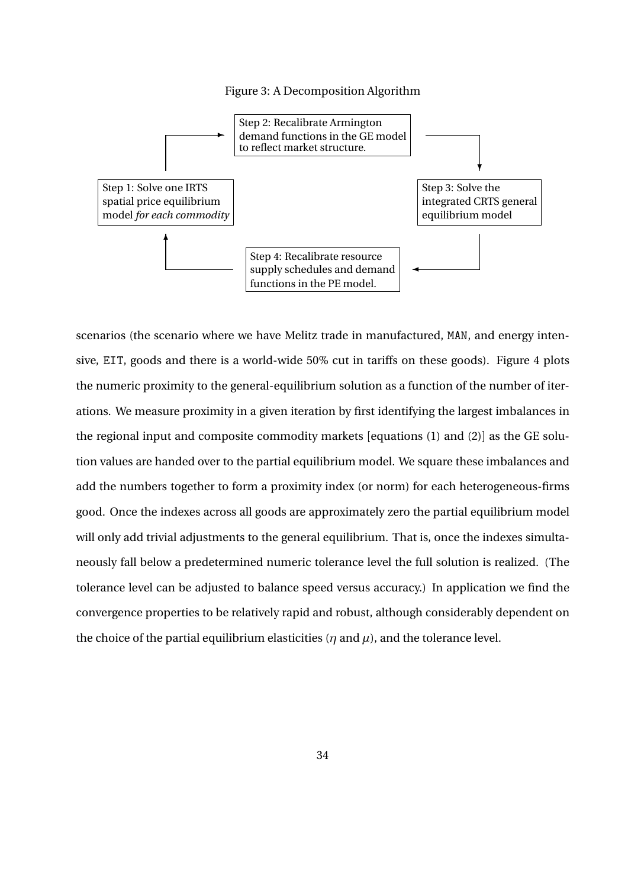Figure 3: A Decomposition Algorithm

Step 1: Solve one IRTS spatial price equilibrium model *for each commodity*

Step 2: Recalibrate Armington demand functions in the GE model to reflect market structure.

Step 3: Solve the integrated CRTS general equilibrium model

Step 4: Recalibrate resource supply schedules and demand functions in the PE model.

scenarios (the scenario where we have Melitz trade in manufactured, MAN, and energy intensive, EIT, goods and there is a world-wide 50% cut in tariffs on these goods). Figure 4 plots the numeric proximity to the general-equilibrium solution as a function of the number of iterations. We measure proximity in a given iteration by first identifying the largest imbalances in the regional input and composite commodity markets [equations (1) and (2)] as the GE solution values are handed over to the partial equilibrium model. We square these imbalances and add the numbers together to form a proximity index (or norm) for each heterogeneous-firms good. Once the indexes across all goods are approximately zero the partial equilibrium model will only add trivial adjustments to the general equilibrium. That is, once the indexes simultaneously fall below a predetermined numeric tolerance level the full solution is realized. (The tolerance level can be adjusted to balance speed versus accuracy.) In application we find the convergence properties to be relatively rapid and robust, although considerably dependent on the choice of the partial equilibrium elasticities ($\eta$ and $\mu$), and the tolerance level.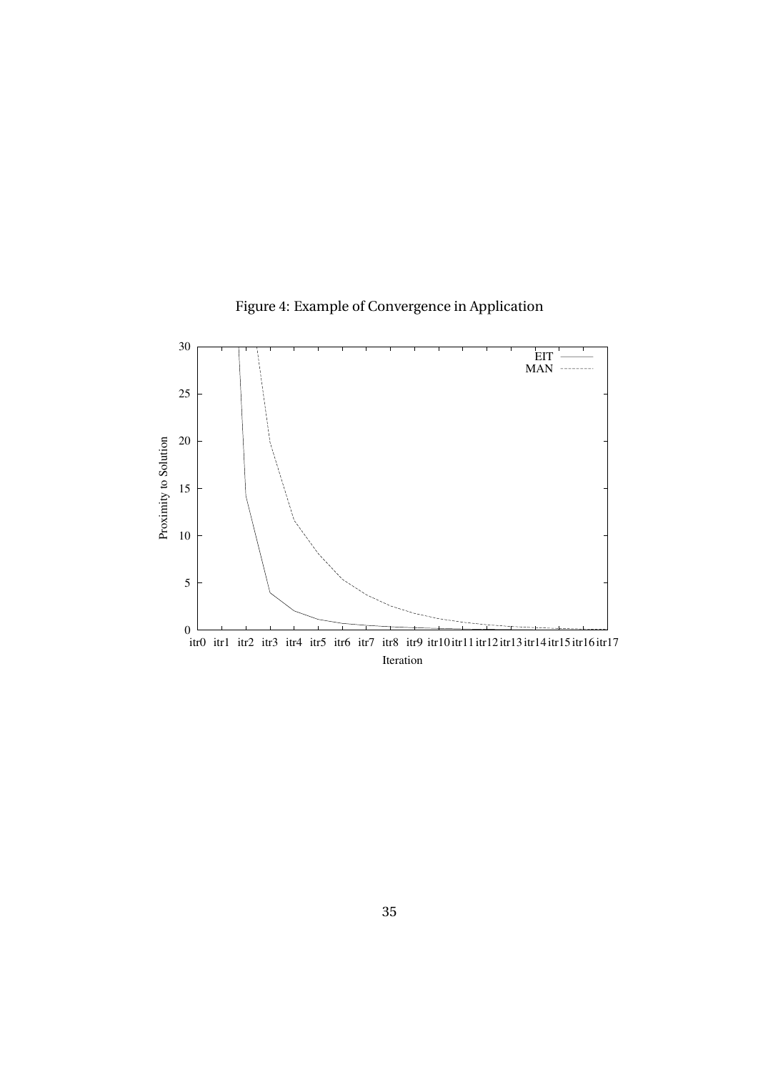Figure 4: Example of Convergence in Application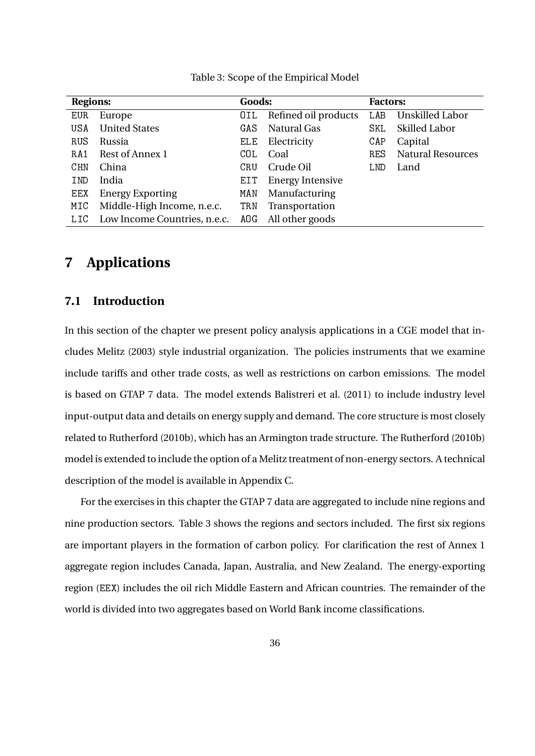Table 3: Scope of the Empirical Model

| **Regions:** | | **Goods:** | | **Factors:** | |
|---|---|---|---|---|---|
| EUR | Europe | OIL | Refined oil products | LAB | Unskilled Labor |
| USA | United States | GAS | Natural Gas | SKL | Skilled Labor |
| RUS | Russia | ELE | Electricity | CAP | Capital |
| RA1 | Rest of Annex 1 | COL | Coal | RES | Natural Resources |
| CHN | China | CRU | Crude Oil | LND | Land |
| IND | India | EIT | Energy Intensive | | |
| EEX | Energy Exporting | MAN | Manufacturing | | |
| MIC | Middle-High Income, n.e.c. | TRN | Transportation | | |
| LIC | Low Income Countries, n.e.c. | AOG | All other goods | | |

# 7 Applications

## 7.1 Introduction

In this section of the chapter we present policy analysis applications in a CGE model that includes Melitz (2003) style industrial organization. The policies instruments that we examine include tariffs and other trade costs, as well as restrictions on carbon emissions. The model is based on GTAP 7 data. The model extends Balistreri et al. (2011) to include industry level input-output data and details on energy supply and demand. The core structure is most closely related to Rutherford (2010b), which has an Armington trade structure. The Rutherford (2010b) model is extended to include the option of a Melitz treatment of non-energy sectors. A technical description of the model is available in Appendix C.

For the exercises in this chapter the GTAP 7 data are aggregated to include nine regions and nine production sectors. Table 3 shows the regions and sectors included. The first six regions are important players in the formation of carbon policy. For clarification the rest of Annex 1 aggregate region includes Canada, Japan, Australia, and New Zealand. The energy-exporting region (EEX) includes the oil rich Middle Eastern and African countries. The remainder of the world is divided into two aggregates based on World Bank income classifications.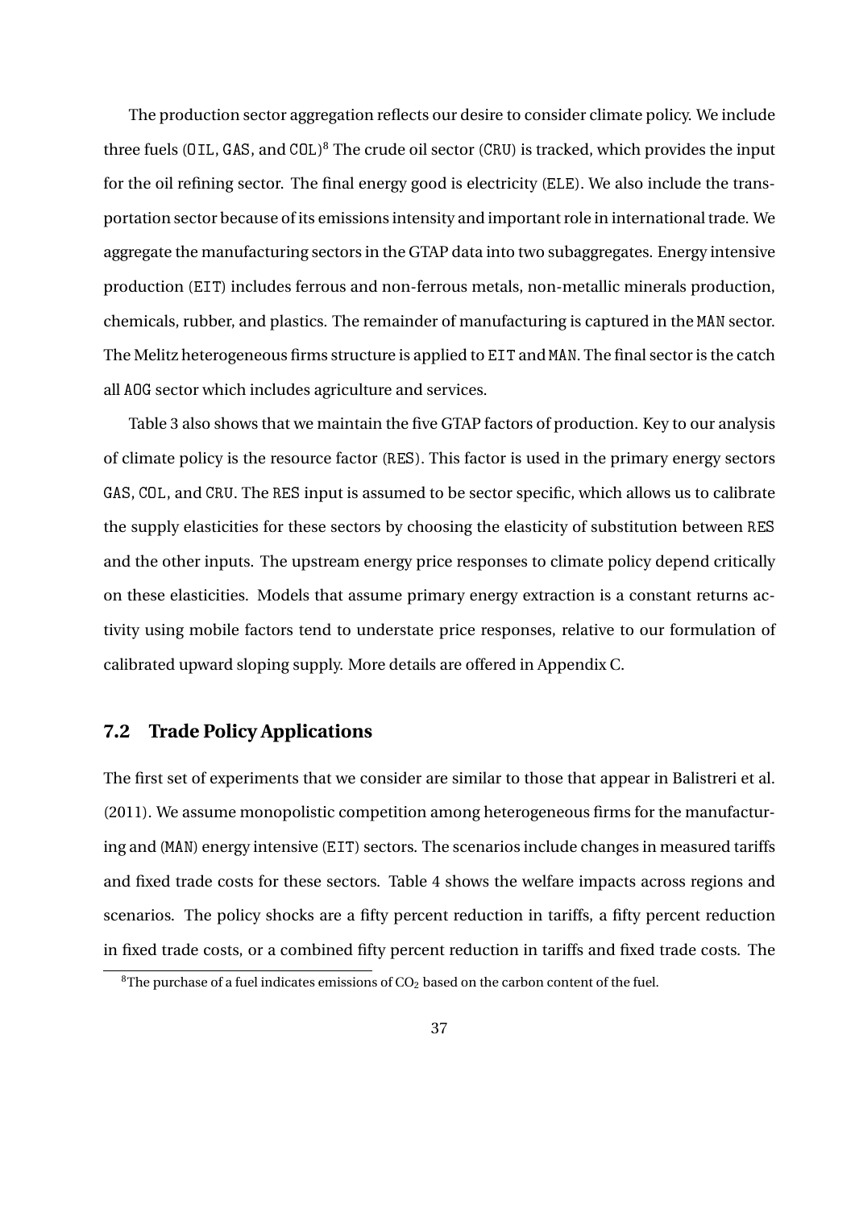The production sector aggregation reflects our desire to consider climate policy. We include three fuels (OIL, GAS, and COL)[8] The crude oil sector (CRU) is tracked, which provides the input for the oil refining sector. The final energy good is electricity (ELE). We also include the transportation sector because of its emissions intensity and important role in international trade. We aggregate the manufacturing sectors in the GTAP data into two subaggregates. Energy intensive production (EIT) includes ferrous and non-ferrous metals, non-metallic minerals production, chemicals, rubber, and plastics. The remainder of manufacturing is captured in the MAN sector. The Melitz heterogeneous firms structure is applied to EIT and MAN. The final sector is the catch all AOG sector which includes agriculture and services.

Table 3 also shows that we maintain the five GTAP factors of production. Key to our analysis of climate policy is the resource factor (RES). This factor is used in the primary energy sectors GAS, COL, and CRU. The RES input is assumed to be sector specific, which allows us to calibrate the supply elasticities for these sectors by choosing the elasticity of substitution between RES and the other inputs. The upstream energy price responses to climate policy depend critically on these elasticities. Models that assume primary energy extraction is a constant returns activity using mobile factors tend to understate price responses, relative to our formulation of calibrated upward sloping supply. More details are offered in Appendix C.

## 7.2 Trade Policy Applications

The first set of experiments that we consider are similar to those that appear in Balistreri et al. (2011). We assume monopolistic competition among heterogeneous firms for the manufacturing and (MAN) energy intensive (EIT) sectors. The scenarios include changes in measured tariffs and fixed trade costs for these sectors. Table 4 shows the welfare impacts across regions and scenarios. The policy shocks are a fifty percent reduction in tariffs, a fifty percent reduction in fixed trade costs, or a combined fifty percent reduction in tariffs and fixed trade costs. The

[8]The purchase of a fuel indicates emissions of $CO_2$ based on the carbon content of the fuel.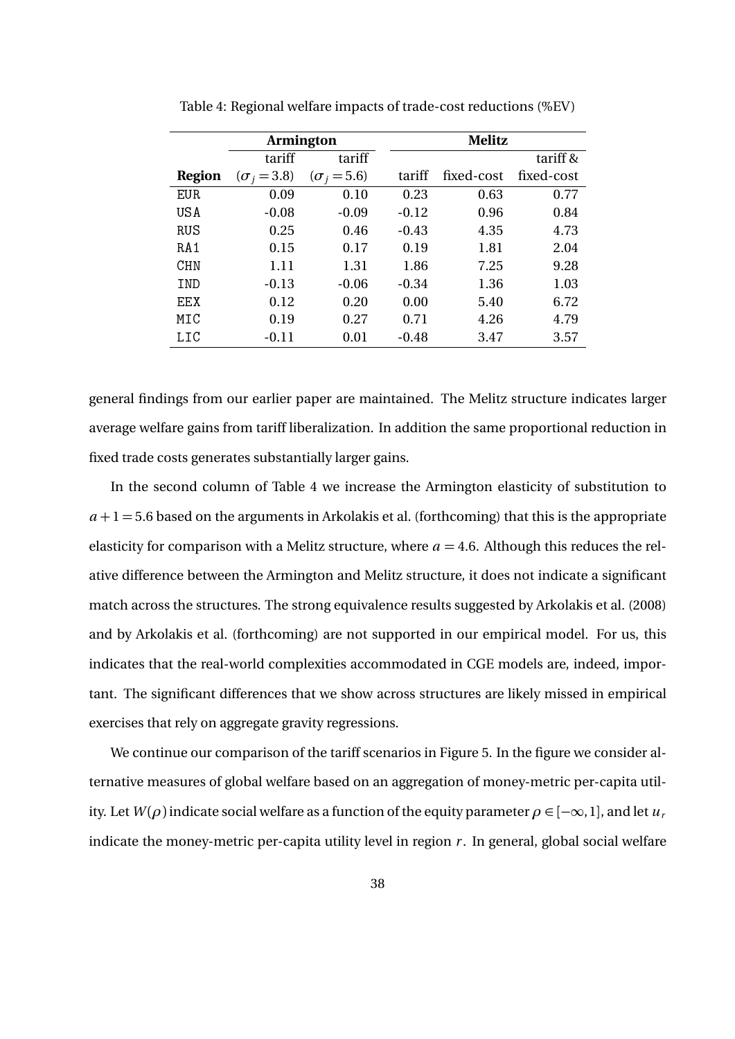Table 4: Regional welfare impacts of trade-cost reductions (%EV)

| | Armington | | Melitz | | |
|---|---|---|---|---|---|
| | tariff | tariff | | | tariff & |
| **Region** | ($\sigma_j = 3.8$) | ($\sigma_j = 5.6$) | tariff | fixed-cost | fixed-cost |
| EUR | 0.09 | 0.10 | 0.23 | 0.63 | 0.77 |
| USA | -0.08 | -0.09 | -0.12 | 0.96 | 0.84 |
| RUS | 0.25 | 0.46 | -0.43 | 4.35 | 4.73 |
| RA1 | 0.15 | 0.17 | 0.19 | 1.81 | 2.04 |
| CHN | 1.11 | 1.31 | 1.86 | 7.25 | 9.28 |
| IND | -0.13 | -0.06 | -0.34 | 1.36 | 1.03 |
| EEX | 0.12 | 0.20 | 0.00 | 5.40 | 6.72 |
| MIC | 0.19 | 0.27 | 0.71 | 4.26 | 4.79 |
| LIC | -0.11 | 0.01 | -0.48 | 3.47 | 3.57 |

general findings from our earlier paper are maintained. The Melitz structure indicates larger average welfare gains from tariff liberalization. In addition the same proportional reduction in fixed trade costs generates substantially larger gains.

In the second column of Table 4 we increase the Armington elasticity of substitution to $a+1 = 5.6$ based on the arguments in Arkolakis et al. (forthcoming) that this is the appropriate elasticity for comparison with a Melitz structure, where $a = 4.6$. Although this reduces the relative difference between the Armington and Melitz structure, it does not indicate a significant match across the structures. The strong equivalence results suggested by Arkolakis et al. (2008) and by Arkolakis et al. (forthcoming) are not supported in our empirical model. For us, this indicates that the real-world complexities accommodated in CGE models are, indeed, important. The significant differences that we show across structures are likely missed in empirical exercises that rely on aggregate gravity regressions.

We continue our comparison of the tariff scenarios in Figure 5. In the figure we consider alternative measures of global welfare based on an aggregation of money-metric per-capita utility. Let $W(\rho)$ indicate social welfare as a function of the equity parameter $\rho \in [-\infty, 1]$, and let $u_r$ indicate the money-metric per-capita utility level in region $r$. In general, global social welfare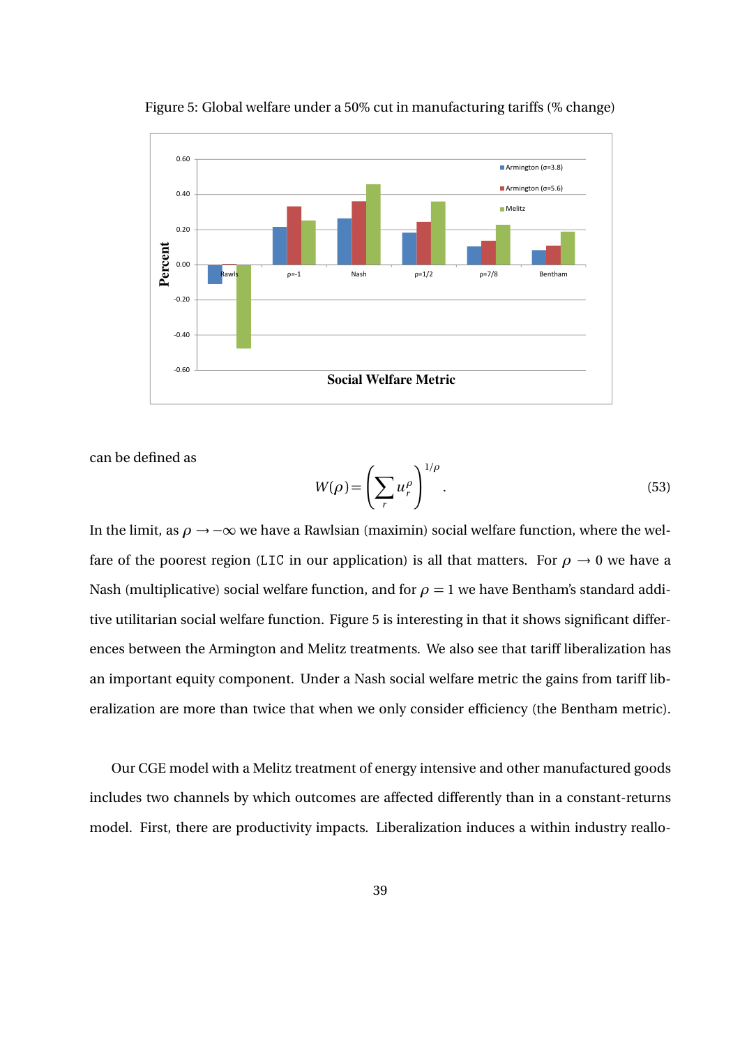Figure 5: Global welfare under a 50% cut in manufacturing tariffs (% change)

can be defined as

$$W(\rho) = \left(\sum_r u_r^\rho\right)^{1/\rho}. \tag{53}$$

In the limit, as $\rho \to -\infty$ we have a Rawlsian (maximin) social welfare function, where the welfare of the poorest region (`LIC` in our application) is all that matters. For $\rho \to 0$ we have a Nash (multiplicative) social welfare function, and for $\rho = 1$ we have Bentham's standard additive utilitarian social welfare function. Figure 5 is interesting in that it shows significant differences between the Armington and Melitz treatments. We also see that tariff liberalization has an important equity component. Under a Nash social welfare metric the gains from tariff liberalization are more than twice that when we only consider efficiency (the Bentham metric).

Our CGE model with a Melitz treatment of energy intensive and other manufactured goods includes two channels by which outcomes are affected differently than in a constant-returns model. First, there are productivity impacts. Liberalization induces a within industry reallo-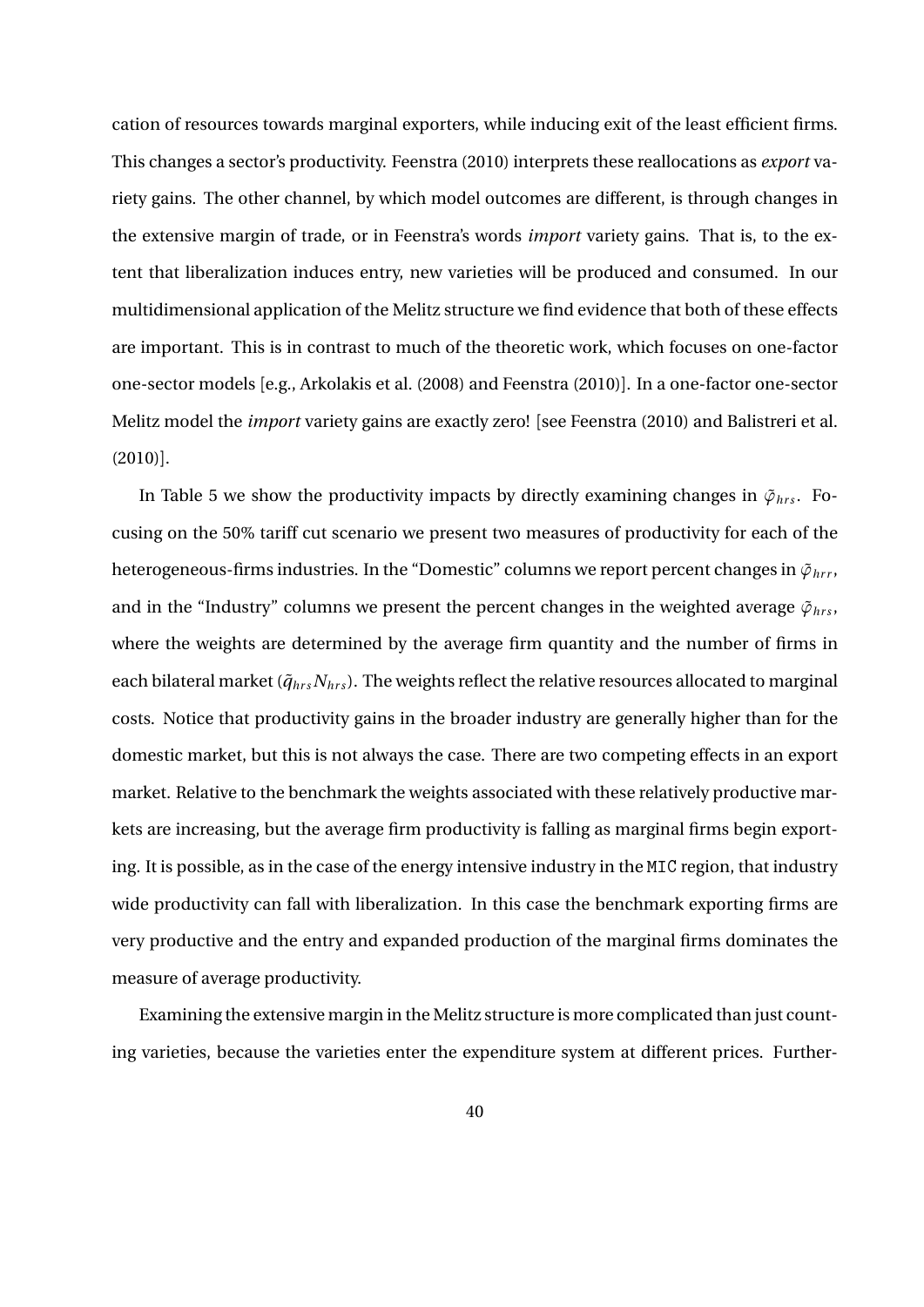cation of resources towards marginal exporters, while inducing exit of the least efficient firms. This changes a sector's productivity. Feenstra (2010) interprets these reallocations as *export* variety gains. The other channel, by which model outcomes are different, is through changes in the extensive margin of trade, or in Feenstra's words *import* variety gains. That is, to the extent that liberalization induces entry, new varieties will be produced and consumed. In our multidimensional application of the Melitz structure we find evidence that both of these effects are important. This is in contrast to much of the theoretic work, which focuses on one-factor one-sector models [e.g., Arkolakis et al. (2008) and Feenstra (2010)]. In a one-factor one-sector Melitz model the *import* variety gains are exactly zero! [see Feenstra (2010) and Balistreri et al. (2010)].

In Table 5 we show the productivity impacts by directly examining changes in $\tilde{\varphi}_{hrs}$. Focusing on the 50% tariff cut scenario we present two measures of productivity for each of the heterogeneous-firms industries. In the "Domestic" columns we report percent changes in $\tilde{\varphi}_{hrr}$, and in the "Industry" columns we present the percent changes in the weighted average $\tilde{\varphi}_{hrs}$, where the weights are determined by the average firm quantity and the number of firms in each bilateral market ($\tilde{q}_{hrs}N_{hrs}$). The weights reflect the relative resources allocated to marginal costs. Notice that productivity gains in the broader industry are generally higher than for the domestic market, but this is not always the case. There are two competing effects in an export market. Relative to the benchmark the weights associated with these relatively productive markets are increasing, but the average firm productivity is falling as marginal firms begin exporting. It is possible, as in the case of the energy intensive industry in the `MIC` region, that industry wide productivity can fall with liberalization. In this case the benchmark exporting firms are very productive and the entry and expanded production of the marginal firms dominates the measure of average productivity.

Examining the extensive margin in the Melitz structure is more complicated than just counting varieties, because the varieties enter the expenditure system at different prices. Further-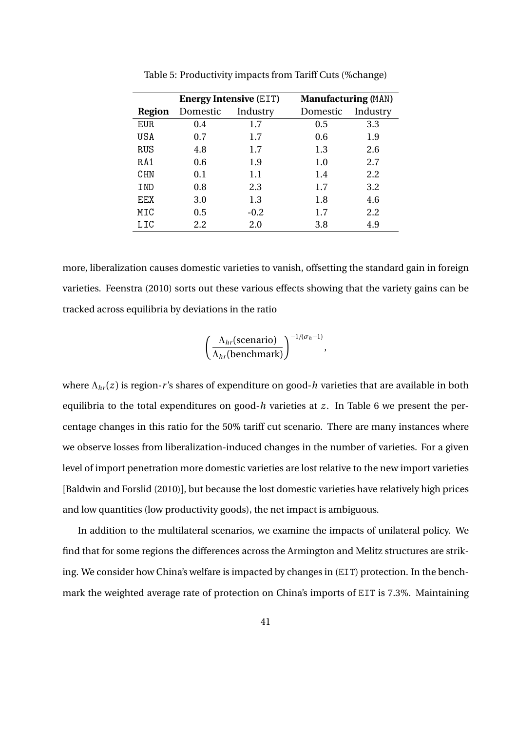Table 5: Productivity impacts from Tariff Cuts (%change)

| | **Energy Intensive** (EIT) | | **Manufacturing** (MAN) | |
|---|---|---|---|---|
| **Region** | Domestic | Industry | Domestic | Industry |
| EUR | 0.4 | 1.7 | 0.5 | 3.3 |
| USA | 0.7 | 1.7 | 0.6 | 1.9 |
| RUS | 4.8 | 1.7 | 1.3 | 2.6 |
| RA1 | 0.6 | 1.9 | 1.0 | 2.7 |
| CHN | 0.1 | 1.1 | 1.4 | 2.2 |
| IND | 0.8 | 2.3 | 1.7 | 3.2 |
| EEX | 3.0 | 1.3 | 1.8 | 4.6 |
| MIC | 0.5 | -0.2 | 1.7 | 2.2 |
| LIC | 2.2 | 2.0 | 3.8 | 4.9 |

more, liberalization causes domestic varieties to vanish, offsetting the standard gain in foreign varieties. Feenstra (2010) sorts out these various effects showing that the variety gains can be tracked across equilibria by deviations in the ratio

$$\left(\frac{\Lambda_{hr}(\text{scenario})}{\Lambda_{hr}(\text{benchmark})}\right)^{-1/(\sigma_h - 1)},$$

where $\Lambda_{hr}(z)$ is region-$r$'s shares of expenditure on good-$h$ varieties that are available in both equilibria to the total expenditures on good-$h$ varieties at $z$. In Table 6 we present the percentage changes in this ratio for the 50% tariff cut scenario. There are many instances where we observe losses from liberalization-induced changes in the number of varieties. For a given level of import penetration more domestic varieties are lost relative to the new import varieties [Baldwin and Forslid (2010)], but because the lost domestic varieties have relatively high prices and low quantities (low productivity goods), the net impact is ambiguous.

In addition to the multilateral scenarios, we examine the impacts of unilateral policy. We find that for some regions the differences across the Armington and Melitz structures are striking. We consider how China's welfare is impacted by changes in (EIT) protection. In the benchmark the weighted average rate of protection on China's imports of EIT is 7.3%. Maintaining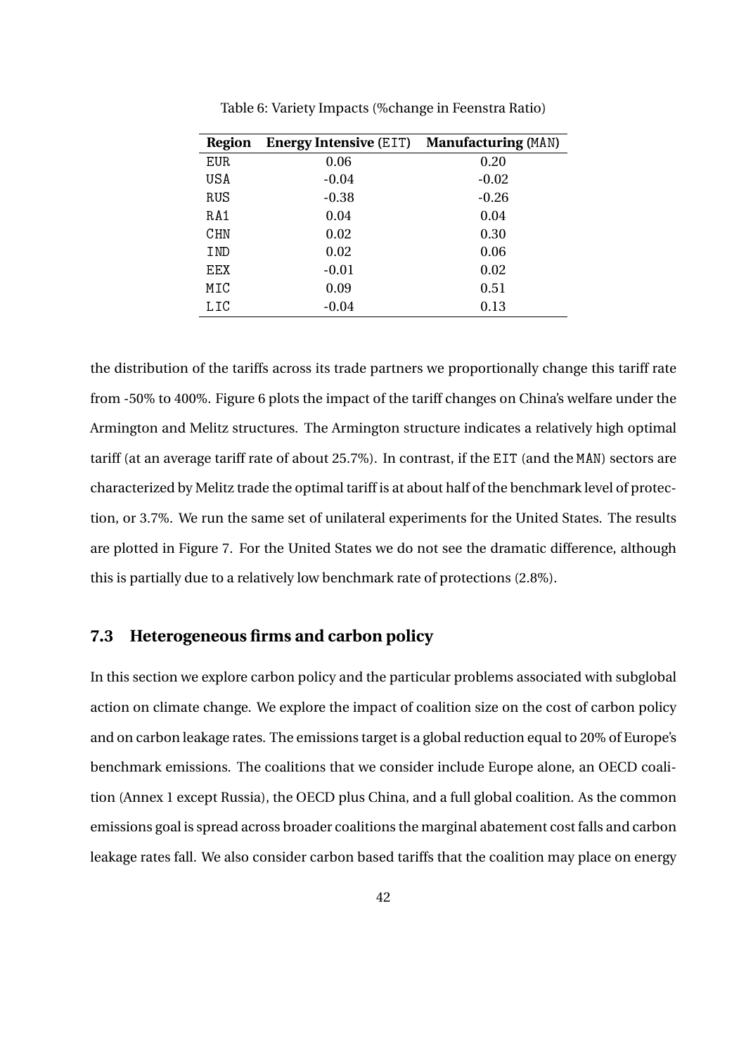Table 6: Variety Impacts (%change in Feenstra Ratio)

| Region | Energy Intensive (EIT) | Manufacturing (MAN) |
|---|---|---|
| EUR | 0.06 | 0.20 |
| USA | -0.04 | -0.02 |
| RUS | -0.38 | -0.26 |
| RA1 | 0.04 | 0.04 |
| CHN | 0.02 | 0.30 |
| IND | 0.02 | 0.06 |
| EEX | -0.01 | 0.02 |
| MIC | 0.09 | 0.51 |
| LIC | -0.04 | 0.13 |

the distribution of the tariffs across its trade partners we proportionally change this tariff rate from -50% to 400%. Figure 6 plots the impact of the tariff changes on China's welfare under the Armington and Melitz structures. The Armington structure indicates a relatively high optimal tariff (at an average tariff rate of about 25.7%). In contrast, if the EIT (and the MAN) sectors are characterized by Melitz trade the optimal tariff is at about half of the benchmark level of protection, or 3.7%. We run the same set of unilateral experiments for the United States. The results are plotted in Figure 7. For the United States we do not see the dramatic difference, although this is partially due to a relatively low benchmark rate of protections (2.8%).

### 7.3 Heterogeneous firms and carbon policy

In this section we explore carbon policy and the particular problems associated with subglobal action on climate change. We explore the impact of coalition size on the cost of carbon policy and on carbon leakage rates. The emissions target is a global reduction equal to 20% of Europe's benchmark emissions. The coalitions that we consider include Europe alone, an OECD coalition (Annex 1 except Russia), the OECD plus China, and a full global coalition. As the common emissions goal is spread across broader coalitions the marginal abatement cost falls and carbon leakage rates fall. We also consider carbon based tariffs that the coalition may place on energy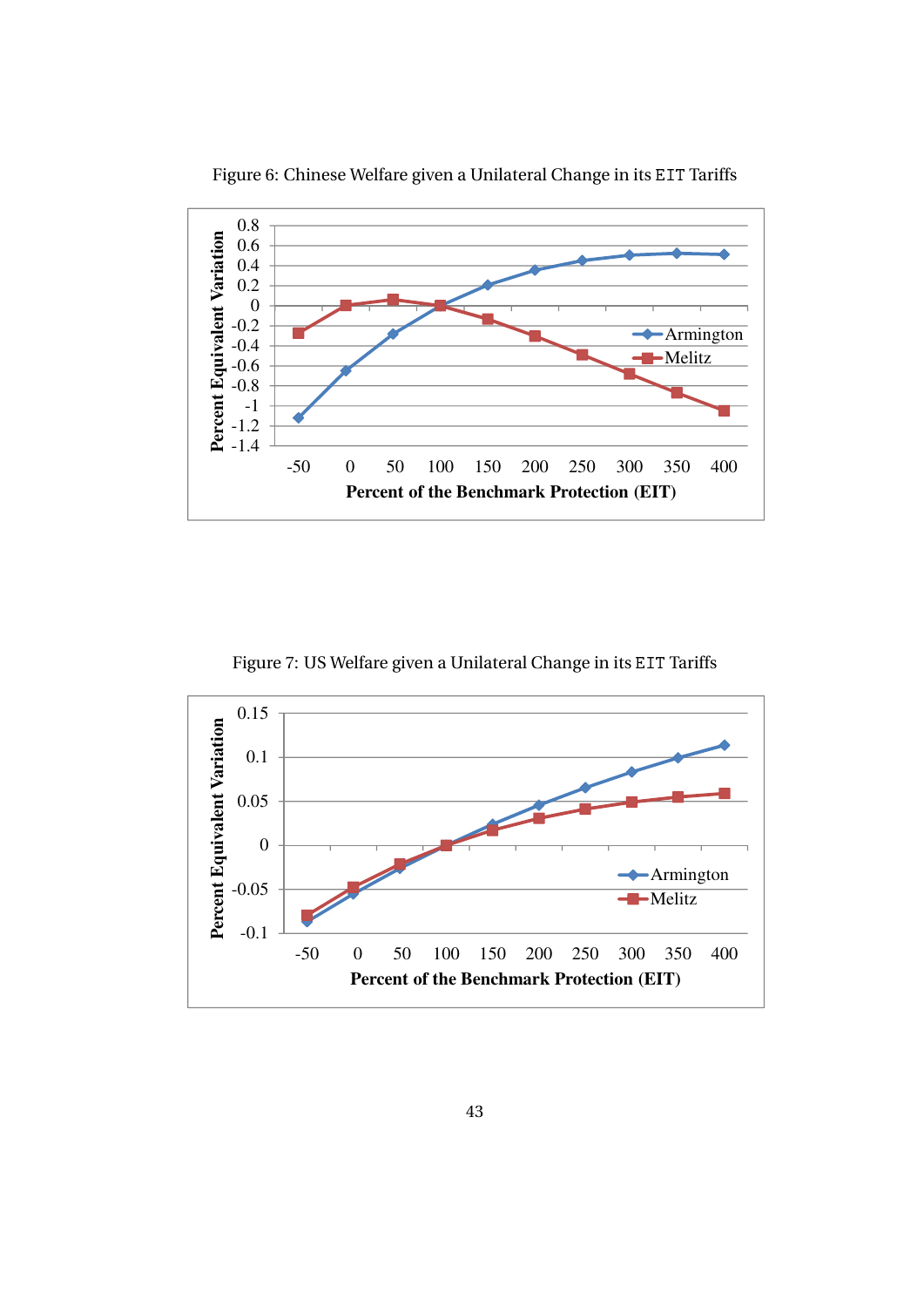Figure 6: Chinese Welfare given a Unilateral Change in its `EIT` Tariffs

Figure 7: US Welfare given a Unilateral Change in its `EIT` Tariffs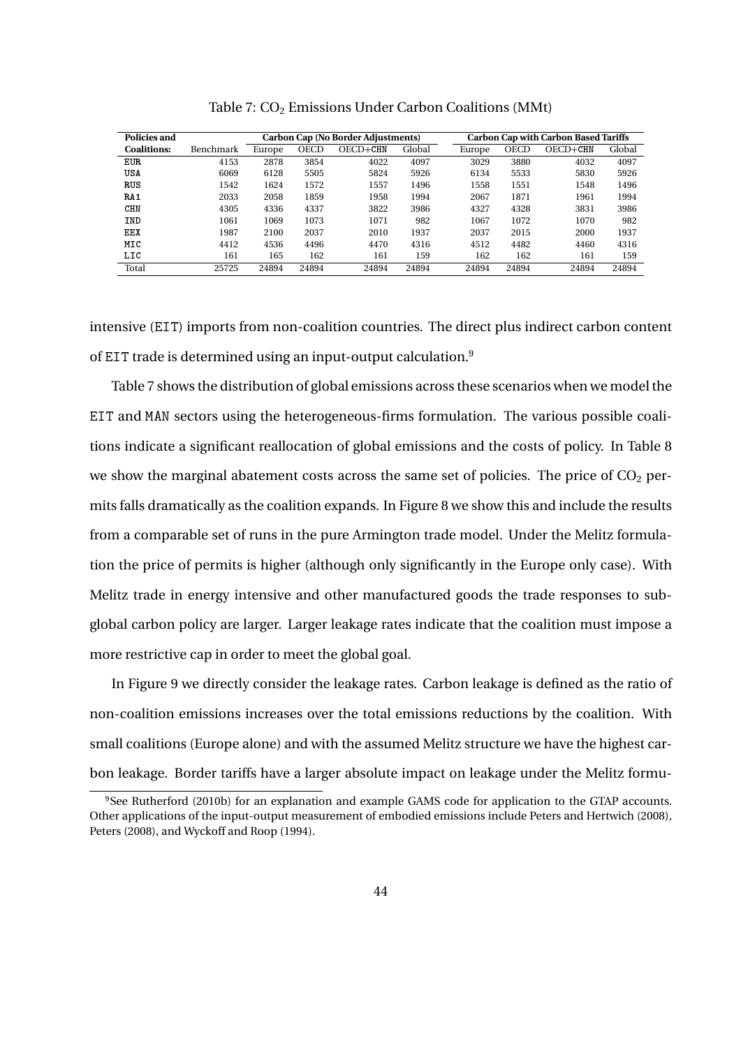Table 7: $CO_2$ Emissions Under Carbon Coalitions (MMt)

| Policies and | | Carbon Cap (No Border Adjustments) | | | | Carbon Cap with Carbon Based Tariffs | | | |
|---|---|---|---|---|---|---|---|---|---|
| **Coalitions:** | Benchmark | Europe | OECD | OECD+CHN | Global | Europe | OECD | OECD+CHN | Global |
| EUR | 4153 | 2878 | 3854 | 4022 | 4097 | 3029 | 3880 | 4032 | 4097 |
| USA | 6069 | 6128 | 5505 | 5824 | 5926 | 6134 | 5533 | 5830 | 5926 |
| RUS | 1542 | 1624 | 1572 | 1557 | 1496 | 1558 | 1551 | 1548 | 1496 |
| RA1 | 2033 | 2058 | 1859 | 1958 | 1994 | 2067 | 1871 | 1961 | 1994 |
| CHN | 4305 | 4336 | 4337 | 3822 | 3986 | 4327 | 4328 | 3831 | 3986 |
| IND | 1061 | 1069 | 1073 | 1071 | 982 | 1067 | 1072 | 1070 | 982 |
| EEX | 1987 | 2100 | 2037 | 2010 | 1937 | 2037 | 2015 | 2000 | 1937 |
| MIC | 4412 | 4536 | 4496 | 4470 | 4316 | 4512 | 4482 | 4460 | 4316 |
| LIC | 161 | 165 | 162 | 161 | 159 | 162 | 162 | 161 | 159 |
| Total | 25725 | 24894 | 24894 | 24894 | 24894 | 24894 | 24894 | 24894 | 24894 |

intensive (EIT) imports from non-coalition countries. The direct plus indirect carbon content of EIT trade is determined using an input-output calculation.[9]

Table 7 shows the distribution of global emissions across these scenarios when we model the EIT and MAN sectors using the heterogeneous-firms formulation. The various possible coalitions indicate a significant reallocation of global emissions and the costs of policy. In Table 8 we show the marginal abatement costs across the same set of policies. The price of $CO_2$ permits falls dramatically as the coalition expands. In Figure 8 we show this and include the results from a comparable set of runs in the pure Armington trade model. Under the Melitz formulation the price of permits is higher (although only significantly in the Europe only case). With Melitz trade in energy intensive and other manufactured goods the trade responses to sub-global carbon policy are larger. Larger leakage rates indicate that the coalition must impose a more restrictive cap in order to meet the global goal.

In Figure 9 we directly consider the leakage rates. Carbon leakage is defined as the ratio of non-coalition emissions increases over the total emissions reductions by the coalition. With small coalitions (Europe alone) and with the assumed Melitz structure we have the highest carbon leakage. Border tariffs have a larger absolute impact on leakage under the Melitz formu-

[9] See Rutherford (2010b) for an explanation and example GAMS code for application to the GTAP accounts. Other applications of the input-output measurement of embodied emissions include Peters and Hertwich (2008), Peters (2008), and Wyckoff and Roop (1994).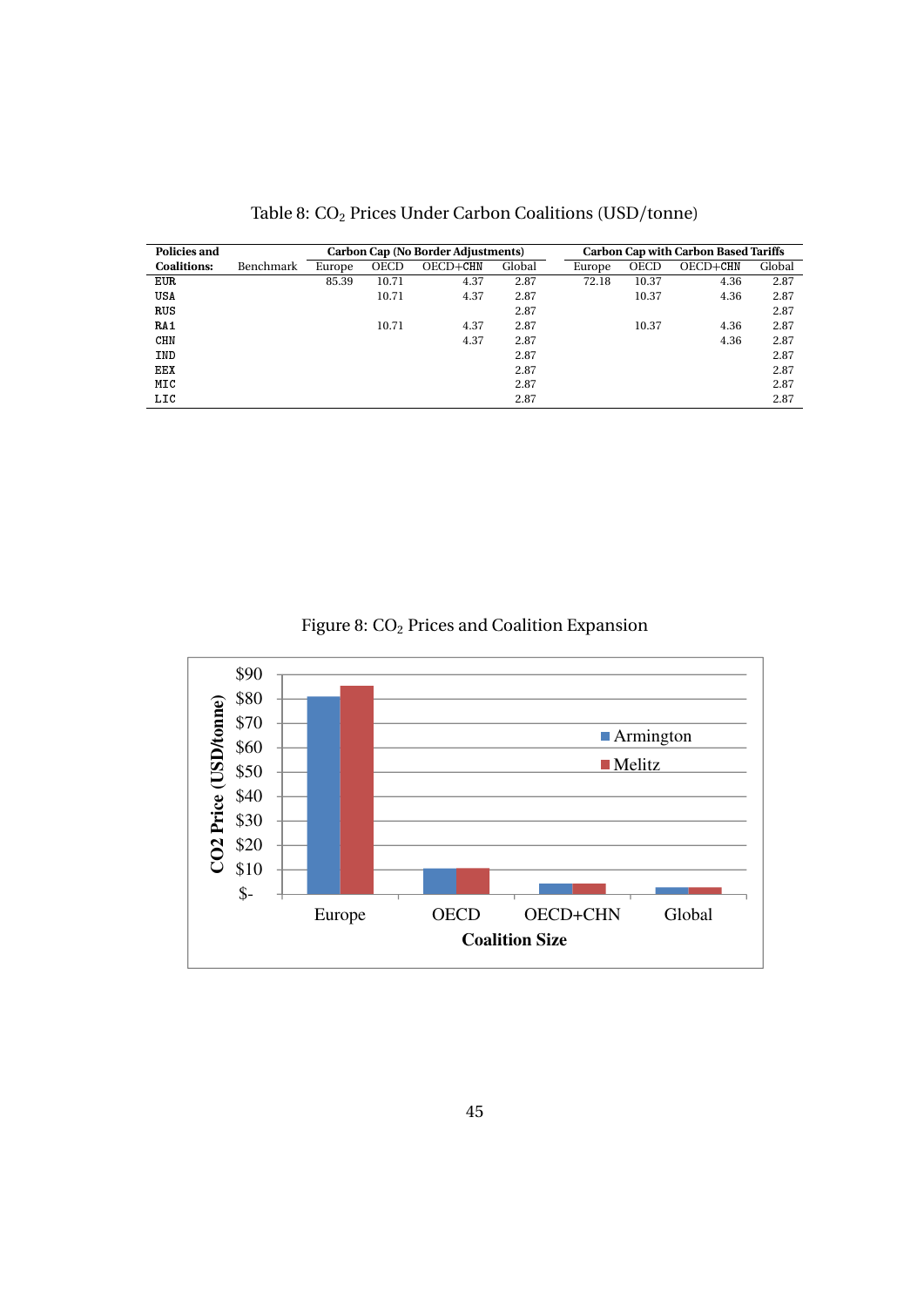Table 8: $CO_2$ Prices Under Carbon Coalitions (USD/tonne)

| Policies and | | Carbon Cap (No Border Adjustments) | | | | Carbon Cap with Carbon Based Tariffs | | | |
|---|---|---|---|---|---|---|---|---|---|
| **Coalitions:** | Benchmark | Europe | OECD | OECD+CHN | Global | Europe | OECD | OECD+CHN | Global |
| EUR | | 85.39 | 10.71 | 4.37 | 2.87 | 72.18 | 10.37 | 4.36 | 2.87 |
| USA | | | 10.71 | 4.37 | 2.87 | | 10.37 | 4.36 | 2.87 |
| RUS | | | | | 2.87 | | | | 2.87 |
| RA1 | | | 10.71 | 4.37 | 2.87 | | 10.37 | 4.36 | 2.87 |
| CHN | | | | 4.37 | 2.87 | | | 4.36 | 2.87 |
| IND | | | | | 2.87 | | | | 2.87 |
| EEX | | | | | 2.87 | | | | 2.87 |
| MIC | | | | | 2.87 | | | | 2.87 |
| LIC | | | | | 2.87 | | | | 2.87 |

Figure 8: $CO_2$ Prices and Coalition Expansion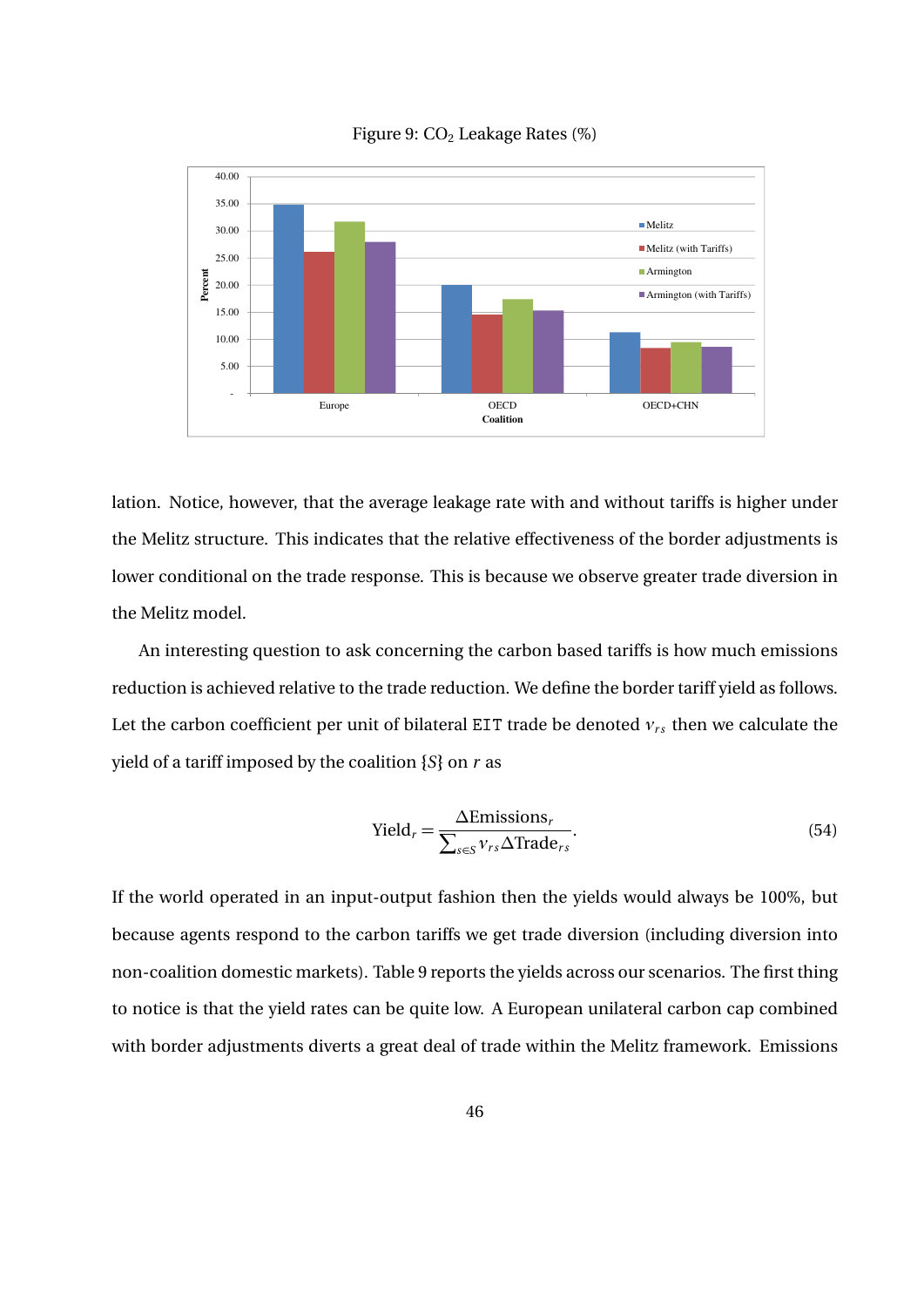Figure 9: $CO_2$ Leakage Rates (%)

lation. Notice, however, that the average leakage rate with and without tariffs is higher under the Melitz structure. This indicates that the relative effectiveness of the border adjustments is lower conditional on the trade response. This is because we observe greater trade diversion in the Melitz model.

An interesting question to ask concerning the carbon based tariffs is how much emissions reduction is achieved relative to the trade reduction. We define the border tariff yield as follows. Let the carbon coefficient per unit of bilateral EIT trade be denoted $v_{rs}$ then we calculate the yield of a tariff imposed by the coalition $\{S\}$ on $r$ as

$$\text{Yield}_r = \frac{\Delta\text{Emissions}_r}{\sum_{s \in S} v_{rs} \Delta\text{Trade}_{rs}}. \tag{54}$$

If the world operated in an input-output fashion then the yields would always be 100%, but because agents respond to the carbon tariffs we get trade diversion (including diversion into non-coalition domestic markets). Table 9 reports the yields across our scenarios. The first thing to notice is that the yield rates can be quite low. A European unilateral carbon cap combined with border adjustments diverts a great deal of trade within the Melitz framework. Emissions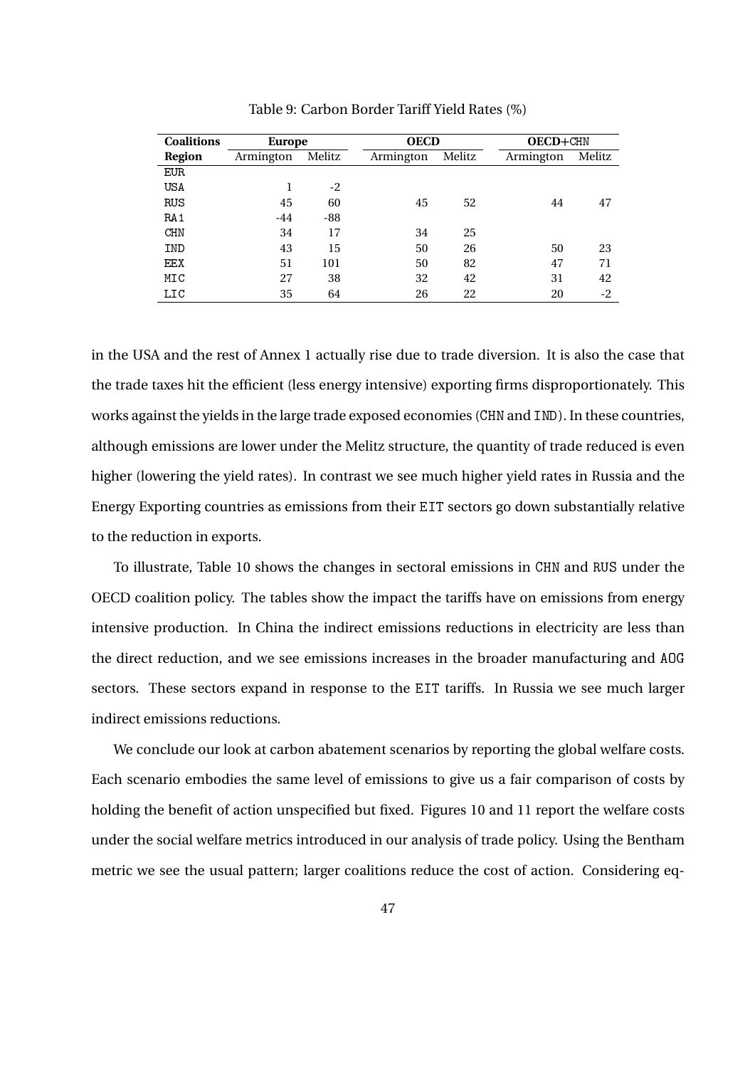Table 9: Carbon Border Tariff Yield Rates (%)

| **Coalitions** | **Europe** | | **OECD** | | **OECD+CHN** | |
|---|---|---|---|---|---|---|
| **Region** | Armington | Melitz | Armington | Melitz | Armington | Melitz |
| EUR | | | | | | |
| USA | 1 | -2 | | | | |
| RUS | 45 | 60 | 45 | 52 | 44 | 47 |
| RA1 | -44 | -88 | | | | |
| CHN | 34 | 17 | 34 | 25 | | |
| IND | 43 | 15 | 50 | 26 | 50 | 23 |
| EEX | 51 | 101 | 50 | 82 | 47 | 71 |
| MIC | 27 | 38 | 32 | 42 | 31 | 42 |
| LIC | 35 | 64 | 26 | 22 | 20 | -2 |

in the USA and the rest of Annex 1 actually rise due to trade diversion. It is also the case that the trade taxes hit the efficient (less energy intensive) exporting firms disproportionately. This works against the yields in the large trade exposed economies (CHN and IND). In these countries, although emissions are lower under the Melitz structure, the quantity of trade reduced is even higher (lowering the yield rates). In contrast we see much higher yield rates in Russia and the Energy Exporting countries as emissions from their EIT sectors go down substantially relative to the reduction in exports.

To illustrate, Table 10 shows the changes in sectoral emissions in CHN and RUS under the OECD coalition policy. The tables show the impact the tariffs have on emissions from energy intensive production. In China the indirect emissions reductions in electricity are less than the direct reduction, and we see emissions increases in the broader manufacturing and AOG sectors. These sectors expand in response to the EIT tariffs. In Russia we see much larger indirect emissions reductions.

We conclude our look at carbon abatement scenarios by reporting the global welfare costs. Each scenario embodies the same level of emissions to give us a fair comparison of costs by holding the benefit of action unspecified but fixed. Figures 10 and 11 report the welfare costs under the social welfare metrics introduced in our analysis of trade policy. Using the Bentham metric we see the usual pattern; larger coalitions reduce the cost of action. Considering eq-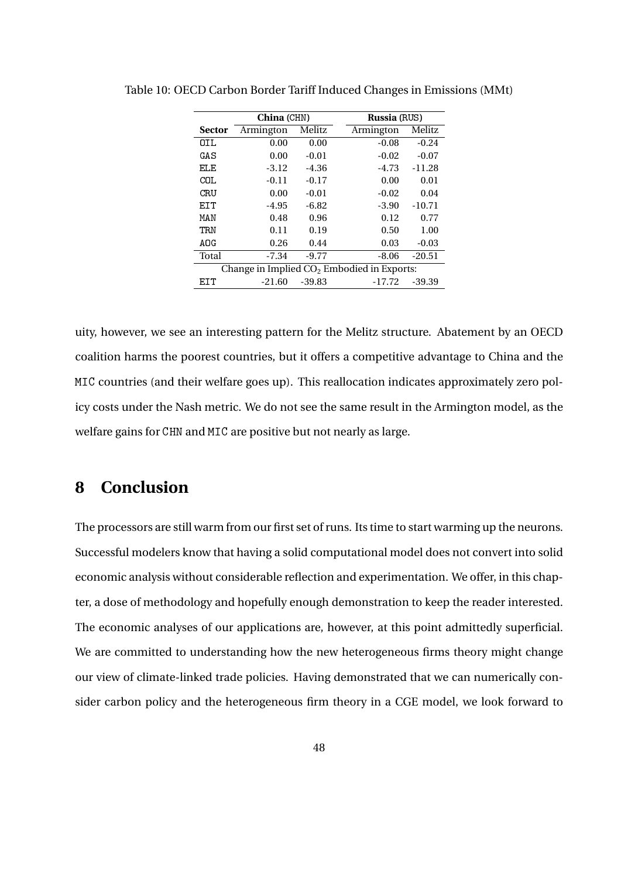Table 10: OECD Carbon Border Tariff Induced Changes in Emissions (MMt)

| | China (CHN) | | Russia (RUS) | |
|---|---|---|---|---|
| **Sector** | Armington | Melitz | Armington | Melitz |
| OIL | 0.00 | 0.00 | -0.08 | -0.24 |
| GAS | 0.00 | -0.01 | -0.02 | -0.07 |
| ELE | -3.12 | -4.36 | -4.73 | -11.28 |
| COL | -0.11 | -0.17 | 0.00 | 0.01 |
| CRU | 0.00 | -0.01 | -0.02 | 0.04 |
| EIT | -4.95 | -6.82 | -3.90 | -10.71 |
| MAN | 0.48 | 0.96 | 0.12 | 0.77 |
| TRN | 0.11 | 0.19 | 0.50 | 1.00 |
| AOG | 0.26 | 0.44 | 0.03 | -0.03 |
| Total | -7.34 | -9.77 | -8.06 | -20.51 |
| Change in Implied $CO_2$ Embodied in Exports: | | | | |
| EIT | -21.60 | -39.83 | -17.72 | -39.39 |

uity, however, we see an interesting pattern for the Melitz structure. Abatement by an OECD coalition harms the poorest countries, but it offers a competitive advantage to China and the MIC countries (and their welfare goes up). This reallocation indicates approximately zero policy costs under the Nash metric. We do not see the same result in the Armington model, as the welfare gains for CHN and MIC are positive but not nearly as large.

# 8 Conclusion

The processors are still warm from our first set of runs. Its time to start warming up the neurons. Successful modelers know that having a solid computational model does not convert into solid economic analysis without considerable reflection and experimentation. We offer, in this chapter, a dose of methodology and hopefully enough demonstration to keep the reader interested. The economic analyses of our applications are, however, at this point admittedly superficial. We are committed to understanding how the new heterogeneous firms theory might change our view of climate-linked trade policies. Having demonstrated that we can numerically consider carbon policy and the heterogeneous firm theory in a CGE model, we look forward to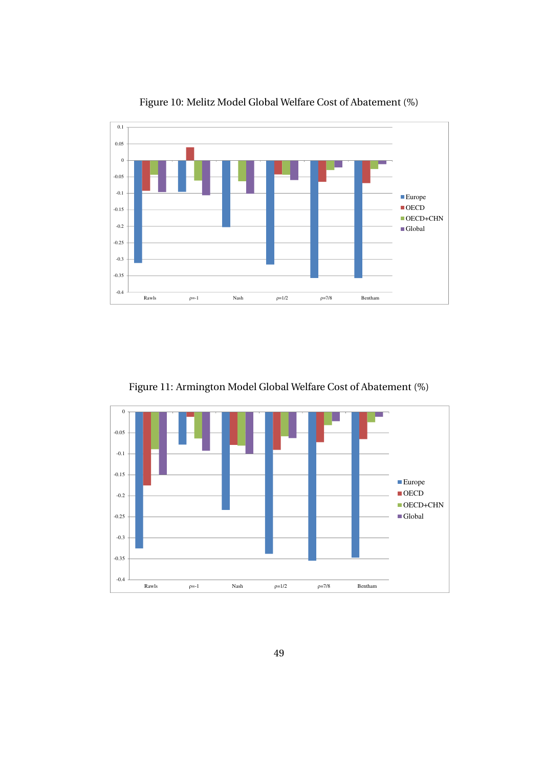Figure 10: Melitz Model Global Welfare Cost of Abatement (%)

Figure 11: Armington Model Global Welfare Cost of Abatement (%)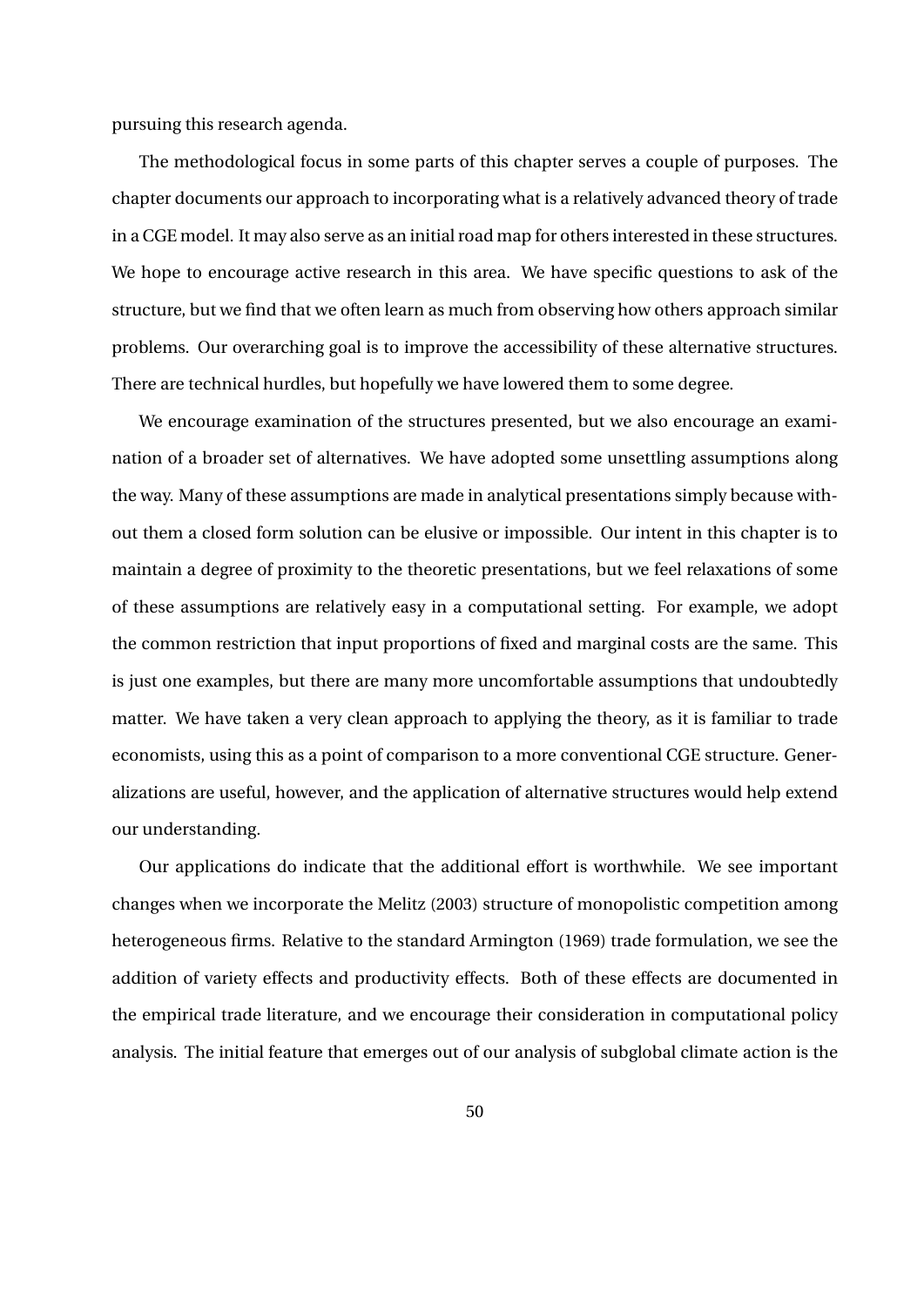pursuing this research agenda.

The methodological focus in some parts of this chapter serves a couple of purposes. The chapter documents our approach to incorporating what is a relatively advanced theory of trade in a CGE model. It may also serve as an initial road map for others interested in these structures. We hope to encourage active research in this area. We have specific questions to ask of the structure, but we find that we often learn as much from observing how others approach similar problems. Our overarching goal is to improve the accessibility of these alternative structures. There are technical hurdles, but hopefully we have lowered them to some degree.

We encourage examination of the structures presented, but we also encourage an examination of a broader set of alternatives. We have adopted some unsettling assumptions along the way. Many of these assumptions are made in analytical presentations simply because without them a closed form solution can be elusive or impossible. Our intent in this chapter is to maintain a degree of proximity to the theoretic presentations, but we feel relaxations of some of these assumptions are relatively easy in a computational setting. For example, we adopt the common restriction that input proportions of fixed and marginal costs are the same. This is just one examples, but there are many more uncomfortable assumptions that undoubtedly matter. We have taken a very clean approach to applying the theory, as it is familiar to trade economists, using this as a point of comparison to a more conventional CGE structure. Generalizations are useful, however, and the application of alternative structures would help extend our understanding.

Our applications do indicate that the additional effort is worthwhile. We see important changes when we incorporate the Melitz (2003) structure of monopolistic competition among heterogeneous firms. Relative to the standard Armington (1969) trade formulation, we see the addition of variety effects and productivity effects. Both of these effects are documented in the empirical trade literature, and we encourage their consideration in computational policy analysis. The initial feature that emerges out of our analysis of subglobal climate action is the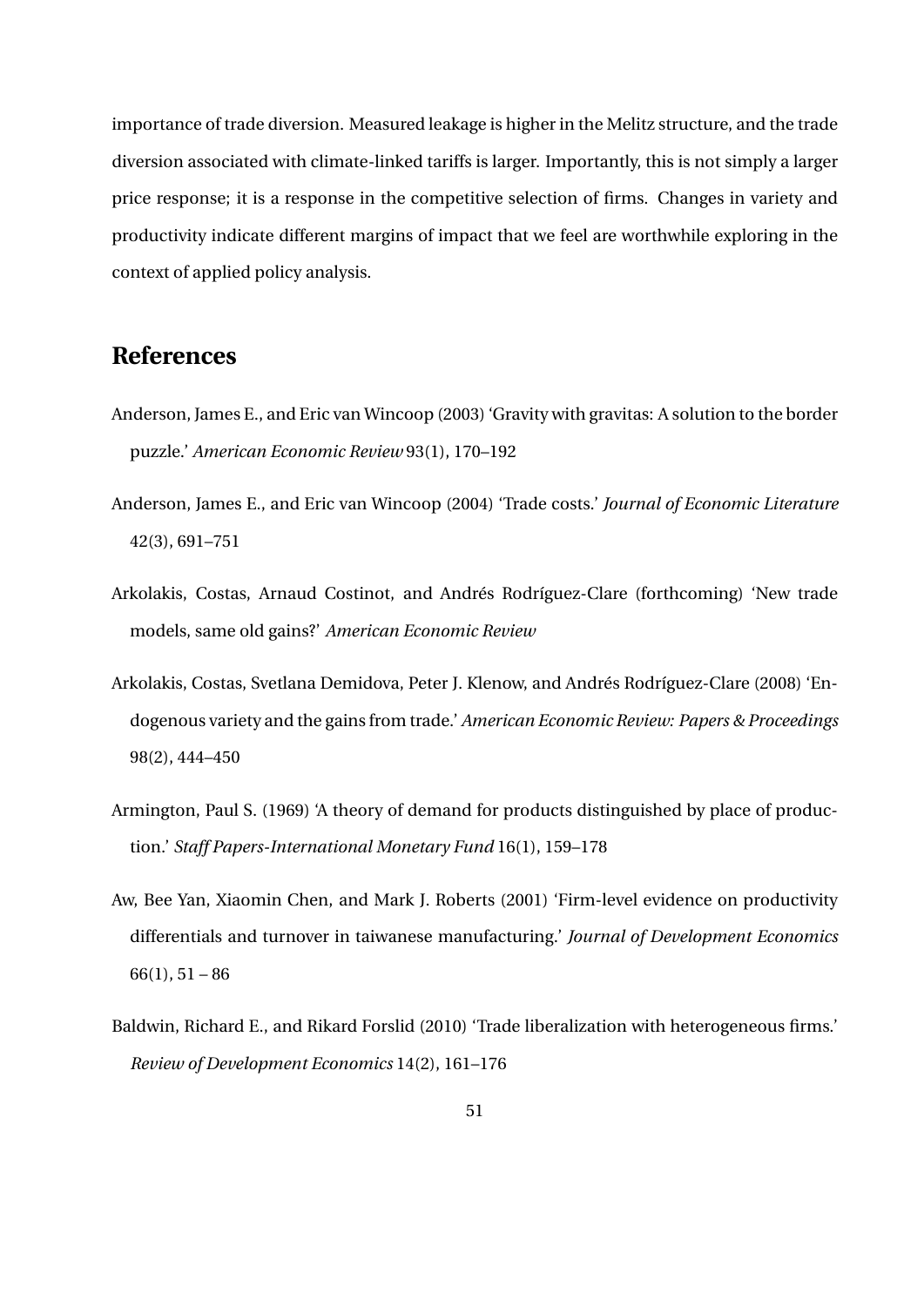importance of trade diversion. Measured leakage is higher in the Melitz structure, and the trade diversion associated with climate-linked tariffs is larger. Importantly, this is not simply a larger price response; it is a response in the competitive selection of firms. Changes in variety and productivity indicate different margins of impact that we feel are worthwhile exploring in the context of applied policy analysis.

## References

Anderson, James E., and Eric van Wincoop (2003) 'Gravity with gravitas: A solution to the border puzzle.' *American Economic Review* 93(1), 170–192

Anderson, James E., and Eric van Wincoop (2004) 'Trade costs.' *Journal of Economic Literature* 42(3), 691–751

Arkolakis, Costas, Arnaud Costinot, and Andrés Rodríguez-Clare (forthcoming) 'New trade models, same old gains?' *American Economic Review*

Arkolakis, Costas, Svetlana Demidova, Peter J. Klenow, and Andrés Rodríguez-Clare (2008) 'Endogenous variety and the gains from trade.' *American Economic Review: Papers & Proceedings* 98(2), 444–450

Armington, Paul S. (1969) 'A theory of demand for products distinguished by place of production.' *Staff Papers-International Monetary Fund* 16(1), 159–178

Aw, Bee Yan, Xiaomin Chen, and Mark J. Roberts (2001) 'Firm-level evidence on productivity differentials and turnover in taiwanese manufacturing.' *Journal of Development Economics* 66(1), 51 – 86

Baldwin, Richard E., and Rikard Forslid (2010) 'Trade liberalization with heterogeneous firms.' *Review of Development Economics* 14(2), 161–176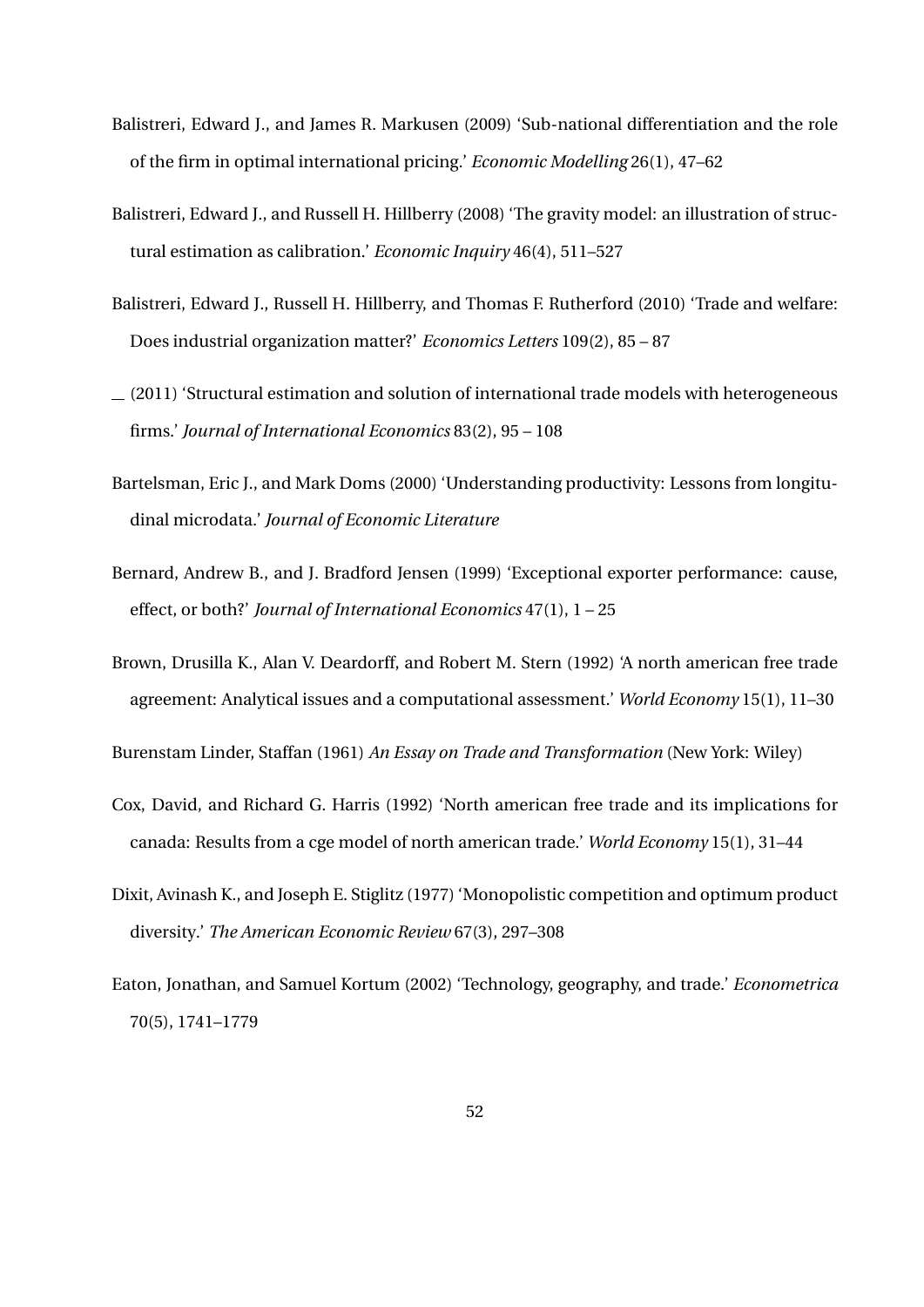Balistreri, Edward J., and James R. Markusen (2009) 'Sub-national differentiation and the role of the firm in optimal international pricing.' *Economic Modelling* 26(1), 47–62

Balistreri, Edward J., and Russell H. Hillberry (2008) 'The gravity model: an illustration of structural estimation as calibration.' *Economic Inquiry* 46(4), 511–527

Balistreri, Edward J., Russell H. Hillberry, and Thomas F. Rutherford (2010) 'Trade and welfare: Does industrial organization matter?' *Economics Letters* 109(2), 85 – 87

— (2011) 'Structural estimation and solution of international trade models with heterogeneous firms.' *Journal of International Economics* 83(2), 95 – 108

Bartelsman, Eric J., and Mark Doms (2000) 'Understanding productivity: Lessons from longitudinal microdata.' *Journal of Economic Literature*

Bernard, Andrew B., and J. Bradford Jensen (1999) 'Exceptional exporter performance: cause, effect, or both?' *Journal of International Economics* 47(1), 1 – 25

Brown, Drusilla K., Alan V. Deardorff, and Robert M. Stern (1992) 'A north american free trade agreement: Analytical issues and a computational assessment.' *World Economy* 15(1), 11–30

Burenstam Linder, Staffan (1961) *An Essay on Trade and Transformation* (New York: Wiley)

Cox, David, and Richard G. Harris (1992) 'North american free trade and its implications for canada: Results from a cge model of north american trade.' *World Economy* 15(1), 31–44

Dixit, Avinash K., and Joseph E. Stiglitz (1977) 'Monopolistic competition and optimum product diversity.' *The American Economic Review* 67(3), 297–308

Eaton, Jonathan, and Samuel Kortum (2002) 'Technology, geography, and trade.' *Econometrica* 70(5), 1741–1779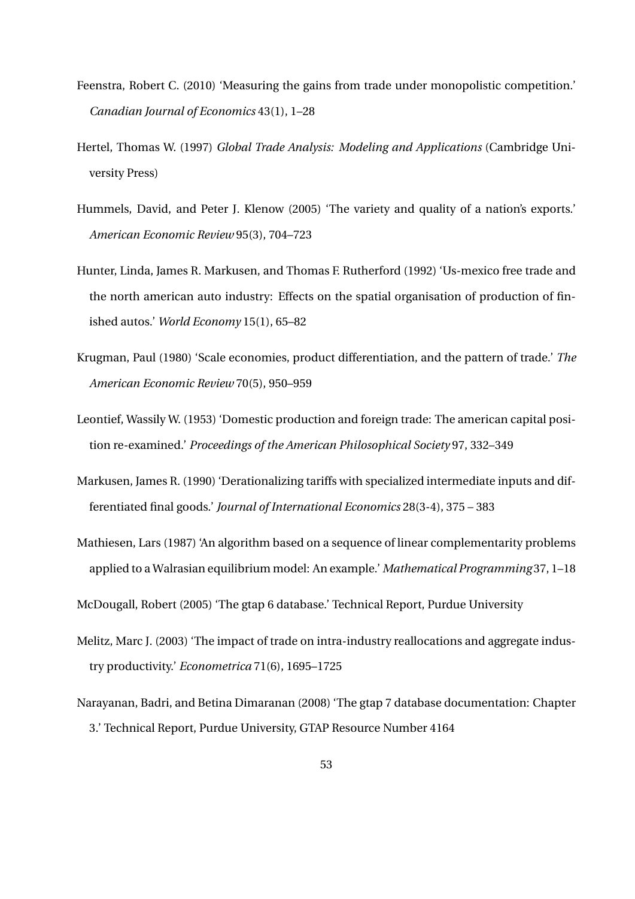Feenstra, Robert C. (2010) 'Measuring the gains from trade under monopolistic competition.' *Canadian Journal of Economics* 43(1), 1–28

Hertel, Thomas W. (1997) *Global Trade Analysis: Modeling and Applications* (Cambridge University Press)

Hummels, David, and Peter J. Klenow (2005) 'The variety and quality of a nation's exports.' *American Economic Review* 95(3), 704–723

Hunter, Linda, James R. Markusen, and Thomas F. Rutherford (1992) 'Us-mexico free trade and the north american auto industry: Effects on the spatial organisation of production of finished autos.' *World Economy* 15(1), 65–82

Krugman, Paul (1980) 'Scale economies, product differentiation, and the pattern of trade.' *The American Economic Review* 70(5), 950–959

Leontief, Wassily W. (1953) 'Domestic production and foreign trade: The american capital position re-examined.' *Proceedings of the American Philosophical Society* 97, 332–349

Markusen, James R. (1990) 'Derationalizing tariffs with specialized intermediate inputs and differentiated final goods.' *Journal of International Economics* 28(3-4), 375 – 383

Mathiesen, Lars (1987) 'An algorithm based on a sequence of linear complementarity problems applied to a Walrasian equilibrium model: An example.' *Mathematical Programming* 37, 1–18

McDougall, Robert (2005) 'The gtap 6 database.' Technical Report, Purdue University

Melitz, Marc J. (2003) 'The impact of trade on intra-industry reallocations and aggregate industry productivity.' *Econometrica* 71(6), 1695–1725

Narayanan, Badri, and Betina Dimaranan (2008) 'The gtap 7 database documentation: Chapter 3.' Technical Report, Purdue University, GTAP Resource Number 4164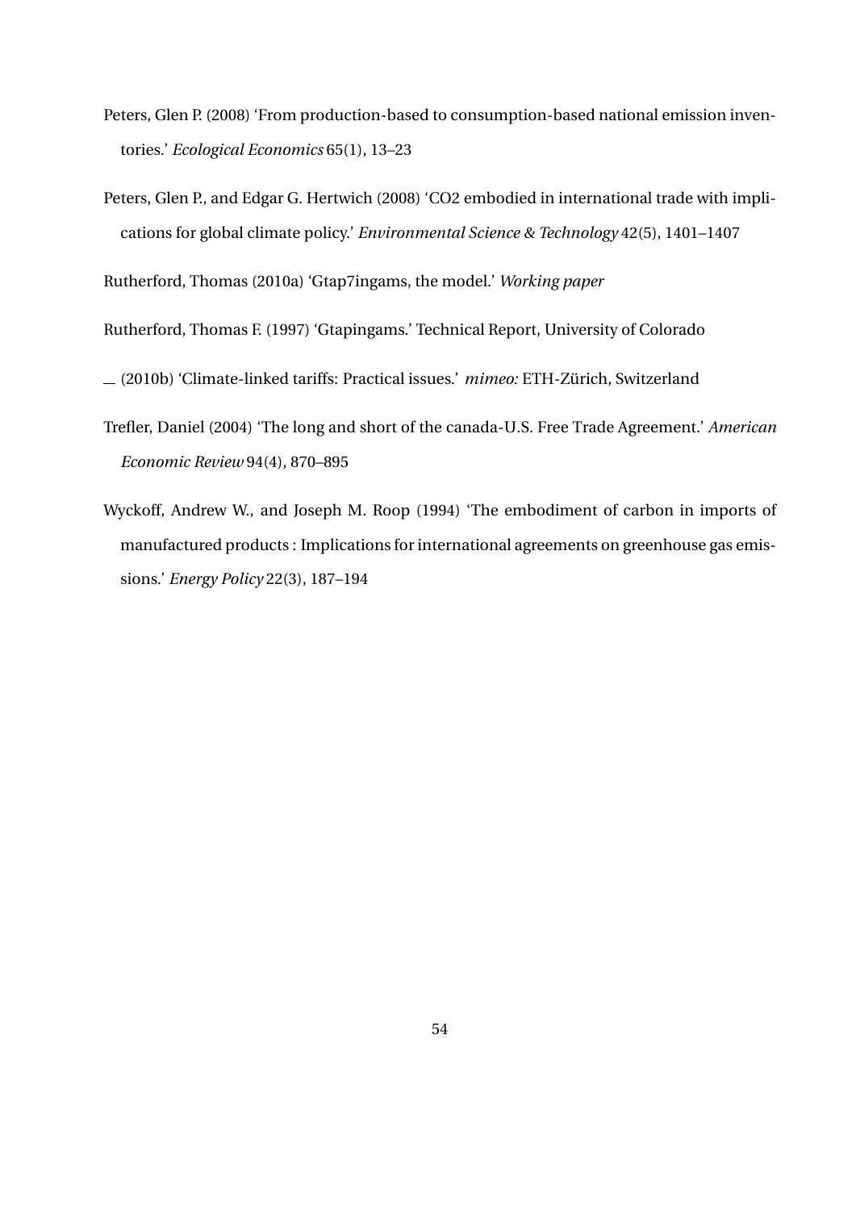Peters, Glen P. (2008) 'From production-based to consumption-based national emission inventories.' *Ecological Economics* 65(1), 13–23

Peters, Glen P., and Edgar G. Hertwich (2008) 'CO2 embodied in international trade with implications for global climate policy.' *Environmental Science & Technology* 42(5), 1401–1407

Rutherford, Thomas (2010a) 'Gtap7ingams, the model.' *Working paper*

Rutherford, Thomas F. (1997) 'Gtapingams.' Technical Report, University of Colorado

\_\_ (2010b) 'Climate-linked tariffs: Practical issues.' *mimeo:* ETH-Zürich, Switzerland

Trefler, Daniel (2004) 'The long and short of the canada-U.S. Free Trade Agreement.' *American Economic Review* 94(4), 870–895

Wyckoff, Andrew W., and Joseph M. Roop (1994) 'The embodiment of carbon in imports of manufactured products : Implications for international agreements on greenhouse gas emissions.' *Energy Policy* 22(3), 187–194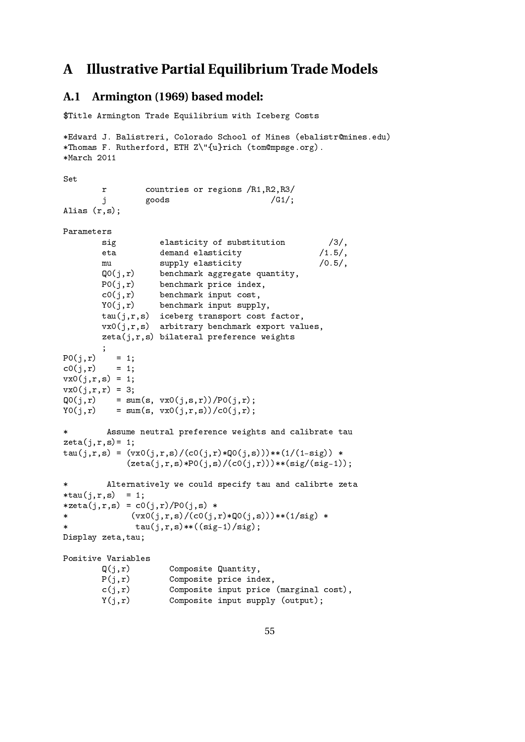# A Illustrative Partial Equilibrium Trade Models

## A.1 Armington (1969) based model:

```
$Title Armington Trade Equilibrium with Iceberg Costs

*Edward J. Balistreri, Colorado School of Mines (ebalistr@mines.edu)
*Thomas F. Rutherford, ETH Z\"{u}rich (tom@mpsge.org).
*March 2011

Set
       r        countries or regions /R1,R2,R3/
       j        goods                     /G1/;
Alias (r,s);

Parameters
       sig         elasticity of substitution         /3/,
       eta         demand elasticity                /1.5/,
       mu          supply elasticity                /0.5/,
       Q0(j,r)     benchmark aggregate quantity,
       P0(j,r)     benchmark price index,
       c0(j,r)     benchmark input cost,
       Y0(j,r)     benchmark input supply,
       tau(j,r,s)  iceberg transport cost factor,
       vx0(j,r,s)  arbitrary benchmark export values,
       zeta(j,r,s) bilateral preference weights
       ;
P0(j,r)    = 1;
c0(j,r)    = 1;
vx0(j,r,s) = 1;
vx0(j,r,r) = 3;
Q0(j,r)    = sum(s, vx0(j,s,r))/P0(j,r);
Y0(j,r)    = sum(s, vx0(j,r,s))/c0(j,r);

*        Assume neutral preference weights and calibrate tau
zeta(j,r,s)= 1;
tau(j,r,s) = (vx0(j,r,s)/(c0(j,r)*Q0(j,s)))**(1/(1-sig)) *
             (zeta(j,r,s)*P0(j,s)/(c0(j,r)))**(sig/(sig-1));

*        Alternatively we could specify tau and calibrte zeta
*tau(j,r,s)  = 1;
*zeta(j,r,s) = c0(j,r)/P0(j,s) *
*             (vx0(j,r,s)/(c0(j,r)*Q0(j,s)))**(1/sig) *
*              tau(j,r,s)**((sig-1)/sig);
Display zeta,tau;

Positive Variables
       Q(j,r)         Composite Quantity,
       P(j,r)         Composite price index,
       c(j,r)         Composite input price (marginal cost),
       Y(j,r)         Composite input supply (output);
```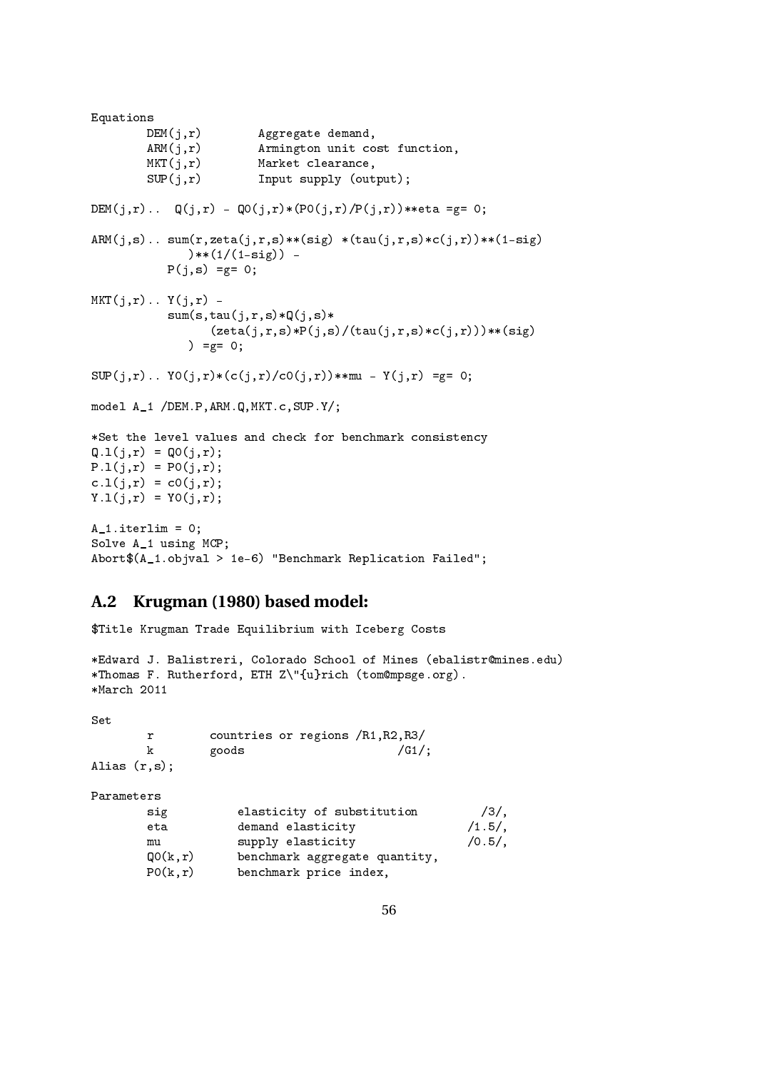```
Equations
        DEM(j,r)        Aggregate demand,
        ARM(j,r)        Armington unit cost function,
        MKT(j,r)        Market clearance,
        SUP(j,r)        Input supply (output);

DEM(j,r)..  Q(j,r) - Q0(j,r)*(P0(j,r)/P(j,r))**eta =g= 0;

ARM(j,s).. sum(r,zeta(j,r,s)**(sig) *(tau(j,r,s)*c(j,r))**(1-sig)
              )**(1/(1-sig)) -
           P(j,s) =g= 0;

MKT(j,r).. Y(j,r) -
           sum(s,tau(j,r,s)*Q(j,s)*
                 (zeta(j,r,s)*P(j,s)/(tau(j,r,s)*c(j,r)))**(sig)
              ) =g= 0;

SUP(j,r).. Y0(j,r)*(c(j,r)/c0(j,r))**mu - Y(j,r) =g= 0;

model A_1 /DEM.P,ARM.Q,MKT.c,SUP.Y/;

*Set the level values and check for benchmark consistency
Q.l(j,r) = Q0(j,r);
P.l(j,r) = P0(j,r);
c.l(j,r) = c0(j,r);
Y.l(j,r) = Y0(j,r);

A_1.iterlim = 0;
Solve A_1 using MCP;
Abort$(A_1.objval > 1e-6) "Benchmark Replication Failed";
```

## A.2 Krugman (1980) based model:

```
$Title Krugman Trade Equilibrium with Iceberg Costs

*Edward J. Balistreri, Colorado School of Mines (ebalistr@mines.edu)
*Thomas F. Rutherford, ETH Z\"{u}rich (tom@mpsge.org).
*March 2011

Set
        r        countries or regions /R1,R2,R3/
        k        goods                      /G1/;
Alias (r,s);

Parameters
        sig          elasticity of substitution         /3/,
        eta          demand elasticity                /1.5/,
        mu           supply elasticity                /0.5/,
        Q0(k,r)      benchmark aggregate quantity,
        P0(k,r)      benchmark price index,
```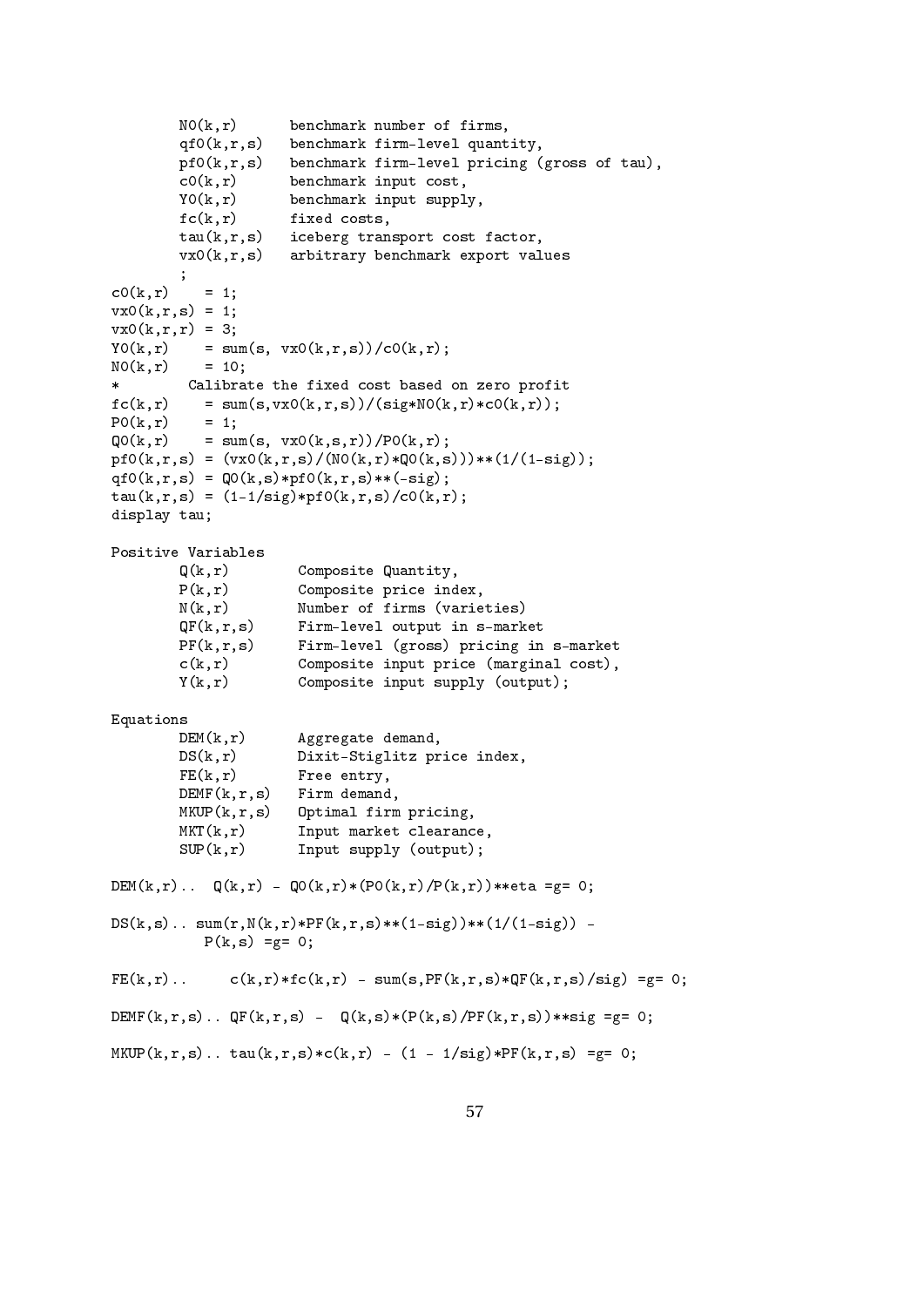```
        N0(k,r)      benchmark number of firms,
        qf0(k,r,s)   benchmark firm-level quantity,
        pf0(k,r,s)   benchmark firm-level pricing (gross of tau),
        c0(k,r)      benchmark input cost,
        Y0(k,r)      benchmark input supply,
        fc(k,r)      fixed costs,
        tau(k,r,s)   iceberg transport cost factor,
        vx0(k,r,s)   arbitrary benchmark export values
        ;
c0(k,r)    = 1;
vx0(k,r,s) = 1;
vx0(k,r,r) = 3;
Y0(k,r)    = sum(s, vx0(k,r,s))/c0(k,r);
N0(k,r)    = 10;
*        Calibrate the fixed cost based on zero profit
fc(k,r)    = sum(s,vx0(k,r,s))/(sig*N0(k,r)*c0(k,r));
P0(k,r)    = 1;
Q0(k,r)    = sum(s, vx0(k,s,r))/P0(k,r);
pf0(k,r,s) = (vx0(k,r,s)/(N0(k,r)*Q0(k,s)))**(1/(1-sig));
qf0(k,r,s) = Q0(k,s)*pf0(k,r,s)**(-sig);
tau(k,r,s) = (1-1/sig)*pf0(k,r,s)/c0(k,r);
display tau;

Positive Variables
        Q(k,r)        Composite Quantity,
        P(k,r)        Composite price index,
        N(k,r)        Number of firms (varieties)
        QF(k,r,s)     Firm-level output in s-market
        PF(k,r,s)     Firm-level (gross) pricing in s-market
        c(k,r)        Composite input price (marginal cost),
        Y(k,r)        Composite input supply (output);

Equations
        DEM(k,r)      Aggregate demand,
        DS(k,r)       Dixit-Stiglitz price index,
        FE(k,r)       Free entry,
        DEMF(k,r,s)   Firm demand,
        MKUP(k,r,s)   Optimal firm pricing,
        MKT(k,r)      Input market clearance,
        SUP(k,r)      Input supply (output);

DEM(k,r)..  Q(k,r) - Q0(k,r)*(P0(k,r)/P(k,r))**eta =g= 0;

DS(k,s).. sum(r,N(k,r)*PF(k,r,s)**(1-sig))**(1/(1-sig)) -
          P(k,s) =g= 0;

FE(k,r)..     c(k,r)*fc(k,r) - sum(s,PF(k,r,s)*QF(k,r,s)/sig) =g= 0;

DEMF(k,r,s).. QF(k,r,s) -  Q(k,s)*(P(k,s)/PF(k,r,s))**sig =g= 0;

MKUP(k,r,s).. tau(k,r,s)*c(k,r) - (1 - 1/sig)*PF(k,r,s) =g= 0;
```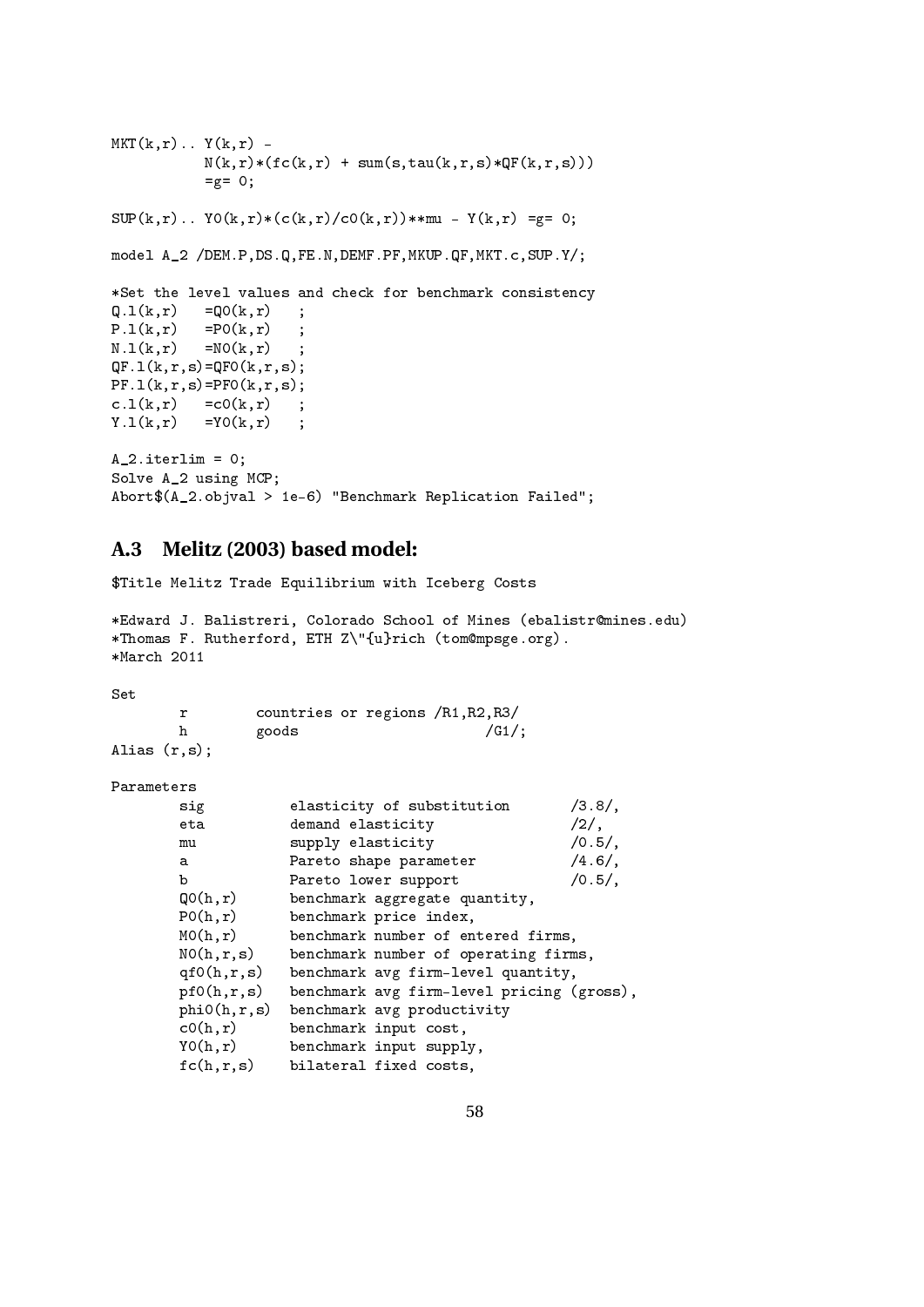```
MKT(k,r).. Y(k,r) -
           N(k,r)*(fc(k,r) + sum(s,tau(k,r,s)*QF(k,r,s)))
           =g= 0;

SUP(k,r).. Y0(k,r)*(c(k,r)/c0(k,r))**mu - Y(k,r) =g= 0;

model A_2 /DEM.P,DS.Q,FE.N,DEMF.PF,MKUP.QF,MKT.c,SUP.Y/;

*Set the level values and check for benchmark consistency
Q.l(k,r)   =Q0(k,r)   ;
P.l(k,r)   =P0(k,r)   ;
N.l(k,r)   =N0(k,r)   ;
QF.l(k,r,s)=QF0(k,r,s);
PF.l(k,r,s)=PF0(k,r,s);
c.l(k,r)   =c0(k,r)   ;
Y.l(k,r)   =Y0(k,r)   ;

A_2.iterlim = 0;
Solve A_2 using MCP;
Abort$(A_2.objval > 1e-6) "Benchmark Replication Failed";
```

## A.3 Melitz (2003) based model:

```
$Title Melitz Trade Equilibrium with Iceberg Costs

*Edward J. Balistreri, Colorado School of Mines (ebalistr@mines.edu)
*Thomas F. Rutherford, ETH Z\"{u}rich (tom@mpsge.org).
*March 2011

Set
       r        countries or regions /R1,R2,R3/
       h        goods                      /G1/;
Alias (r,s);

Parameters
       sig          elasticity of substitution       /3.8/,
       eta          demand elasticity                /2/,
       mu           supply elasticity                /0.5/,
       a            Pareto shape parameter           /4.6/,
       b            Pareto lower support             /0.5/,
       Q0(h,r)      benchmark aggregate quantity,
       P0(h,r)      benchmark price index,
       M0(h,r)      benchmark number of entered firms,
       N0(h,r,s)    benchmark number of operating firms,
       qf0(h,r,s)   benchmark avg firm-level quantity,
       pf0(h,r,s)   benchmark avg firm-level pricing (gross),
       phi0(h,r,s)  benchmark avg productivity
       c0(h,r)      benchmark input cost,
       Y0(h,r)      benchmark input supply,
       fc(h,r,s)    bilateral fixed costs,
```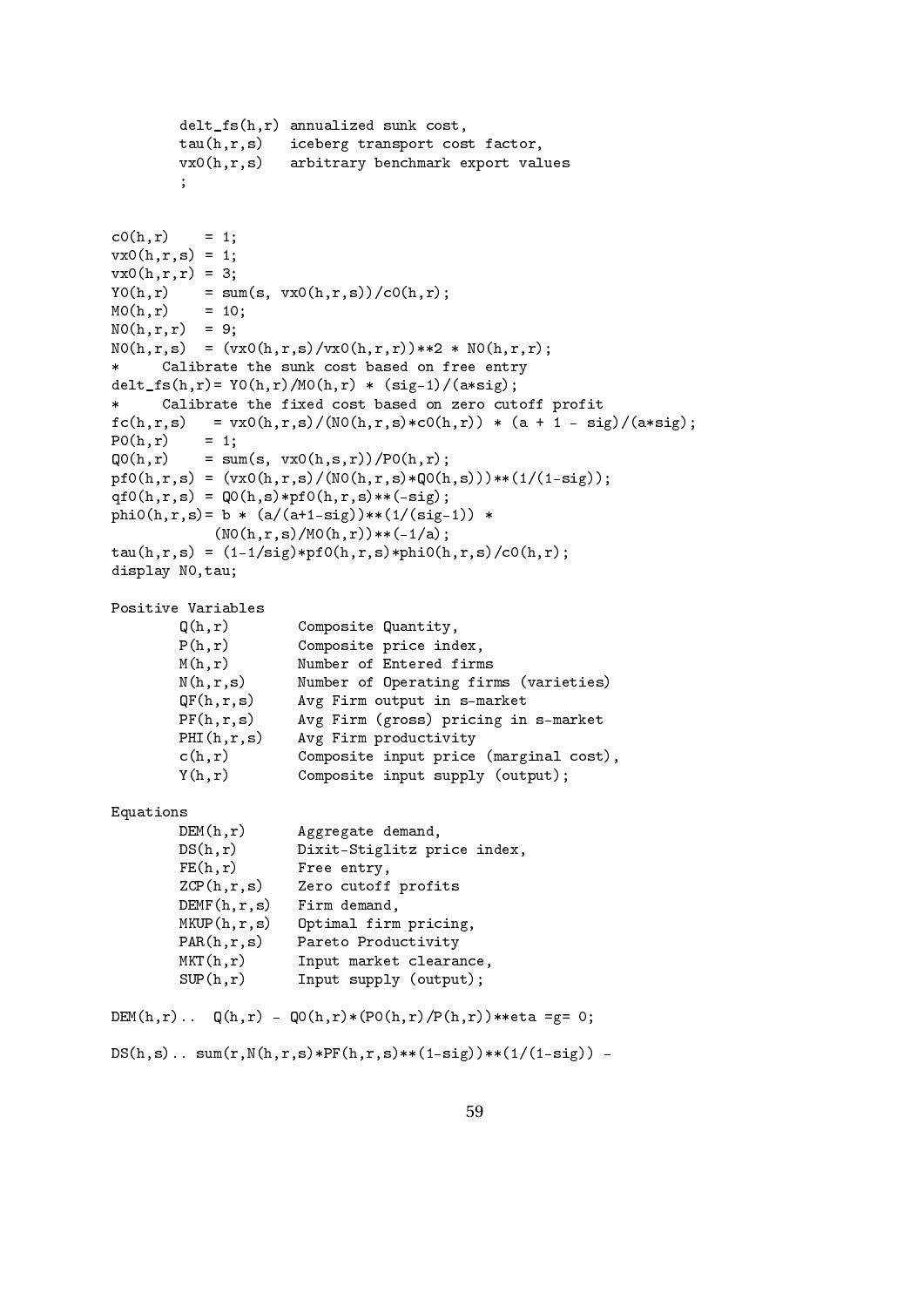```
        delt_fs(h,r) annualized sunk cost,
        tau(h,r,s)   iceberg transport cost factor,
        vx0(h,r,s)   arbitrary benchmark export values
        ;


c0(h,r)    = 1;
vx0(h,r,s) = 1;
vx0(h,r,r) = 3;
Y0(h,r)    = sum(s, vx0(h,r,s))/c0(h,r);
M0(h,r)    = 10;
N0(h,r,r)  = 9;
N0(h,r,s)  = (vx0(h,r,s)/vx0(h,r,r))**2 * N0(h,r,r);
*     Calibrate the sunk cost based on free entry
delt_fs(h,r)= Y0(h,r)/M0(h,r) * (sig-1)/(a*sig);
*     Calibrate the fixed cost based on zero cutoff profit
fc(h,r,s)   = vx0(h,r,s)/(N0(h,r,s)*c0(h,r)) * (a + 1 - sig)/(a*sig);
P0(h,r)    = 1;
Q0(h,r)    = sum(s, vx0(h,s,r))/P0(h,r);
pf0(h,r,s) = (vx0(h,r,s)/(N0(h,r,s)*Q0(h,s)))**(1/(1-sig));
qf0(h,r,s) = Q0(h,s)*pf0(h,r,s)**(-sig);
phi0(h,r,s)= b * (a/(a+1-sig))**(1/(sig-1)) *
           (N0(h,r,s)/M0(h,r))**(-1/a);
tau(h,r,s) = (1-1/sig)*pf0(h,r,s)*phi0(h,r,s)/c0(h,r);
display N0,tau;

Positive Variables
        Q(h,r)        Composite Quantity,
        P(h,r)        Composite price index,
        M(h,r)        Number of Entered firms
        N(h,r,s)      Number of Operating firms (varieties)
        QF(h,r,s)     Avg Firm output in s-market
        PF(h,r,s)     Avg Firm (gross) pricing in s-market
        PHI(h,r,s)    Avg Firm productivity
        c(h,r)        Composite input price (marginal cost),
        Y(h,r)        Composite input supply (output);

Equations
        DEM(h,r)      Aggregate demand,
        DS(h,r)       Dixit-Stiglitz price index,
        FE(h,r)       Free entry,
        ZCP(h,r,s)    Zero cutoff profits
        DEMF(h,r,s)   Firm demand,
        MKUP(h,r,s)   Optimal firm pricing,
        PAR(h,r,s)    Pareto Productivity
        MKT(h,r)      Input market clearance,
        SUP(h,r)      Input supply (output);

DEM(h,r)..  Q(h,r) - Q0(h,r)*(P0(h,r)/P(h,r))**eta =g= 0;

DS(h,s).. sum(r,N(h,r,s)*PF(h,r,s)**(1-sig))**(1/(1-sig)) -
```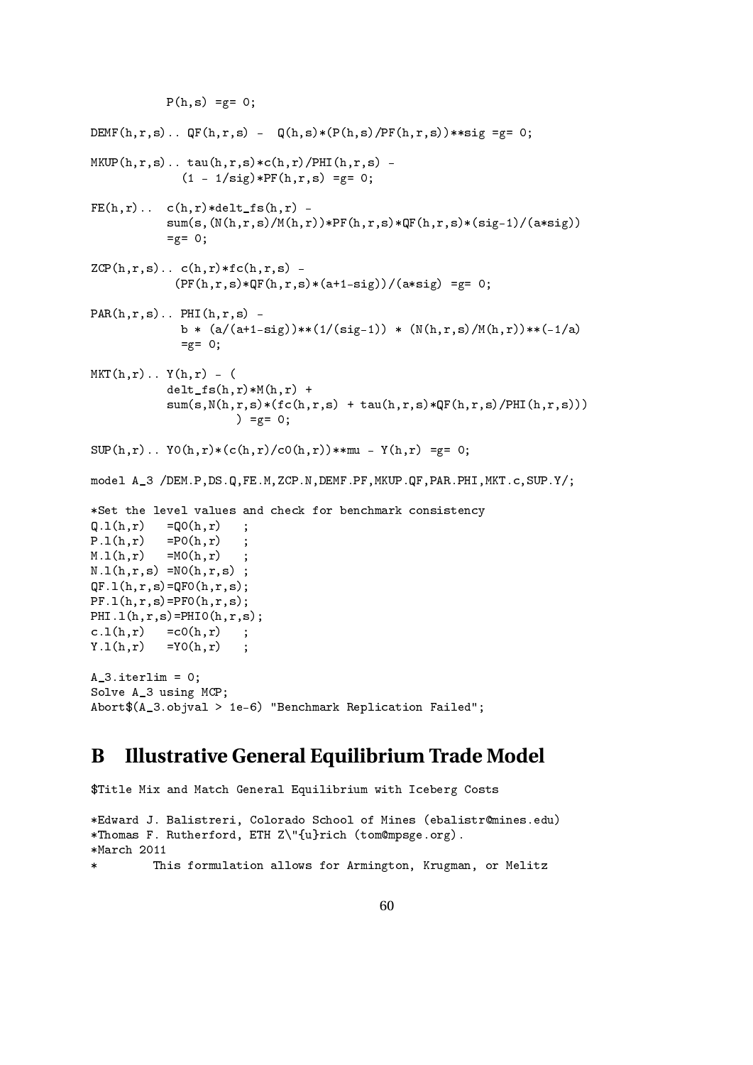```
           P(h,s) =g= 0;

DEMF(h,r,s).. QF(h,r,s) -  Q(h,s)*(P(h,s)/PF(h,r,s))**sig =g= 0;

MKUP(h,r,s).. tau(h,r,s)*c(h,r)/PHI(h,r,s) -
             (1 - 1/sig)*PF(h,r,s) =g= 0;

FE(h,r)..  c(h,r)*delt_fs(h,r) -
           sum(s,(N(h,r,s)/M(h,r))*PF(h,r,s)*QF(h,r,s)*(sig-1)/(a*sig))
           =g= 0;

ZCP(h,r,s).. c(h,r)*fc(h,r,s) -
            (PF(h,r,s)*QF(h,r,s)*(a+1-sig))/(a*sig) =g= 0;

PAR(h,r,s).. PHI(h,r,s) -
             b * (a/(a+1-sig))**(1/(sig-1)) * (N(h,r,s)/M(h,r))**(-1/a)
             =g= 0;

MKT(h,r).. Y(h,r) - (
           delt_fs(h,r)*M(h,r) +
           sum(s,N(h,r,s)*(fc(h,r,s) + tau(h,r,s)*QF(h,r,s)/PHI(h,r,s)))
                    ) =g= 0;

SUP(h,r).. Y0(h,r)*(c(h,r)/c0(h,r))**mu - Y(h,r) =g= 0;

model A_3 /DEM.P,DS.Q,FE.M,ZCP.N,DEMF.PF,MKUP.QF,PAR.PHI,MKT.c,SUP.Y/;

*Set the level values and check for benchmark consistency
Q.l(h,r)   =Q0(h,r)   ;
P.l(h,r)   =P0(h,r)   ;
M.l(h,r)   =M0(h,r)   ;
N.l(h,r,s) =N0(h,r,s) ;
QF.l(h,r,s)=QF0(h,r,s);
PF.l(h,r,s)=PF0(h,r,s);
PHI.l(h,r,s)=PHI0(h,r,s);
c.l(h,r)   =c0(h,r)   ;
Y.l(h,r)   =Y0(h,r)   ;

A_3.iterlim = 0;
Solve A_3 using MCP;
Abort$(A_3.objval > 1e-6) "Benchmark Replication Failed";
```

# B Illustrative General Equilibrium Trade Model

```
$Title Mix and Match General Equilibrium with Iceberg Costs

*Edward J. Balistreri, Colorado School of Mines (ebalistr@mines.edu)
*Thomas F. Rutherford, ETH Z\"{u}rich (tom@mpsge.org).
*March 2011
*        This formulation allows for Armington, Krugman, or Melitz
```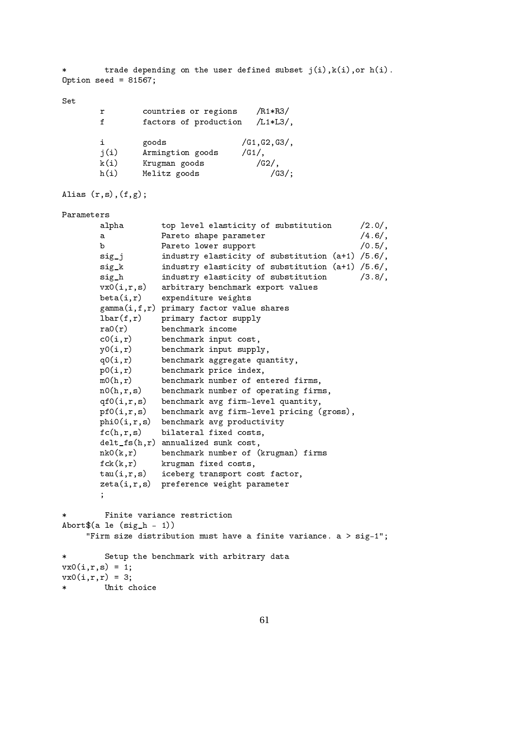```
*        trade depending on the user defined subset j(i),k(i),or h(i).
Option seed = 81567;

Set
        r        countries or regions    /R1*R3/
        f        factors of production   /L1*L3/,

        i        goods                  /G1,G2,G3/,
        j(i)     Armingtion goods       /G1/,
        k(i)     Krugman goods              /G2/,
        h(i)     Melitz goods                  /G3/;

Alias (r,s),(f,g);

Parameters
        alpha        top level elasticity of substitution      /2.0/,
        a            Pareto shape parameter                    /4.6/,
        b            Pareto lower support                      /0.5/,
        sig_j        industry elasticity of substitution (a+1) /5.6/,
        sig_k        industry elasticity of substitution (a+1) /5.6/,
        sig_h        industry elasticity of substitution       /3.8/,
        vx0(i,r,s)   arbitrary benchmark export values
        beta(i,r)    expenditure weights
        gamma(i,f,r) primary factor value shares
        lbar(f,r)    primary factor supply
        ra0(r)       benchmark income
        c0(i,r)      benchmark input cost,
        y0(i,r)      benchmark input supply,
        q0(i,r)      benchmark aggregate quantity,
        p0(i,r)      benchmark price index,
        m0(h,r)      benchmark number of entered firms,
        n0(h,r,s)    benchmark number of operating firms,
        qf0(i,r,s)   benchmark avg firm-level quantity,
        pf0(i,r,s)   benchmark avg firm-level pricing (gross),
        phi0(i,r,s)  benchmark avg productivity
        fc(h,r,s)    bilateral fixed costs,
        delt_fs(h,r) annualized sunk cost,
        nk0(k,r)     benchmark number of (krugman) firms
        fck(k,r)     krugman fixed costs,
        tau(i,r,s)   iceberg transport cost factor,
        zeta(i,r,s)  preference weight parameter
        ;

*        Finite variance restriction
Abort$(a le (sig_h - 1))
     "Firm size distribution must have a finite variance. a > sig-1";

*        Setup the benchmark with arbitrary data
vx0(i,r,s) = 1;
vx0(i,r,r) = 3;
*        Unit choice
```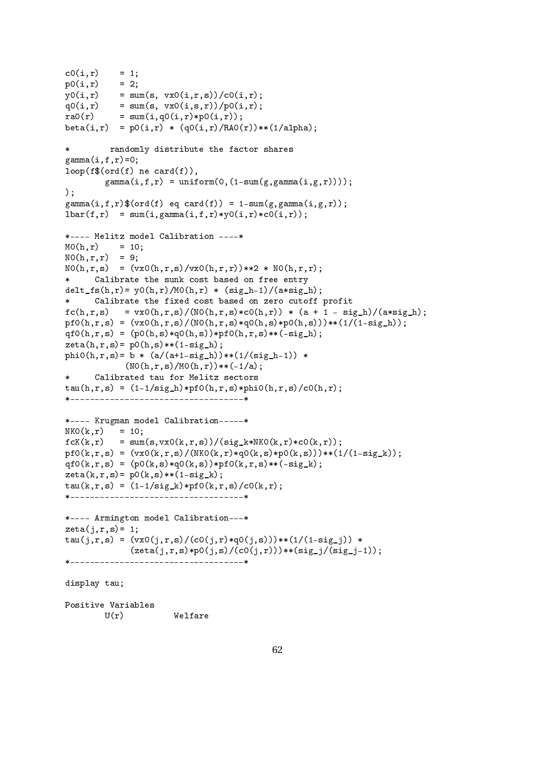```
c0(i,r)    = 1;
p0(i,r)    = 2;
y0(i,r)    = sum(s, vx0(i,r,s))/c0(i,r);
q0(i,r)    = sum(s, vx0(i,s,r))/p0(i,r);
ra0(r)     = sum(i,q0(i,r)*p0(i,r));
beta(i,r)  = p0(i,r) * (q0(i,r)/RA0(r))**(1/alpha);

*        randomly distribute the factor shares
gamma(i,f,r)=0;
loop(f$(ord(f) ne card(f)),
        gamma(i,f,r) = uniform(0,(1-sum(g,gamma(i,g,r))));
);
gamma(i,f,r)$(ord(f) eq card(f)) = 1-sum(g,gamma(i,g,r));
lbar(f,r)  = sum(i,gamma(i,f,r)*y0(i,r)*c0(i,r));

*---- Melitz model Calibration ----*
M0(h,r)    = 10;
N0(h,r,r)  = 9;
N0(h,r,s)  = (vx0(h,r,s)/vx0(h,r,r))**2 * N0(h,r,r);
*     Calibrate the sunk cost based on free entry
delt_fs(h,r)= y0(h,r)/M0(h,r) * (sig_h-1)/(a*sig_h);
*     Calibrate the fixed cost based on zero cutoff profit
fc(h,r,s)   = vx0(h,r,s)/(N0(h,r,s)*c0(h,r)) * (a + 1 - sig_h)/(a*sig_h);
pf0(h,r,s) = (vx0(h,r,s)/(N0(h,r,s)*q0(h,s)*p0(h,s)))**(1/(1-sig_h));
qf0(h,r,s) = (p0(h,s)*q0(h,s))*pf0(h,r,s)**(-sig_h);
zeta(h,r,s)= p0(h,s)**(1-sig_h);
phi0(h,r,s)= b * (a/(a+1-sig_h))**(1/(sig_h-1)) *
            (N0(h,r,s)/M0(h,r))**(-1/a);
*     Calibrated tau for Melitz sectors
tau(h,r,s) = (1-1/sig_h)*pf0(h,r,s)*phi0(h,r,s)/c0(h,r);
*-----------------------------------*

*---- Krugman model Calibration-----*
NK0(k,r)   = 10;
fcK(k,r)   = sum(s,vx0(k,r,s))/(sig_k*NK0(k,r)*c0(k,r));
pf0(k,r,s) = (vx0(k,r,s)/(NK0(k,r)*q0(k,s)*p0(k,s)))**(1/(1-sig_k));
qf0(k,r,s) = (p0(k,s)*q0(k,s))*pf0(k,r,s)**(-sig_k);
zeta(k,r,s)= p0(k,s)**(1-sig_k);
tau(k,r,s) = (1-1/sig_k)*pf0(k,r,s)/c0(k,r);
*-----------------------------------*

*---- Armington model Calibration---*
zeta(j,r,s)= 1;
tau(j,r,s) = (vx0(j,r,s)/(c0(j,r)*q0(j,s)))**(1/(1-sig_j)) *
             (zeta(j,r,s)*p0(j,s)/(c0(j,r)))**(sig_j/(sig_j-1));
*-----------------------------------*

display tau;

Positive Variables
        U(r)          Welfare
```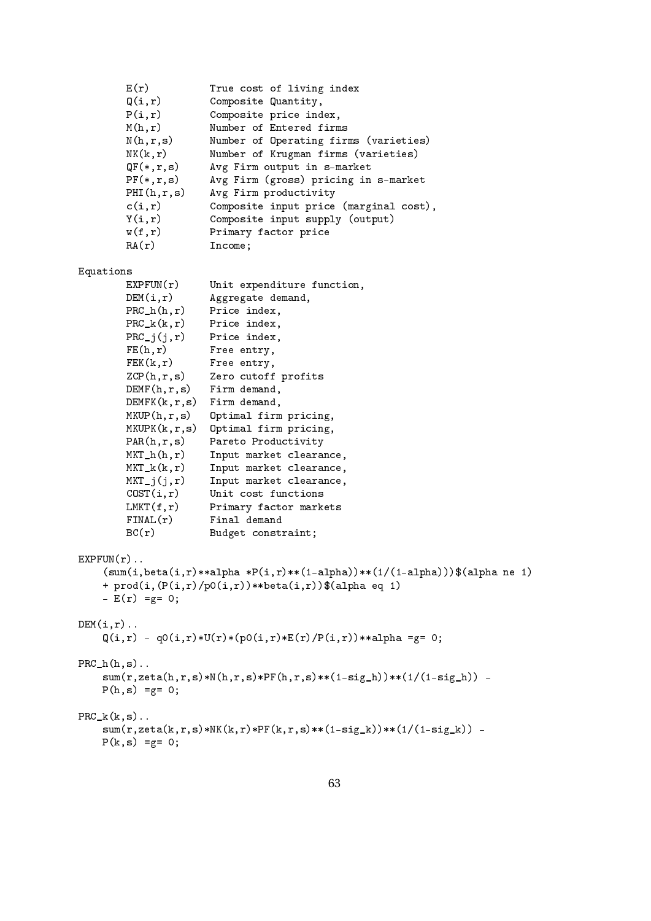```
        E(r)          True cost of living index
        Q(i,r)        Composite Quantity,
        P(i,r)        Composite price index,
        M(h,r)        Number of Entered firms
        N(h,r,s)      Number of Operating firms (varieties)
        NK(k,r)       Number of Krugman firms (varieties)
        QF(*,r,s)     Avg Firm output in s-market
        PF(*,r,s)     Avg Firm (gross) pricing in s-market
        PHI(h,r,s)    Avg Firm productivity
        c(i,r)        Composite input price (marginal cost),
        Y(i,r)        Composite input supply (output)
        w(f,r)        Primary factor price
        RA(r)         Income;

Equations
        EXPFUN(r)     Unit expenditure function,
        DEM(i,r)      Aggregate demand,
        PRC_h(h,r)    Price index,
        PRC_k(k,r)    Price index,
        PRC_j(j,r)    Price index,
        FE(h,r)       Free entry,
        FEK(k,r)      Free entry,
        ZCP(h,r,s)    Zero cutoff profits
        DEMF(h,r,s)   Firm demand,
        DEMFK(k,r,s)  Firm demand,
        MKUP(h,r,s)   Optimal firm pricing,
        MKUPK(k,r,s)  Optimal firm pricing,
        PAR(h,r,s)    Pareto Productivity
        MKT_h(h,r)    Input market clearance,
        MKT_k(k,r)    Input market clearance,
        MKT_j(j,r)    Input market clearance,
        COST(i,r)     Unit cost functions
        LMKT(f,r)     Primary factor markets
        FINAL(r)      Final demand
        BC(r)         Budget constraint;

EXPFUN(r)..
    (sum(i,beta(i,r)**alpha *P(i,r)**(1-alpha))**(1/(1-alpha)))$(alpha ne 1)
    + prod(i,(P(i,r)/p0(i,r))**beta(i,r))$(alpha eq 1)
    - E(r) =g= 0;

DEM(i,r)..
    Q(i,r) - q0(i,r)*U(r)*(p0(i,r)*E(r)/P(i,r))**alpha =g= 0;

PRC_h(h,s)..
    sum(r,zeta(h,r,s)*N(h,r,s)*PF(h,r,s)**(1-sig_h))**(1/(1-sig_h)) -
    P(h,s) =g= 0;

PRC_k(k,s)..
    sum(r,zeta(k,r,s)*NK(k,r)*PF(k,r,s)**(1-sig_k))**(1/(1-sig_k)) -
    P(k,s) =g= 0;
```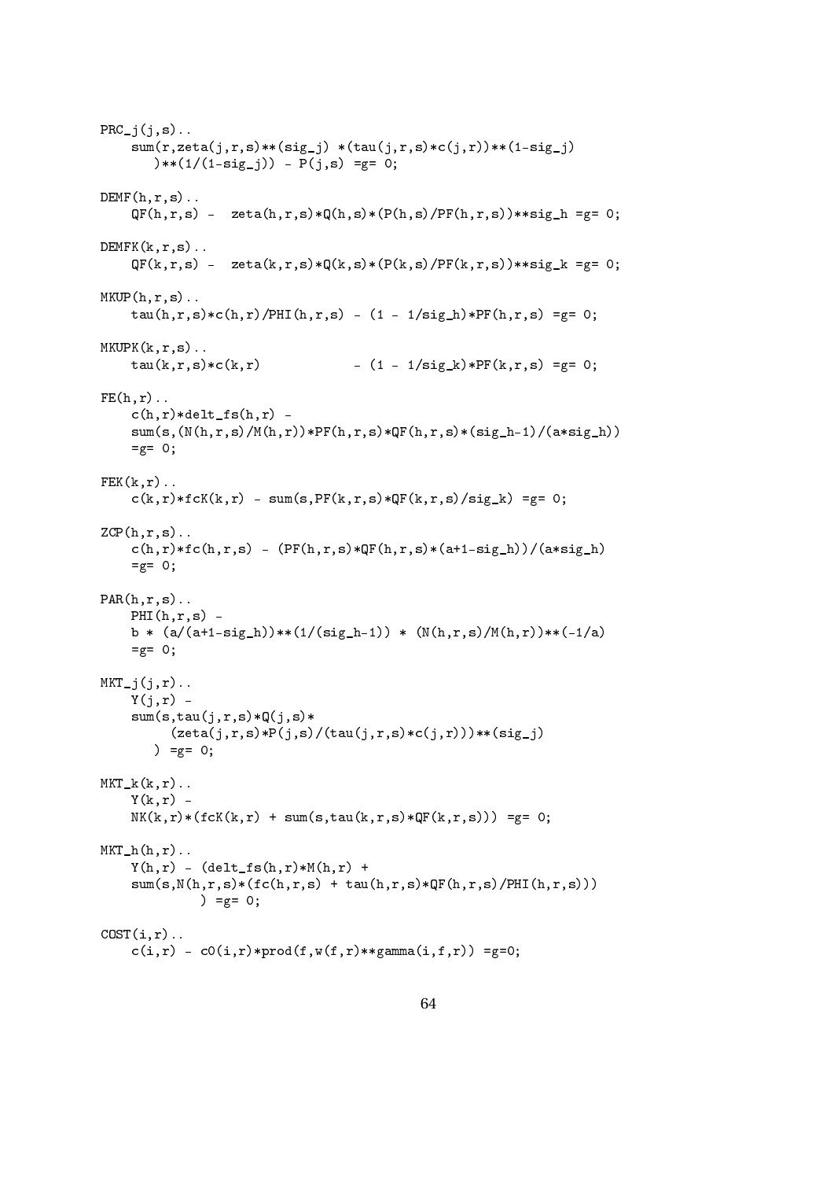```
PRC_j(j,s)..
    sum(r,zeta(j,r,s)**(sig_j) *(tau(j,r,s)*c(j,r))**(1-sig_j)
       )**(1/(1-sig_j)) - P(j,s) =g= 0;

DEMF(h,r,s)..
    QF(h,r,s) -  zeta(h,r,s)*Q(h,s)*(P(h,s)/PF(h,r,s))**sig_h =g= 0;

DEMFK(k,r,s)..
    QF(k,r,s) -  zeta(k,r,s)*Q(k,s)*(P(k,s)/PF(k,r,s))**sig_k =g= 0;

MKUP(h,r,s)..
    tau(h,r,s)*c(h,r)/PHI(h,r,s) - (1 - 1/sig_h)*PF(h,r,s) =g= 0;

MKUPK(k,r,s)..
    tau(k,r,s)*c(k,r)            - (1 - 1/sig_k)*PF(k,r,s) =g= 0;

FE(h,r)..
    c(h,r)*delt_fs(h,r) -
    sum(s,(N(h,r,s)/M(h,r))*PF(h,r,s)*QF(h,r,s)*(sig_h-1)/(a*sig_h))
    =g= 0;

FEK(k,r)..
    c(k,r)*fcK(k,r) - sum(s,PF(k,r,s)*QF(k,r,s)/sig_k) =g= 0;

ZCP(h,r,s)..
    c(h,r)*fc(h,r,s) - (PF(h,r,s)*QF(h,r,s)*(a+1-sig_h))/(a*sig_h)
    =g= 0;

PAR(h,r,s)..
    PHI(h,r,s) -
    b * (a/(a+1-sig_h))**(1/(sig_h-1)) * (N(h,r,s)/M(h,r))**(-1/a)
    =g= 0;

MKT_j(j,r)..
    Y(j,r) -
    sum(s,tau(j,r,s)*Q(j,s)*
         (zeta(j,r,s)*P(j,s)/(tau(j,r,s)*c(j,r)))**(sig_j)
       ) =g= 0;

MKT_k(k,r)..
    Y(k,r) -
    NK(k,r)*(fcK(k,r) + sum(s,tau(k,r,s)*QF(k,r,s))) =g= 0;

MKT_h(h,r)..
    Y(h,r) - (delt_fs(h,r)*M(h,r) +
    sum(s,N(h,r,s)*(fc(h,r,s) + tau(h,r,s)*QF(h,r,s)/PHI(h,r,s)))
             ) =g= 0;

COST(i,r)..
    c(i,r) - c0(i,r)*prod(f,w(f,r)**gamma(i,f,r)) =g=0;
```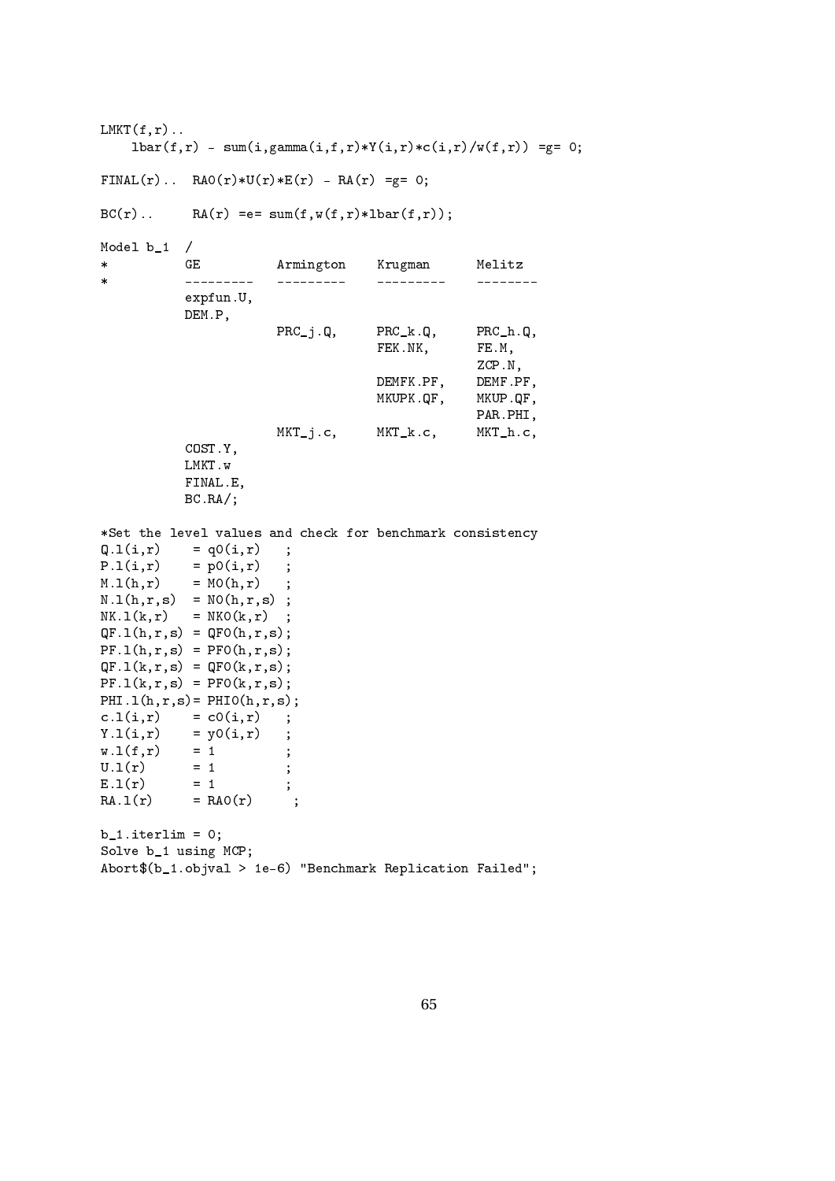```
LMKT(f,r)..
    lbar(f,r) - sum(i,gamma(i,f,r)*Y(i,r)*c(i,r)/w(f,r)) =g= 0;

FINAL(r)..  RA0(r)*U(r)*E(r) - RA(r) =g= 0;

BC(r)..     RA(r) =e= sum(f,w(f,r)*lbar(f,r));

Model b_1  /
*          GE          Armington    Krugman      Melitz
*          ---------   ---------    ---------    --------
           expfun.U,
           DEM.P,
                       PRC_j.Q,     PRC_k.Q,     PRC_h.Q,
                                    FEK.NK,      FE.M,
                                                 ZCP.N,
                                    DEMFK.PF,    DEMF.PF,
                                    MKUPK.QF,    MKUP.QF,
                                                 PAR.PHI,
                       MKT_j.c,     MKT_k.c,     MKT_h.c,
           COST.Y,
           LMKT.w
           FINAL.E,
           BC.RA/;

*Set the level values and check for benchmark consistency
Q.l(i,r)    = q0(i,r)   ;
P.l(i,r)    = p0(i,r)   ;
M.l(h,r)    = M0(h,r)   ;
N.l(h,r,s)  = N0(h,r,s) ;
NK.l(k,r)   = NK0(k,r)  ;
QF.l(h,r,s) = QF0(h,r,s);
PF.l(h,r,s) = PF0(h,r,s);
QF.l(k,r,s) = QF0(k,r,s);
PF.l(k,r,s) = PF0(k,r,s);
PHI.l(h,r,s)= PHI0(h,r,s);
c.l(i,r)    = c0(i,r)   ;
Y.l(i,r)    = y0(i,r)   ;
w.l(f,r)    = 1         ;
U.l(r)      = 1         ;
E.l(r)      = 1         ;
RA.l(r)     = RA0(r)     ;

b_1.iterlim = 0;
Solve b_1 using MCP;
Abort$(b_1.objval > 1e-6) "Benchmark Replication Failed";
```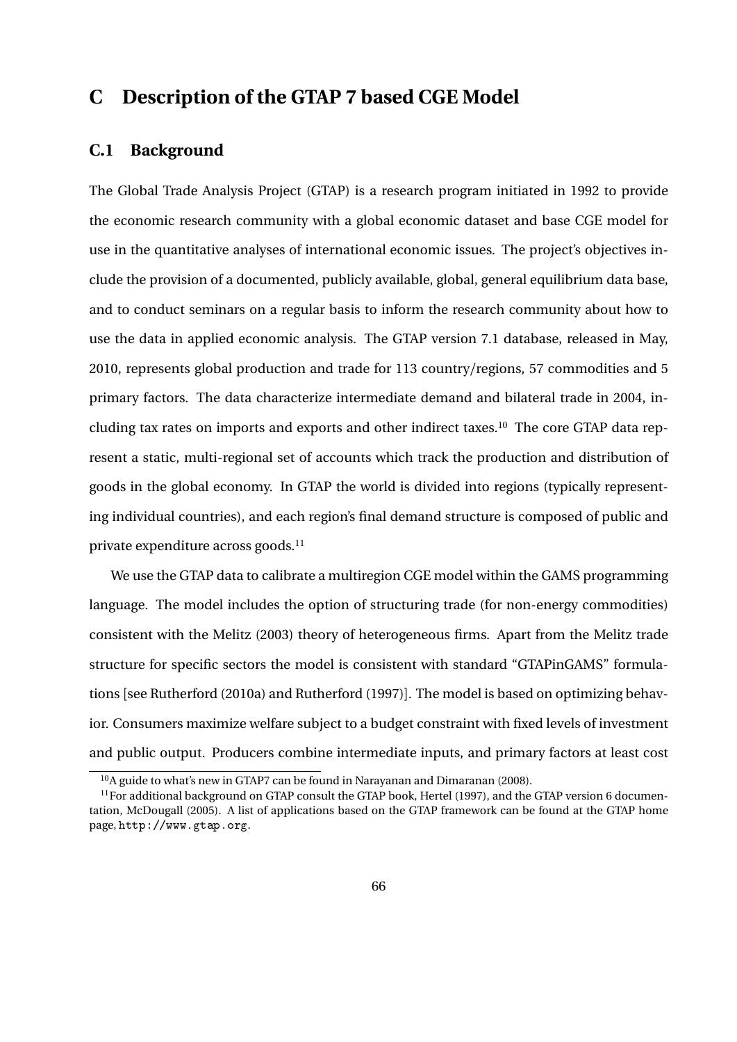# C Description of the GTAP 7 based CGE Model

## C.1 Background

The Global Trade Analysis Project (GTAP) is a research program initiated in 1992 to provide the economic research community with a global economic dataset and base CGE model for use in the quantitative analyses of international economic issues. The project's objectives include the provision of a documented, publicly available, global, general equilibrium data base, and to conduct seminars on a regular basis to inform the research community about how to use the data in applied economic analysis. The GTAP version 7.1 database, released in May, 2010, represents global production and trade for 113 country/regions, 57 commodities and 5 primary factors. The data characterize intermediate demand and bilateral trade in 2004, including tax rates on imports and exports and other indirect taxes.[10] The core GTAP data represent a static, multi-regional set of accounts which track the production and distribution of goods in the global economy. In GTAP the world is divided into regions (typically representing individual countries), and each region's final demand structure is composed of public and private expenditure across goods.[11]

We use the GTAP data to calibrate a multiregion CGE model within the GAMS programming language. The model includes the option of structuring trade (for non-energy commodities) consistent with the Melitz (2003) theory of heterogeneous firms. Apart from the Melitz trade structure for specific sectors the model is consistent with standard "GTAPinGAMS" formulations [see Rutherford (2010a) and Rutherford (1997)]. The model is based on optimizing behavior. Consumers maximize welfare subject to a budget constraint with fixed levels of investment and public output. Producers combine intermediate inputs, and primary factors at least cost

[10] A guide to what's new in GTAP7 can be found in Narayanan and Dimaranan (2008).

[11] For additional background on GTAP consult the GTAP book, Hertel (1997), and the GTAP version 6 documentation, McDougall (2005). A list of applications based on the GTAP framework can be found at the GTAP home page, http://www.gtap.org.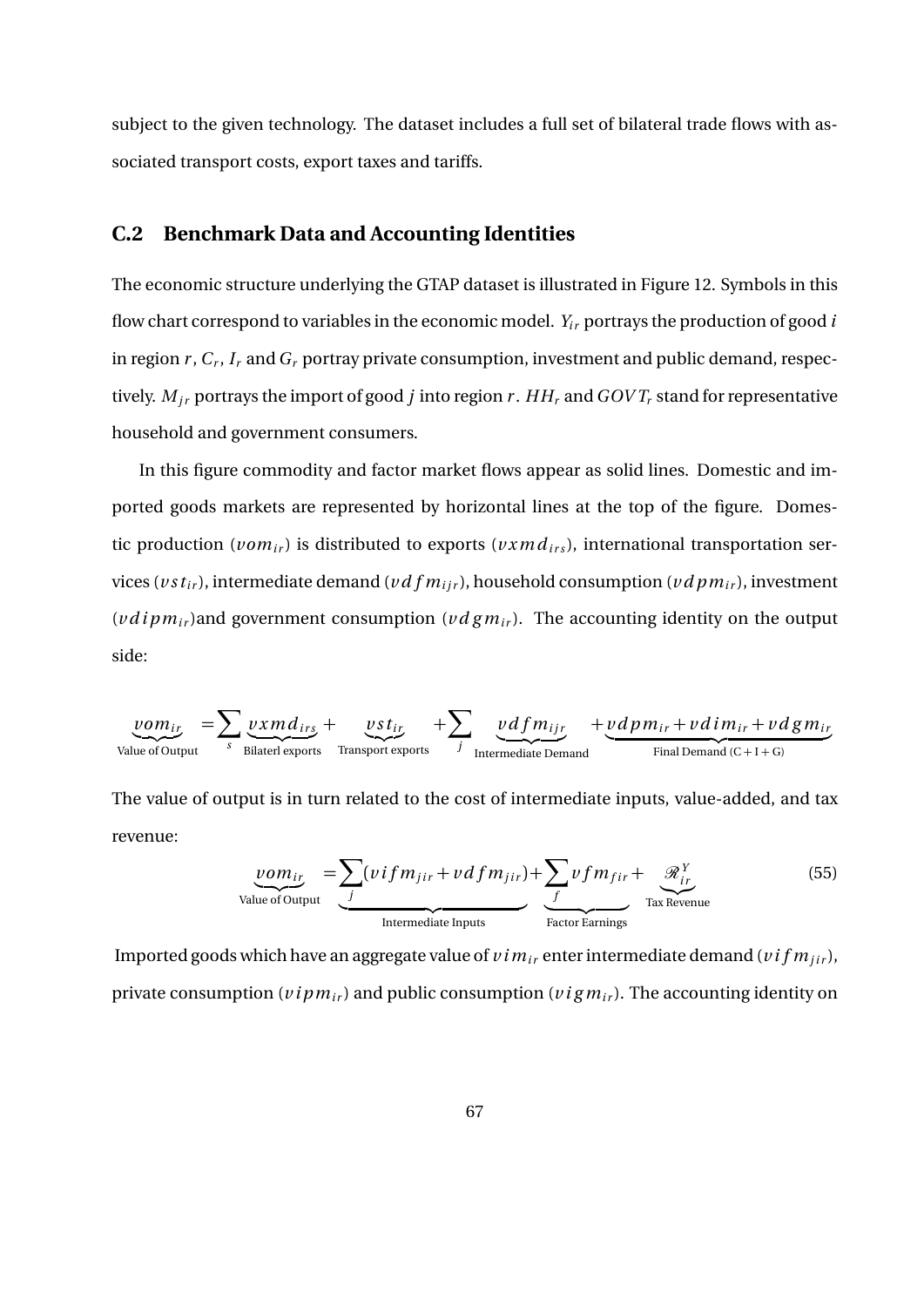subject to the given technology. The dataset includes a full set of bilateral trade flows with associated transport costs, export taxes and tariffs.

## C.2 Benchmark Data and Accounting Identities

The economic structure underlying the GTAP dataset is illustrated in Figure 12. Symbols in this flow chart correspond to variables in the economic model. $Y_{ir}$ portrays the production of good $i$ in region $r$, $C_r$, $I_r$ and $G_r$ portray private consumption, investment and public demand, respectively. $M_{jr}$ portrays the import of good $j$ into region $r$. $HH_r$ and $GOVT_r$ stand for representative household and government consumers.

In this figure commodity and factor market flows appear as solid lines. Domestic and imported goods markets are represented by horizontal lines at the top of the figure. Domestic production ($vom_{ir}$) is distributed to exports ($vxmd_{irs}$), international transportation services ($vst_{ir}$), intermediate demand ($vdfm_{ijr}$), household consumption ($vdpm_{ir}$), investment ($vdipm_{ir}$)and government consumption ($vdgm_{ir}$). The accounting identity on the output side:

$$\underbrace{vom_{ir}}_{\text{Value of Output}} = \sum_s \underbrace{vxmd_{irs}}_{\text{Bilaterl exports}} + \underbrace{vst_{ir}}_{\text{Transport exports}} + \sum_j \underbrace{vdfm_{ijr}}_{\text{Intermediate Demand}} + \underbrace{vdpm_{ir} + vdim_{ir} + vdgm_{ir}}_{\text{Final Demand (C + I + G)}}$$

The value of output is in turn related to the cost of intermediate inputs, value-added, and tax revenue:

$$\underbrace{vom_{ir}}_{\text{Value of Output}} = \underbrace{\sum_j (vifm_{jir} + vdfm_{jir})}_{\text{Intermediate Inputs}} + \underbrace{\sum_f vfm_{fir}}_{\text{Factor Earnings}} + \underbrace{\mathscr{R}^Y_{ir}}_{\text{Tax Revenue}} \tag{55}$$

Imported goods which have an aggregate value of $vim_{ir}$ enter intermediate demand ($vifm_{jir}$), private consumption ($vipm_{ir}$) and public consumption ($vigm_{ir}$). The accounting identity on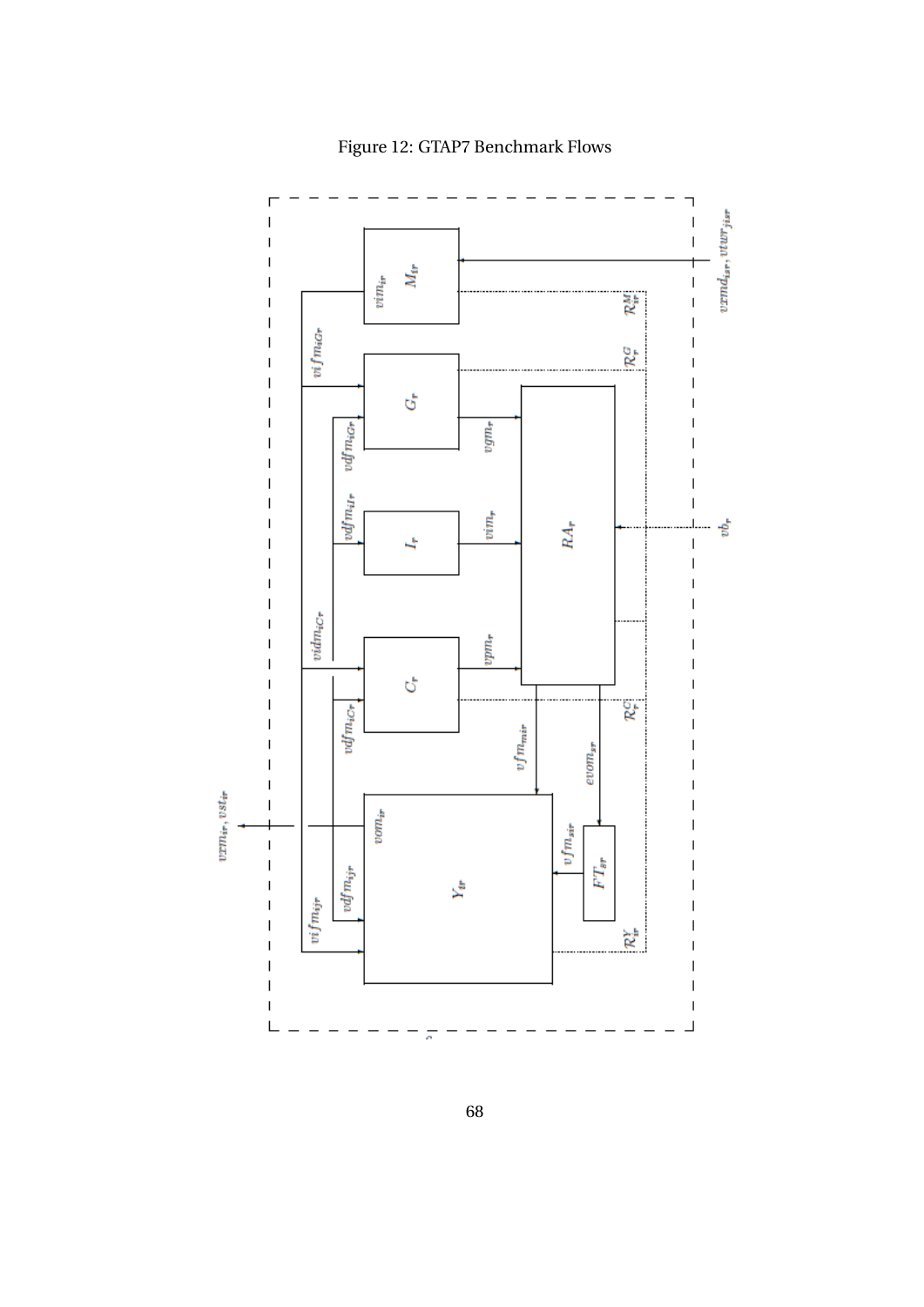Figure 12: GTAP7 Benchmark Flows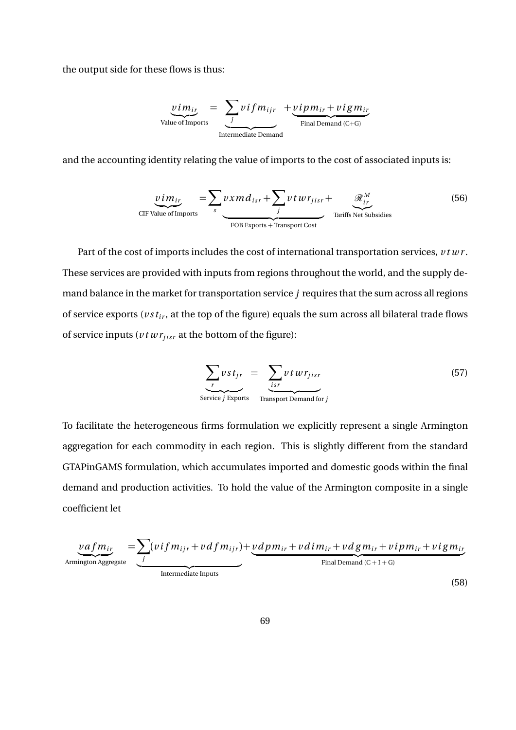the output side for these flows is thus:

$$\underbrace{vim_{ir}}_{\text{Value of Imports}} = \underbrace{\sum_j vifm_{ijr}}_{\text{Intermediate Demand}} + \underbrace{vipm_{ir} + vigm_{ir}}_{\text{Final Demand (C+G)}}$$

and the accounting identity relating the value of imports to the cost of associated inputs is:

$$\underbrace{vim_{ir}}_{\text{CIF Value of Imports}} = \underbrace{\sum_s vxmd_{isr} + \sum_j vtwr_{jisr}}_{\text{FOB Exports + Transport Cost}} + \underbrace{\mathscr{R}^M_{ir}}_{\text{Tariffs Net Subsidies}} \tag{56}$$

Part of the cost of imports includes the cost of international transportation services, $vtwr$. These services are provided with inputs from regions throughout the world, and the supply demand balance in the market for transportation service $j$ requires that the sum across all regions of service exports ($vst_{ir}$, at the top of the figure) equals the sum across all bilateral trade flows of service inputs ($vtwr_{jisr}$ at the bottom of the figure):

$$\underbrace{\sum_r vst_{jr}}_{\text{Service } j \text{ Exports}} = \underbrace{\sum_{isr} vtwr_{jisr}}_{\text{Transport Demand for } j} \tag{57}$$

To facilitate the heterogeneous firms formulation we explicitly represent a single Armington aggregation for each commodity in each region. This is slightly different from the standard GTAPinGAMS formulation, which accumulates imported and domestic goods within the final demand and production activities. To hold the value of the Armington composite in a single coefficient let

$$\underbrace{vafm_{ir}}_{\text{Armington Aggregate}} = \underbrace{\sum_j (vifm_{ijr} + vdfm_{ijr})}_{\text{Intermediate Inputs}} + \underbrace{vdpm_{ir} + vdim_{ir} + vdgm_{ir} + vipm_{ir} + vigm_{ir}}_{\text{Final Demand (C+I+G)}} \tag{58}$$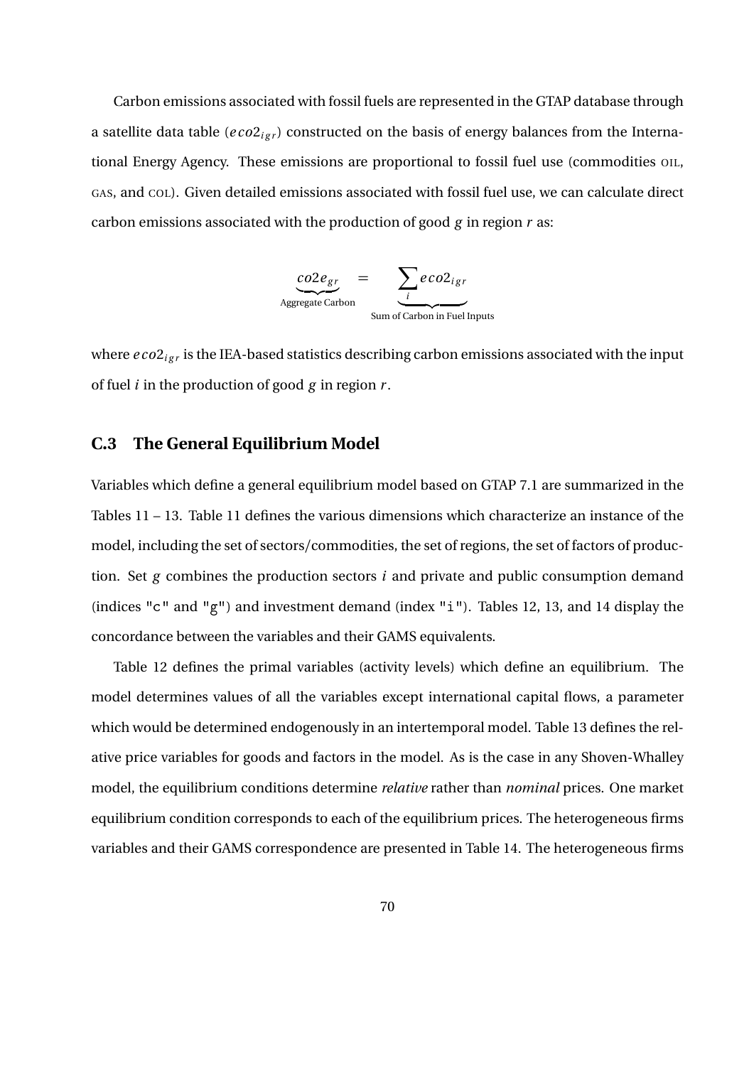Carbon emissions associated with fossil fuels are represented in the GTAP database through a satellite data table ($eco2_{igr}$) constructed on the basis of energy balances from the International Energy Agency. These emissions are proportional to fossil fuel use (commodities OIL, GAS, and COL). Given detailed emissions associated with fossil fuel use, we can calculate direct carbon emissions associated with the production of good $g$ in region $r$ as:

$$\underbrace{co2e_{gr}}_{\text{Aggregate Carbon}} = \underbrace{\sum_i eco2_{igr}}_{\text{Sum of Carbon in Fuel Inputs}}$$

where $eco2_{igr}$ is the IEA-based statistics describing carbon emissions associated with the input of fuel $i$ in the production of good $g$ in region $r$.

## C.3 The General Equilibrium Model

Variables which define a general equilibrium model based on GTAP 7.1 are summarized in the Tables 11 – 13. Table 11 defines the various dimensions which characterize an instance of the model, including the set of sectors/commodities, the set of regions, the set of factors of production. Set $g$ combines the production sectors $i$ and private and public consumption demand (indices "c" and "g") and investment demand (index "i"). Tables 12, 13, and 14 display the concordance between the variables and their GAMS equivalents.

Table 12 defines the primal variables (activity levels) which define an equilibrium. The model determines values of all the variables except international capital flows, a parameter which would be determined endogenously in an intertemporal model. Table 13 defines the relative price variables for goods and factors in the model. As is the case in any Shoven-Whalley model, the equilibrium conditions determine *relative* rather than *nominal* prices. One market equilibrium condition corresponds to each of the equilibrium prices. The heterogeneous firms variables and their GAMS correspondence are presented in Table 14. The heterogeneous firms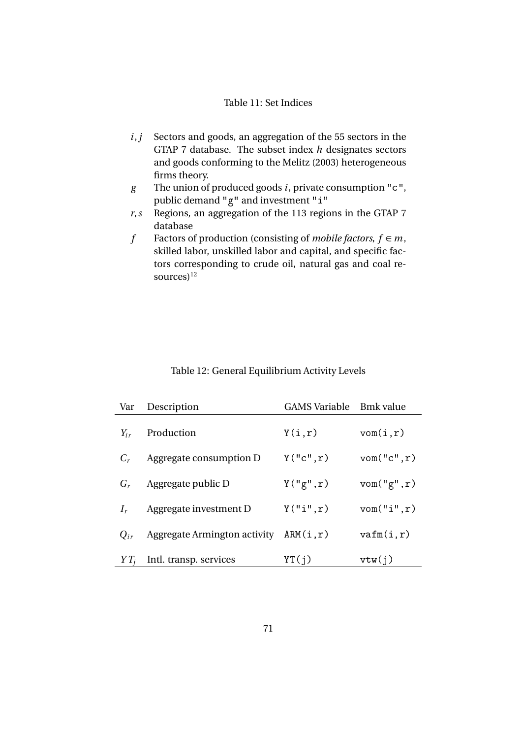Table 11: Set Indices

| | |
|---|---|
| $i, j$ | Sectors and goods, an aggregation of the 55 sectors in the GTAP 7 database. The subset index $h$ designates sectors and goods conforming to the Melitz (2003) heterogeneous firms theory. |
| $g$ | The union of produced goods $i$, private consumption "c", public demand "g" and investment "i" |
| $r, s$ | Regions, an aggregation of the 113 regions in the GTAP 7 database |
| $f$ | Factors of production (consisting of *mobile factors*, $f \in m$, skilled labor, unskilled labor and capital, and specific factors corresponding to crude oil, natural gas and coal resources)[12] |

Table 12: General Equilibrium Activity Levels

| Var | Description | GAMS Variable | Bmk value |
|---|---|---|---|
| $Y_{ir}$ | Production | `Y(i,r)` | `vom(i,r)` |
| $C_r$ | Aggregate consumption D | `Y("c",r)` | `vom("c",r)` |
| $G_r$ | Aggregate public D | `Y("g",r)` | `vom("g",r)` |
| $I_r$ | Aggregate investment D | `Y("i",r)` | `vom("i",r)` |
| $Q_{ir}$ | Aggregate Armington activity | `ARM(i,r)` | `vafm(i,r)` |
| $YT_j$ | Intl. transp. services | `YT(j)` | `vtw(j)` |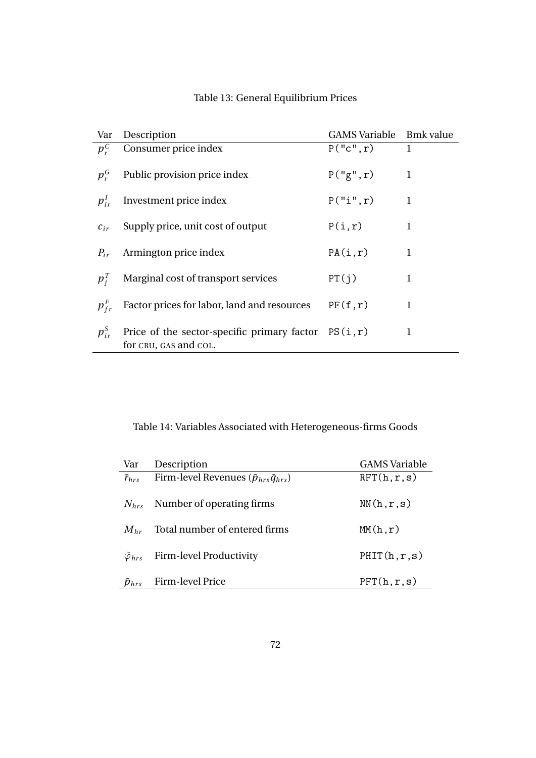Table 13: General Equilibrium Prices

| Var | Description | GAMS Variable | Bmk value |
|---|---|---|---|
| $p_r^C$ | Consumer price index | `P("c",r)` | 1 |
| $p_r^G$ | Public provision price index | `P("g",r)` | 1 |
| $p_{ir}^I$ | Investment price index | `P("i",r)` | 1 |
| $c_{ir}$ | Supply price, unit cost of output | `P(i,r)` | 1 |
| $P_{ir}$ | Armington price index | `PA(i,r)` | 1 |
| $p_j^T$ | Marginal cost of transport services | `PT(j)` | 1 |
| $p_{fr}^F$ | Factor prices for labor, land and resources | `PF(f,r)` | 1 |
| $p_{ir}^S$ | Price of the sector-specific primary factor for CRU, GAS and COL. | `PS(i,r)` | 1 |

Table 14: Variables Associated with Heterogeneous-firms Goods

| Var | Description | GAMS Variable |
|---|---|---|
| $\tilde{r}_{hrs}$ | Firm-level Revenues ($\tilde{p}_{hrs}\tilde{q}_{hrs}$) | `RFT(h,r,s)` |
| $N_{hrs}$ | Number of operating firms | `NN(h,r,s)` |
| $M_{hr}$ | Total number of entered firms | `MM(h,r)` |
| $\tilde{\varphi}_{hrs}$ | Firm-level Productivity | `PHIT(h,r,s)` |
| $\tilde{p}_{hrs}$ | Firm-level Price | `PFT(h,r,s)` |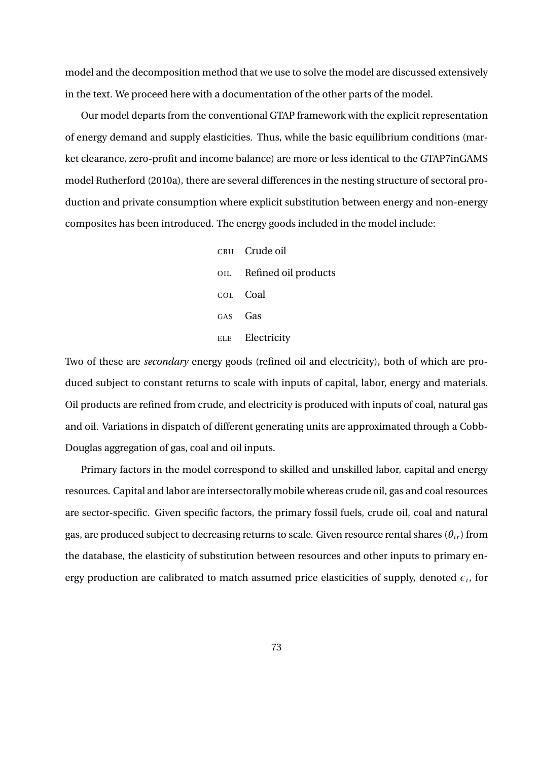model and the decomposition method that we use to solve the model are discussed extensively in the text. We proceed here with a documentation of the other parts of the model.

Our model departs from the conventional GTAP framework with the explicit representation of energy demand and supply elasticities. Thus, while the basic equilibrium conditions (market clearance, zero-profit and income balance) are more or less identical to the GTAP7inGAMS model Rutherford (2010a), there are several differences in the nesting structure of sectoral production and private consumption where explicit substitution between energy and non-energy composites has been introduced. The energy goods included in the model include:

- CRU Crude oil
- OIL Refined oil products
- COL Coal
- GAS Gas
- ELE Electricity

Two of these are *secondary* energy goods (refined oil and electricity), both of which are produced subject to constant returns to scale with inputs of capital, labor, energy and materials. Oil products are refined from crude, and electricity is produced with inputs of coal, natural gas and oil. Variations in dispatch of different generating units are approximated through a Cobb-Douglas aggregation of gas, coal and oil inputs.

Primary factors in the model correspond to skilled and unskilled labor, capital and energy resources. Capital and labor are intersectorally mobile whereas crude oil, gas and coal resources are sector-specific. Given specific factors, the primary fossil fuels, crude oil, coal and natural gas, are produced subject to decreasing returns to scale. Given resource rental shares ($\theta_{ir}$) from the database, the elasticity of substitution between resources and other inputs to primary energy production are calibrated to match assumed price elasticities of supply, denoted $\epsilon_i$, for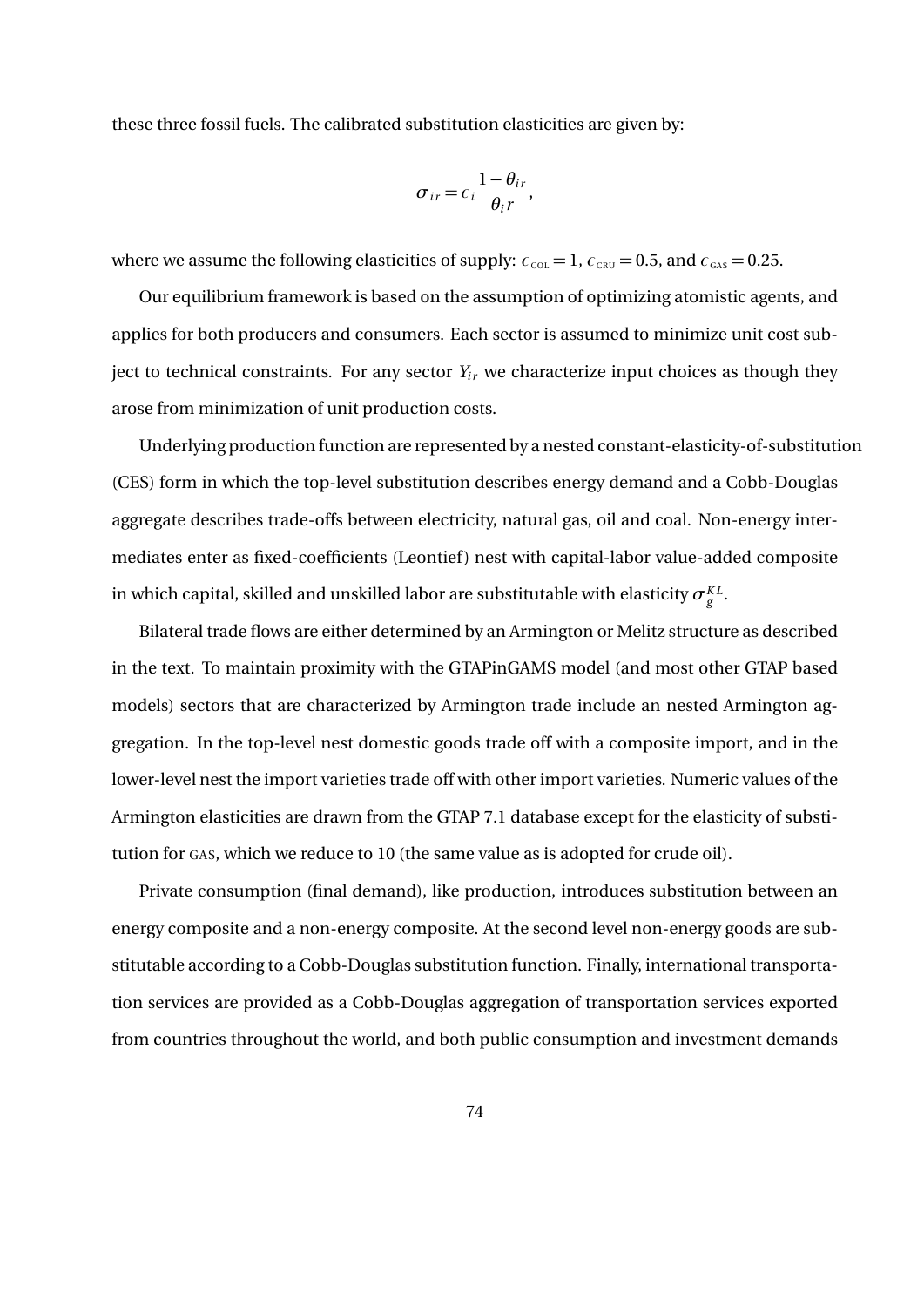these three fossil fuels. The calibrated substitution elasticities are given by:

$$\sigma_{ir} = \epsilon_i \frac{1-\theta_{ir}}{\theta_i r},$$

where we assume the following elasticities of supply: $\epsilon_{\text{COL}} = 1$, $\epsilon_{\text{CRU}} = 0.5$, and $\epsilon_{\text{GAS}} = 0.25$.

Our equilibrium framework is based on the assumption of optimizing atomistic agents, and applies for both producers and consumers. Each sector is assumed to minimize unit cost subject to technical constraints. For any sector $Y_{ir}$ we characterize input choices as though they arose from minimization of unit production costs.

Underlying production function are represented by a nested constant-elasticity-of-substitution (CES) form in which the top-level substitution describes energy demand and a Cobb-Douglas aggregate describes trade-offs between electricity, natural gas, oil and coal. Non-energy intermediates enter as fixed-coefficients (Leontief) nest with capital-labor value-added composite in which capital, skilled and unskilled labor are substitutable with elasticity $\sigma_g^{KL}$.

Bilateral trade flows are either determined by an Armington or Melitz structure as described in the text. To maintain proximity with the GTAPinGAMS model (and most other GTAP based models) sectors that are characterized by Armington trade include an nested Armington aggregation. In the top-level nest domestic goods trade off with a composite import, and in the lower-level nest the import varieties trade off with other import varieties. Numeric values of the Armington elasticities are drawn from the GTAP 7.1 database except for the elasticity of substitution for GAS, which we reduce to 10 (the same value as is adopted for crude oil).

Private consumption (final demand), like production, introduces substitution between an energy composite and a non-energy composite. At the second level non-energy goods are substitutable according to a Cobb-Douglas substitution function. Finally, international transportation services are provided as a Cobb-Douglas aggregation of transportation services exported from countries throughout the world, and both public consumption and investment demands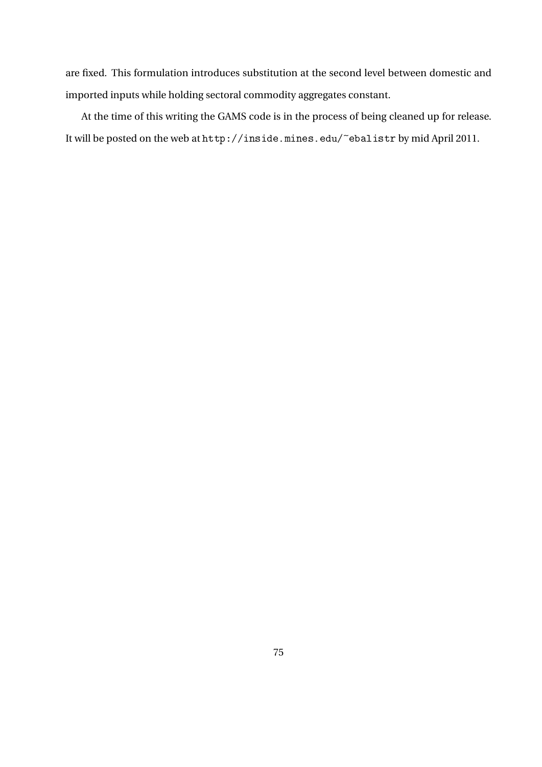are fixed. This formulation introduces substitution at the second level between domestic and imported inputs while holding sectoral commodity aggregates constant.

At the time of this writing the GAMS code is in the process of being cleaned up for release. It will be posted on the web at `http://inside.mines.edu/~ebalistr` by mid April 2011.